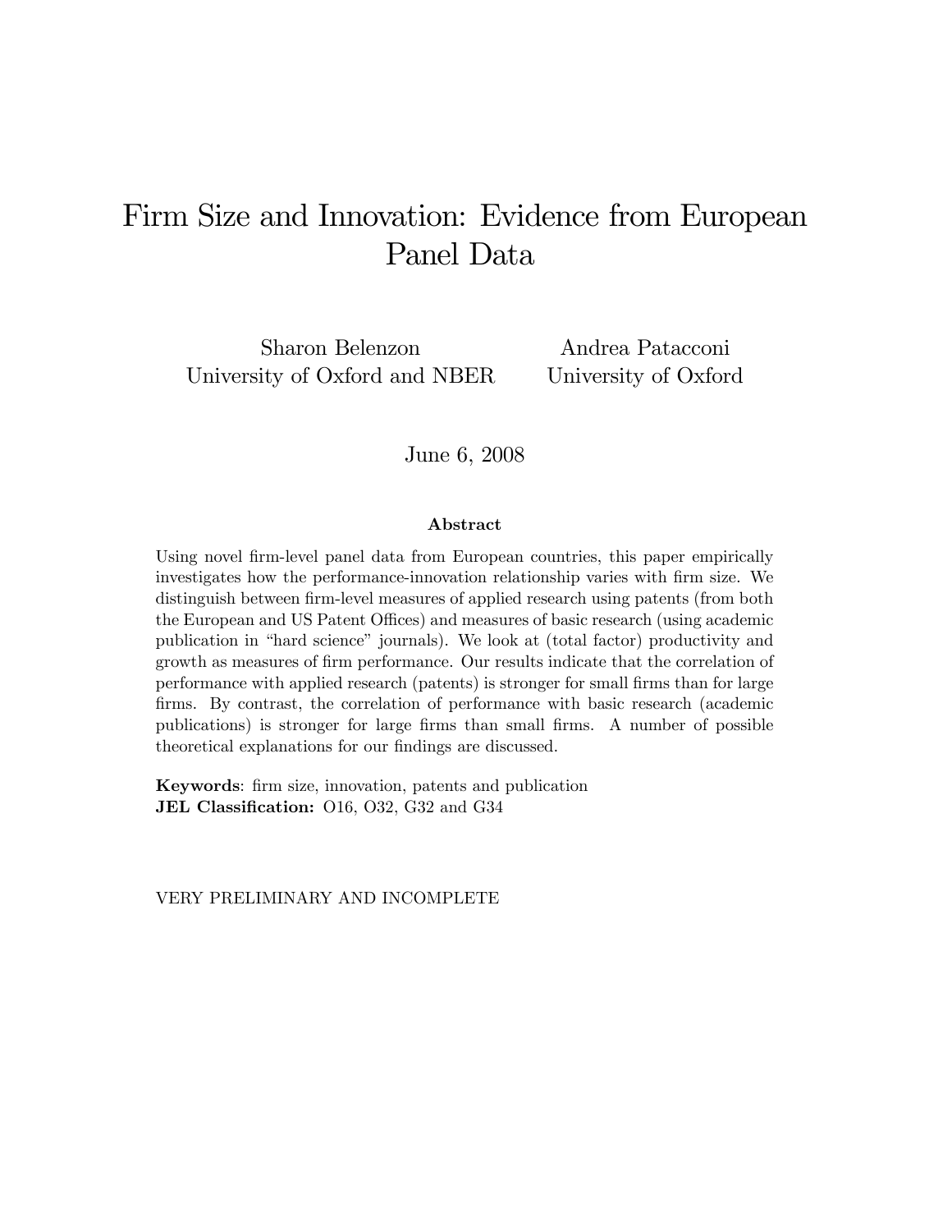# Firm Size and Innovation: Evidence from European Panel Data

Sharon Belenzon
University of Oxford and NBER

Andrea Patacconi
University of Oxford

June 6, 2008

### Abstract

Using novel firm-level panel data from European countries, this paper empirically investigates how the performance-innovation relationship varies with firm size. We distinguish between firm-level measures of applied research using patents (from both the European and US Patent Offices) and measures of basic research (using academic publication in "hard science" journals). We look at (total factor) productivity and growth as measures of firm performance. Our results indicate that the correlation of performance with applied research (patents) is stronger for small firms than for large firms. By contrast, the correlation of performance with basic research (academic publications) is stronger for large firms than small firms. A number of possible theoretical explanations for our findings are discussed.

**Keywords**: firm size, innovation, patents and publication
**JEL Classification:** O16, O32, G32 and G34

VERY PRELIMINARY AND INCOMPLETE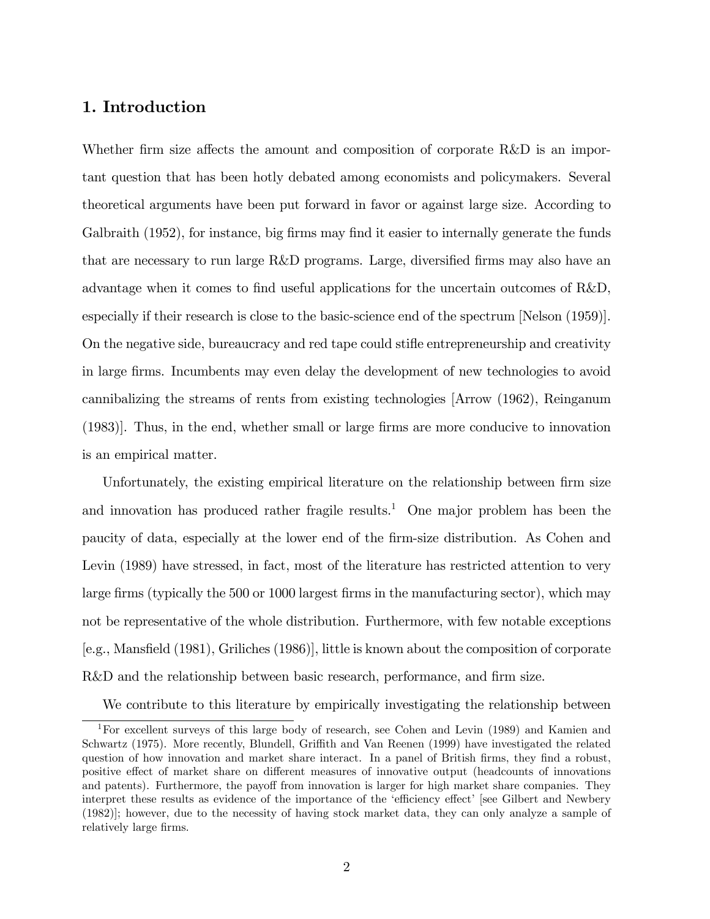## 1. Introduction

Whether firm size affects the amount and composition of corporate R&D is an important question that has been hotly debated among economists and policymakers. Several theoretical arguments have been put forward in favor or against large size. According to Galbraith (1952), for instance, big firms may find it easier to internally generate the funds that are necessary to run large R&D programs. Large, diversified firms may also have an advantage when it comes to find useful applications for the uncertain outcomes of R&D, especially if their research is close to the basic-science end of the spectrum [Nelson (1959)]. On the negative side, bureaucracy and red tape could stifle entrepreneurship and creativity in large firms. Incumbents may even delay the development of new technologies to avoid cannibalizing the streams of rents from existing technologies [Arrow (1962), Reinganum (1983)]. Thus, in the end, whether small or large firms are more conducive to innovation is an empirical matter.

Unfortunately, the existing empirical literature on the relationship between firm size and innovation has produced rather fragile results.[1] One major problem has been the paucity of data, especially at the lower end of the firm-size distribution. As Cohen and Levin (1989) have stressed, in fact, most of the literature has restricted attention to very large firms (typically the 500 or 1000 largest firms in the manufacturing sector), which may not be representative of the whole distribution. Furthermore, with few notable exceptions [e.g., Mansfield (1981), Griliches (1986)], little is known about the composition of corporate R&D and the relationship between basic research, performance, and firm size.

We contribute to this literature by empirically investigating the relationship between

[1] For excellent surveys of this large body of research, see Cohen and Levin (1989) and Kamien and Schwartz (1975). More recently, Blundell, Griffith and Van Reenen (1999) have investigated the related question of how innovation and market share interact. In a panel of British firms, they find a robust, positive effect of market share on different measures of innovative output (headcounts of innovations and patents). Furthermore, the payoff from innovation is larger for high market share companies. They interpret these results as evidence of the importance of the 'efficiency effect' [see Gilbert and Newbery (1982)]; however, due to the necessity of having stock market data, they can only analyze a sample of relatively large firms.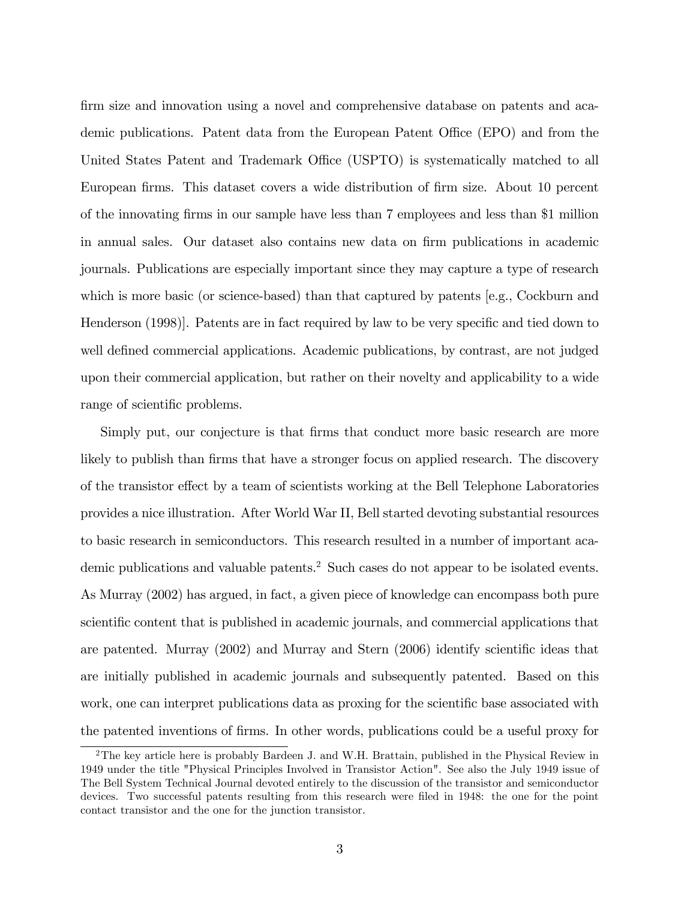firm size and innovation using a novel and comprehensive database on patents and academic publications. Patent data from the European Patent Office (EPO) and from the United States Patent and Trademark Office (USPTO) is systematically matched to all European firms. This dataset covers a wide distribution of firm size. About 10 percent of the innovating firms in our sample have less than 7 employees and less than $1 million in annual sales. Our dataset also contains new data on firm publications in academic journals. Publications are especially important since they may capture a type of research which is more basic (or science-based) than that captured by patents [e.g., Cockburn and Henderson (1998)]. Patents are in fact required by law to be very specific and tied down to well defined commercial applications. Academic publications, by contrast, are not judged upon their commercial application, but rather on their novelty and applicability to a wide range of scientific problems.

Simply put, our conjecture is that firms that conduct more basic research are more likely to publish than firms that have a stronger focus on applied research. The discovery of the transistor effect by a team of scientists working at the Bell Telephone Laboratories provides a nice illustration. After World War II, Bell started devoting substantial resources to basic research in semiconductors. This research resulted in a number of important academic publications and valuable patents.[2] Such cases do not appear to be isolated events. As Murray (2002) has argued, in fact, a given piece of knowledge can encompass both pure scientific content that is published in academic journals, and commercial applications that are patented. Murray (2002) and Murray and Stern (2006) identify scientific ideas that are initially published in academic journals and subsequently patented. Based on this work, one can interpret publications data as proxying for the scientific base associated with the patented inventions of firms. In other words, publications could be a useful proxy for

[2] The key article here is probably Bardeen J. and W.H. Brattain, published in the Physical Review in 1949 under the title "Physical Principles Involved in Transistor Action". See also the July 1949 issue of The Bell System Technical Journal devoted entirely to the discussion of the transistor and semiconductor devices. Two successful patents resulting from this research were filed in 1948: the one for the point contact transistor and the one for the junction transistor.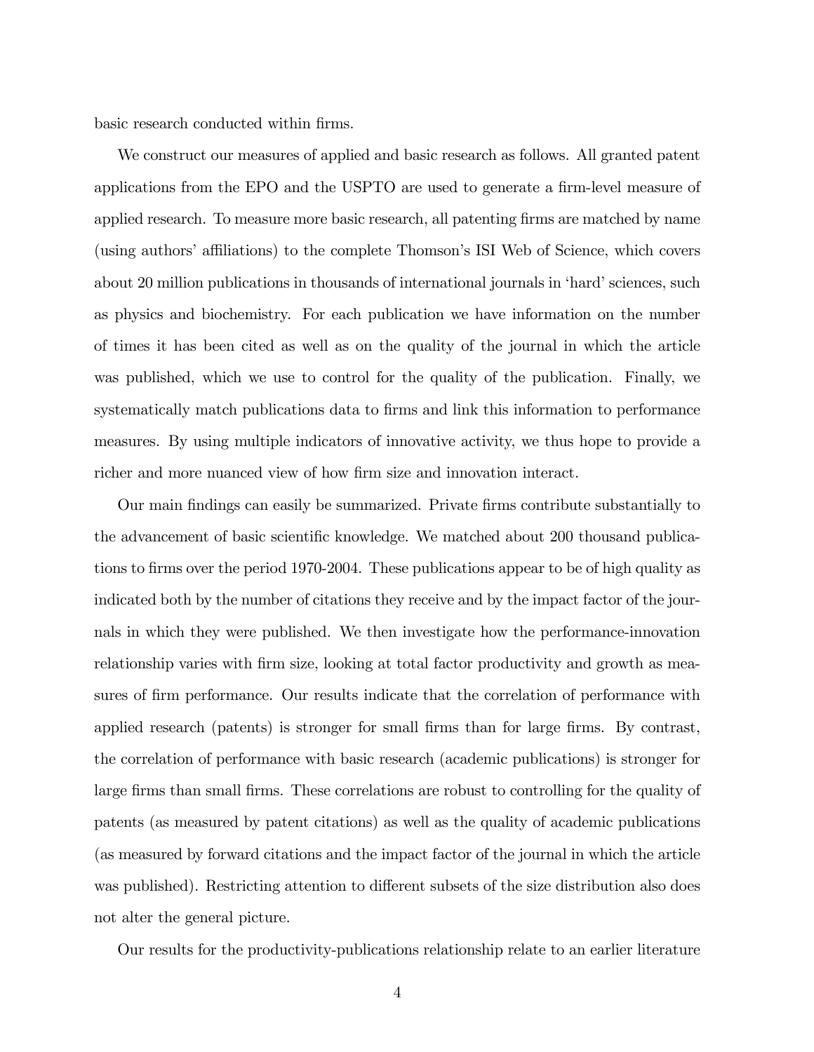basic research conducted within firms.

We construct our measures of applied and basic research as follows. All granted patent applications from the EPO and the USPTO are used to generate a firm-level measure of applied research. To measure more basic research, all patenting firms are matched by name (using authors' affiliations) to the complete Thomson's ISI Web of Science, which covers about 20 million publications in thousands of international journals in 'hard' sciences, such as physics and biochemistry. For each publication we have information on the number of times it has been cited as well as on the quality of the journal in which the article was published, which we use to control for the quality of the publication. Finally, we systematically match publications data to firms and link this information to performance measures. By using multiple indicators of innovative activity, we thus hope to provide a richer and more nuanced view of how firm size and innovation interact.

Our main findings can easily be summarized. Private firms contribute substantially to the advancement of basic scientific knowledge. We matched about 200 thousand publications to firms over the period 1970-2004. These publications appear to be of high quality as indicated both by the number of citations they receive and by the impact factor of the journals in which they were published. We then investigate how the performance-innovation relationship varies with firm size, looking at total factor productivity and growth as measures of firm performance. Our results indicate that the correlation of performance with applied research (patents) is stronger for small firms than for large firms. By contrast, the correlation of performance with basic research (academic publications) is stronger for large firms than small firms. These correlations are robust to controlling for the quality of patents (as measured by patent citations) as well as the quality of academic publications (as measured by forward citations and the impact factor of the journal in which the article was published). Restricting attention to different subsets of the size distribution also does not alter the general picture.

Our results for the productivity-publications relationship relate to an earlier literature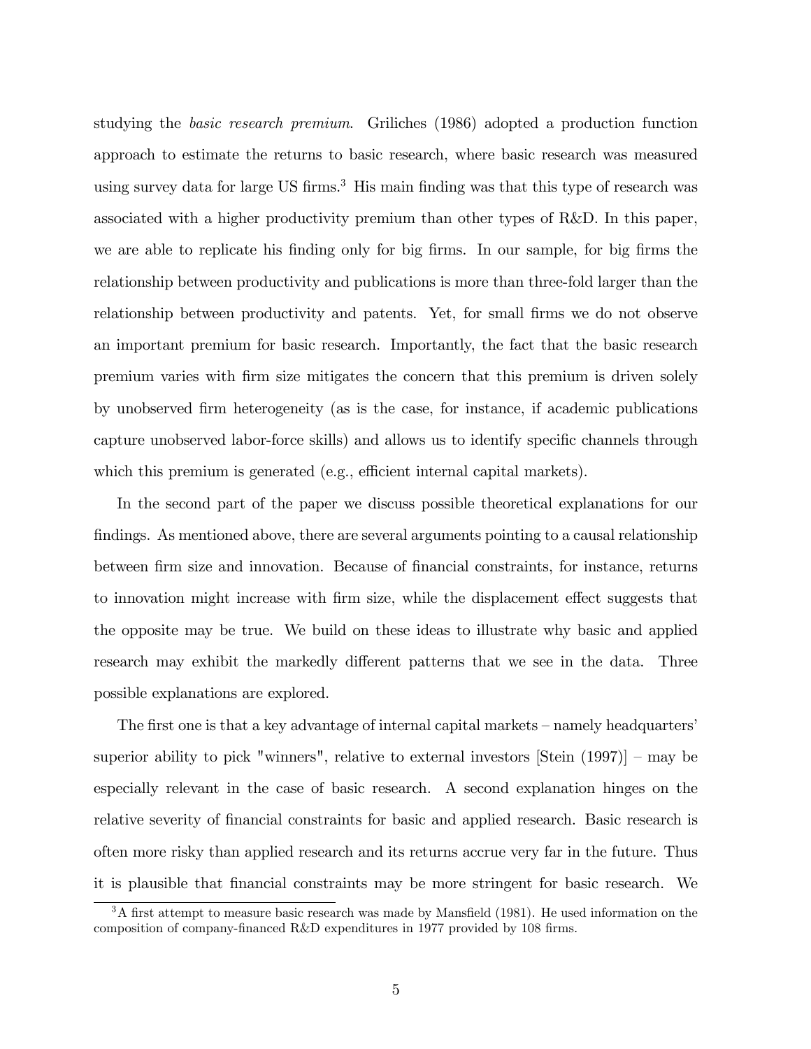studying the *basic research premium*. Griliches (1986) adopted a production function approach to estimate the returns to basic research, where basic research was measured using survey data for large US firms.[3] His main finding was that this type of research was associated with a higher productivity premium than other types of R&D. In this paper, we are able to replicate his finding only for big firms. In our sample, for big firms the relationship between productivity and publications is more than three-fold larger than the relationship between productivity and patents. Yet, for small firms we do not observe an important premium for basic research. Importantly, the fact that the basic research premium varies with firm size mitigates the concern that this premium is driven solely by unobserved firm heterogeneity (as is the case, for instance, if academic publications capture unobserved labor-force skills) and allows us to identify specific channels through which this premium is generated (e.g., efficient internal capital markets).

In the second part of the paper we discuss possible theoretical explanations for our findings. As mentioned above, there are several arguments pointing to a causal relationship between firm size and innovation. Because of financial constraints, for instance, returns to innovation might increase with firm size, while the displacement effect suggests that the opposite may be true. We build on these ideas to illustrate why basic and applied research may exhibit the markedly different patterns that we see in the data. Three possible explanations are explored.

The first one is that a key advantage of internal capital markets – namely headquarters' superior ability to pick "winners", relative to external investors [Stein (1997)] – may be especially relevant in the case of basic research. A second explanation hinges on the relative severity of financial constraints for basic and applied research. Basic research is often more risky than applied research and its returns accrue very far in the future. Thus it is plausible that financial constraints may be more stringent for basic research. We

[3] A first attempt to measure basic research was made by Mansfield (1981). He used information on the composition of company-financed R&D expenditures in 1977 provided by 108 firms.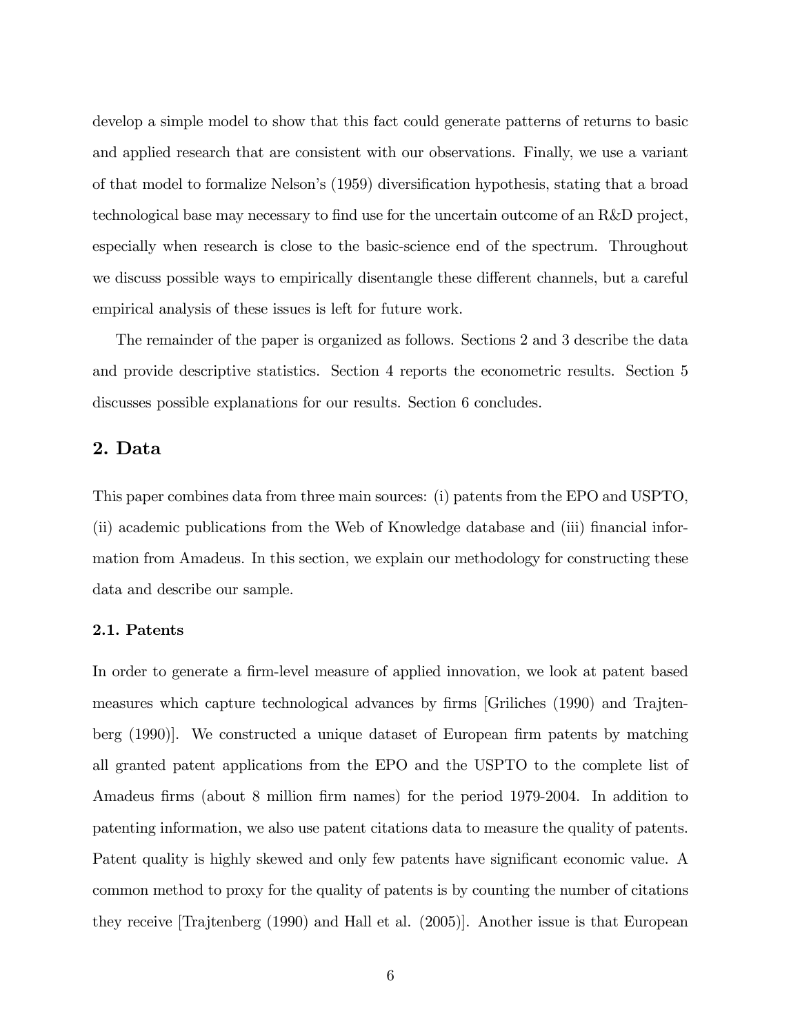develop a simple model to show that this fact could generate patterns of returns to basic and applied research that are consistent with our observations. Finally, we use a variant of that model to formalize Nelson's (1959) diversification hypothesis, stating that a broad technological base may necessary to find use for the uncertain outcome of an R&D project, especially when research is close to the basic-science end of the spectrum. Throughout we discuss possible ways to empirically disentangle these different channels, but a careful empirical analysis of these issues is left for future work.

The remainder of the paper is organized as follows. Sections 2 and 3 describe the data and provide descriptive statistics. Section 4 reports the econometric results. Section 5 discusses possible explanations for our results. Section 6 concludes.

## 2. Data

This paper combines data from three main sources: (i) patents from the EPO and USPTO, (ii) academic publications from the Web of Knowledge database and (iii) financial information from Amadeus. In this section, we explain our methodology for constructing these data and describe our sample.

### 2.1. Patents

In order to generate a firm-level measure of applied innovation, we look at patent based measures which capture technological advances by firms [Griliches (1990) and Trajtenberg (1990)]. We constructed a unique dataset of European firm patents by matching all granted patent applications from the EPO and the USPTO to the complete list of Amadeus firms (about 8 million firm names) for the period 1979-2004. In addition to patenting information, we also use patent citations data to measure the quality of patents. Patent quality is highly skewed and only few patents have significant economic value. A common method to proxy for the quality of patents is by counting the number of citations they receive [Trajtenberg (1990) and Hall et al. (2005)]. Another issue is that European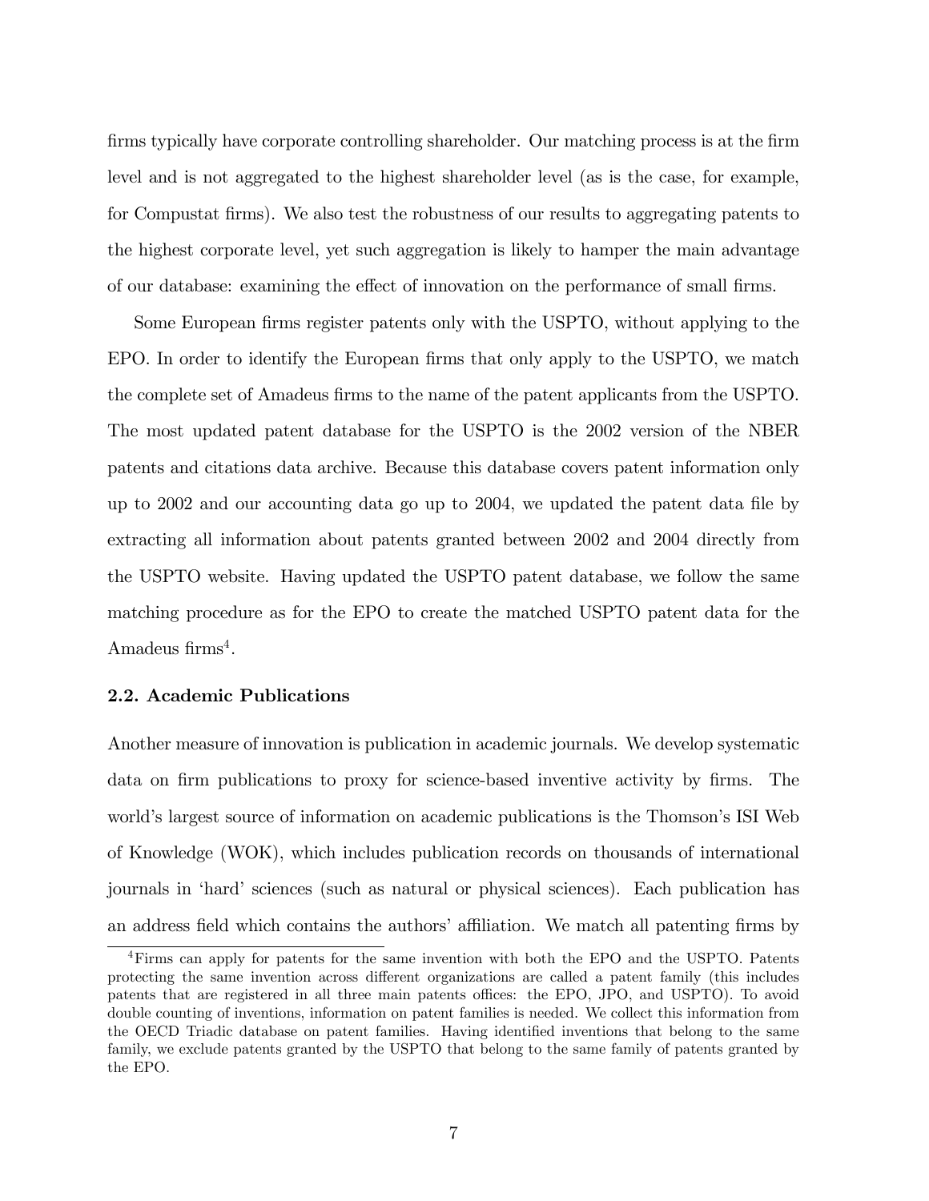firms typically have corporate controlling shareholder. Our matching process is at the firm level and is not aggregated to the highest shareholder level (as is the case, for example, for Compustat firms). We also test the robustness of our results to aggregating patents to the highest corporate level, yet such aggregation is likely to hamper the main advantage of our database: examining the effect of innovation on the performance of small firms.

Some European firms register patents only with the USPTO, without applying to the EPO. In order to identify the European firms that only apply to the USPTO, we match the complete set of Amadeus firms to the name of the patent applicants from the USPTO. The most updated patent database for the USPTO is the 2002 version of the NBER patents and citations data archive. Because this database covers patent information only up to 2002 and our accounting data go up to 2004, we updated the patent data file by extracting all information about patents granted between 2002 and 2004 directly from the USPTO website. Having updated the USPTO patent database, we follow the same matching procedure as for the EPO to create the matched USPTO patent data for the Amadeus firms[4].

### 2.2. Academic Publications

Another measure of innovation is publication in academic journals. We develop systematic data on firm publications to proxy for science-based inventive activity by firms. The world's largest source of information on academic publications is the Thomson's ISI Web of Knowledge (WOK), which includes publication records on thousands of international journals in 'hard' sciences (such as natural or physical sciences). Each publication has an address field which contains the authors' affiliation. We match all patenting firms by

[4] Firms can apply for patents for the same invention with both the EPO and the USPTO. Patents protecting the same invention across different organizations are called a patent family (this includes patents that are registered in all three main patents offices: the EPO, JPO, and USPTO). To avoid double counting of inventions, information on patent families is needed. We collect this information from the OECD Triadic database on patent families. Having identified inventions that belong to the same family, we exclude patents granted by the USPTO that belong to the same family of patents granted by the EPO.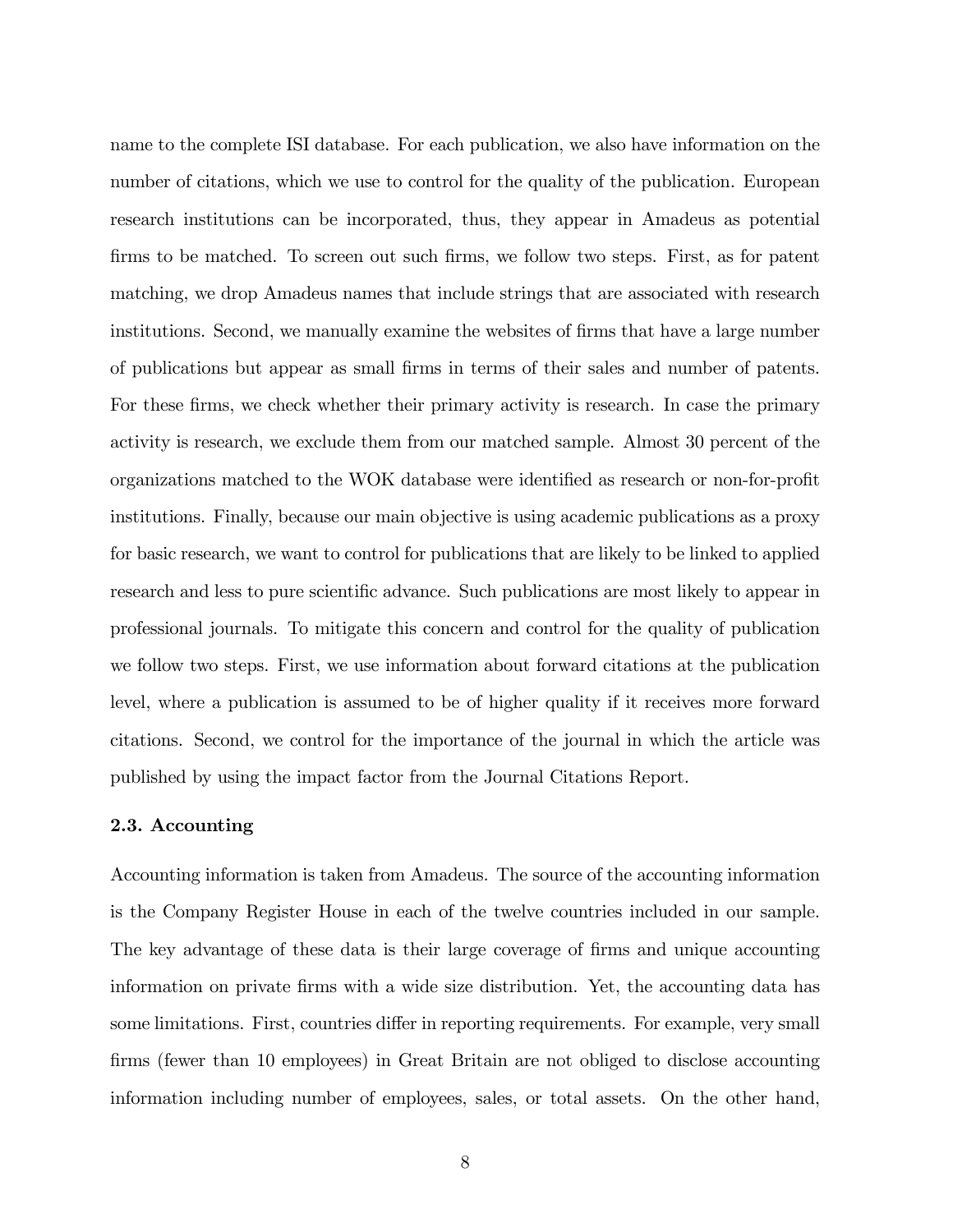name to the complete ISI database. For each publication, we also have information on the number of citations, which we use to control for the quality of the publication. European research institutions can be incorporated, thus, they appear in Amadeus as potential firms to be matched. To screen out such firms, we follow two steps. First, as for patent matching, we drop Amadeus names that include strings that are associated with research institutions. Second, we manually examine the websites of firms that have a large number of publications but appear as small firms in terms of their sales and number of patents. For these firms, we check whether their primary activity is research. In case the primary activity is research, we exclude them from our matched sample. Almost 30 percent of the organizations matched to the WOK database were identified as research or non-for-profit institutions. Finally, because our main objective is using academic publications as a proxy for basic research, we want to control for publications that are likely to be linked to applied research and less to pure scientific advance. Such publications are most likely to appear in professional journals. To mitigate this concern and control for the quality of publication we follow two steps. First, we use information about forward citations at the publication level, where a publication is assumed to be of higher quality if it receives more forward citations. Second, we control for the importance of the journal in which the article was published by using the impact factor from the Journal Citations Report.

### 2.3. Accounting

Accounting information is taken from Amadeus. The source of the accounting information is the Company Register House in each of the twelve countries included in our sample. The key advantage of these data is their large coverage of firms and unique accounting information on private firms with a wide size distribution. Yet, the accounting data has some limitations. First, countries differ in reporting requirements. For example, very small firms (fewer than 10 employees) in Great Britain are not obliged to disclose accounting information including number of employees, sales, or total assets. On the other hand,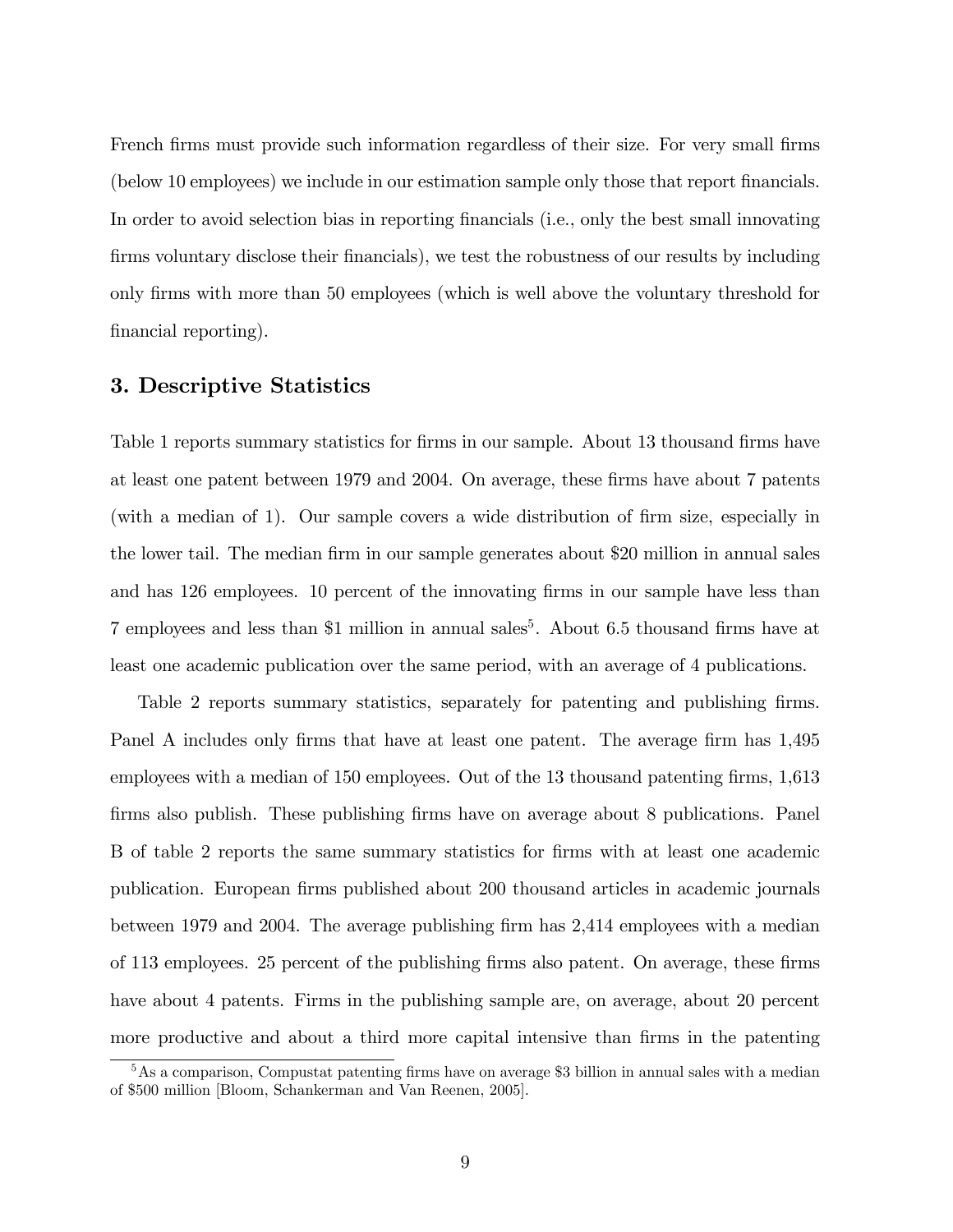French firms must provide such information regardless of their size. For very small firms (below 10 employees) we include in our estimation sample only those that report financials. In order to avoid selection bias in reporting financials (i.e., only the best small innovating firms voluntary disclose their financials), we test the robustness of our results by including only firms with more than 50 employees (which is well above the voluntary threshold for financial reporting).

## 3. Descriptive Statistics

Table 1 reports summary statistics for firms in our sample. About 13 thousand firms have at least one patent between 1979 and 2004. On average, these firms have about 7 patents (with a median of 1). Our sample covers a wide distribution of firm size, especially in the lower tail. The median firm in our sample generates about $20 million in annual sales and has 126 employees. 10 percent of the innovating firms in our sample have less than 7 employees and less than $1 million in annual sales[5]. About 6.5 thousand firms have at least one academic publication over the same period, with an average of 4 publications.

Table 2 reports summary statistics, separately for patenting and publishing firms. Panel A includes only firms that have at least one patent. The average firm has 1,495 employees with a median of 150 employees. Out of the 13 thousand patenting firms, 1,613 firms also publish. These publishing firms have on average about 8 publications. Panel B of table 2 reports the same summary statistics for firms with at least one academic publication. European firms published about 200 thousand articles in academic journals between 1979 and 2004. The average publishing firm has 2,414 employees with a median of 113 employees. 25 percent of the publishing firms also patent. On average, these firms have about 4 patents. Firms in the publishing sample are, on average, about 20 percent more productive and about a third more capital intensive than firms in the patenting

[5] As a comparison, Compustat patenting firms have on average $3 billion in annual sales with a median of $500 million [Bloom, Schankerman and Van Reenen, 2005].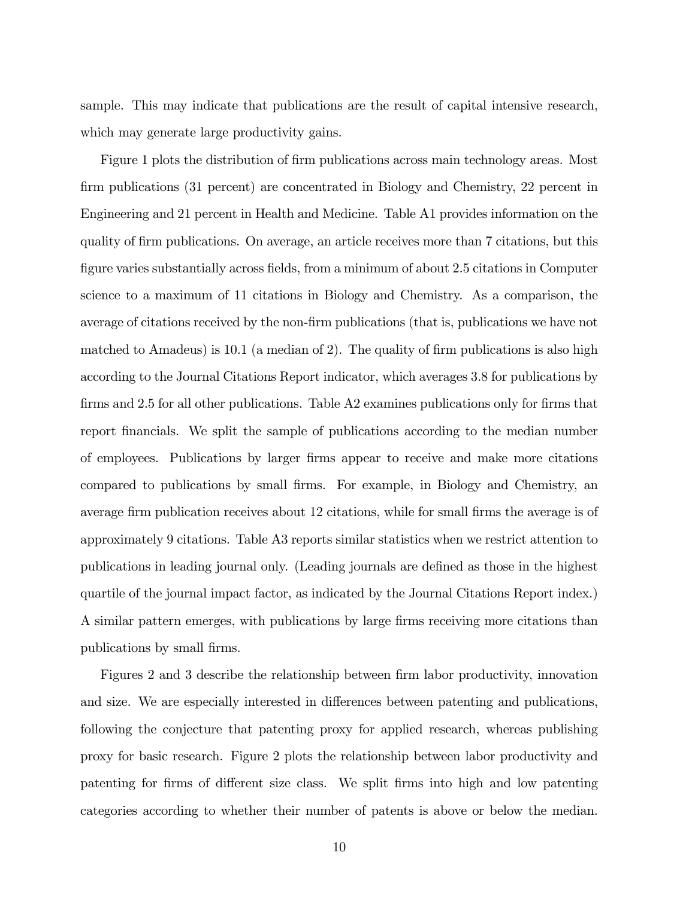sample. This may indicate that publications are the result of capital intensive research, which may generate large productivity gains.

Figure 1 plots the distribution of firm publications across main technology areas. Most firm publications (31 percent) are concentrated in Biology and Chemistry, 22 percent in Engineering and 21 percent in Health and Medicine. Table A1 provides information on the quality of firm publications. On average, an article receives more than 7 citations, but this figure varies substantially across fields, from a minimum of about 2.5 citations in Computer science to a maximum of 11 citations in Biology and Chemistry. As a comparison, the average of citations received by the non-firm publications (that is, publications we have not matched to Amadeus) is 10.1 (a median of 2). The quality of firm publications is also high according to the Journal Citations Report indicator, which averages 3.8 for publications by firms and 2.5 for all other publications. Table A2 examines publications only for firms that report financials. We split the sample of publications according to the median number of employees. Publications by larger firms appear to receive and make more citations compared to publications by small firms. For example, in Biology and Chemistry, an average firm publication receives about 12 citations, while for small firms the average is of approximately 9 citations. Table A3 reports similar statistics when we restrict attention to publications in leading journal only. (Leading journals are defined as those in the highest quartile of the journal impact factor, as indicated by the Journal Citations Report index.) A similar pattern emerges, with publications by large firms receiving more citations than publications by small firms.

Figures 2 and 3 describe the relationship between firm labor productivity, innovation and size. We are especially interested in differences between patenting and publications, following the conjecture that patenting proxy for applied research, whereas publishing proxy for basic research. Figure 2 plots the relationship between labor productivity and patenting for firms of different size class. We split firms into high and low patenting categories according to whether their number of patents is above or below the median.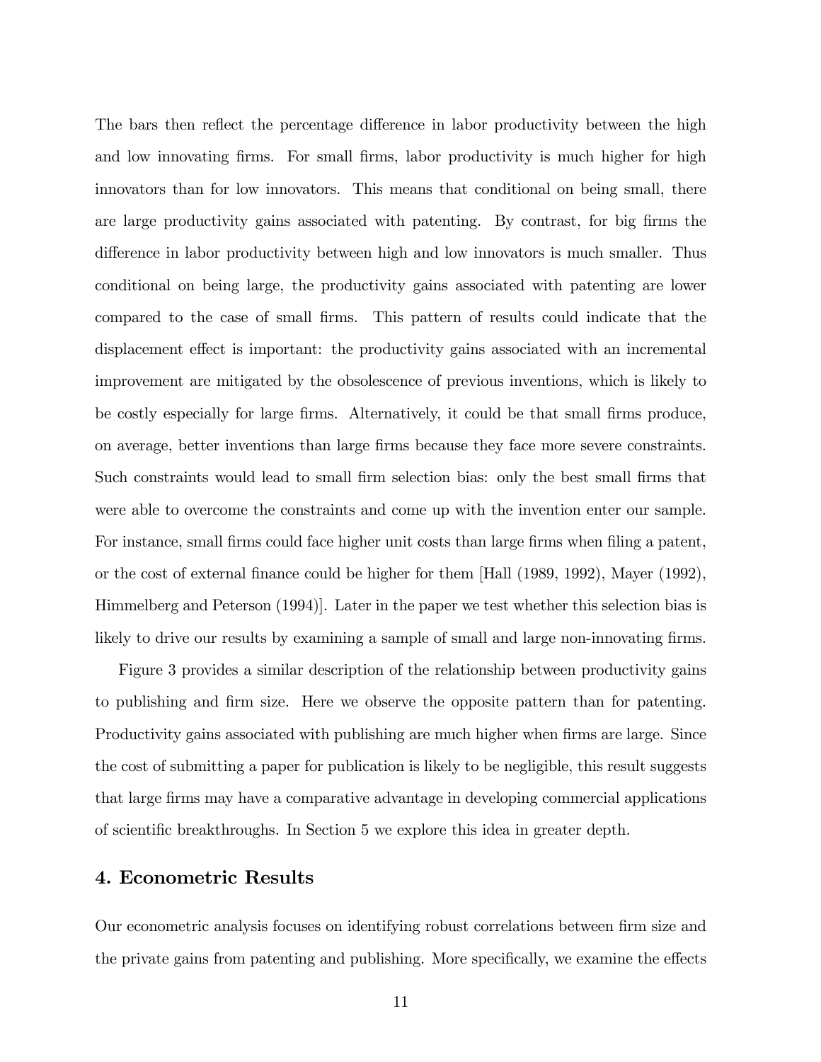The bars then reflect the percentage difference in labor productivity between the high and low innovating firms. For small firms, labor productivity is much higher for high innovators than for low innovators. This means that conditional on being small, there are large productivity gains associated with patenting. By contrast, for big firms the difference in labor productivity between high and low innovators is much smaller. Thus conditional on being large, the productivity gains associated with patenting are lower compared to the case of small firms. This pattern of results could indicate that the displacement effect is important: the productivity gains associated with an incremental improvement are mitigated by the obsolescence of previous inventions, which is likely to be costly especially for large firms. Alternatively, it could be that small firms produce, on average, better inventions than large firms because they face more severe constraints. Such constraints would lead to small firm selection bias: only the best small firms that were able to overcome the constraints and come up with the invention enter our sample. For instance, small firms could face higher unit costs than large firms when filing a patent, or the cost of external finance could be higher for them [Hall (1989, 1992), Mayer (1992), Himmelberg and Peterson (1994)]. Later in the paper we test whether this selection bias is likely to drive our results by examining a sample of small and large non-innovating firms.

Figure 3 provides a similar description of the relationship between productivity gains to publishing and firm size. Here we observe the opposite pattern than for patenting. Productivity gains associated with publishing are much higher when firms are large. Since the cost of submitting a paper for publication is likely to be negligible, this result suggests that large firms may have a comparative advantage in developing commercial applications of scientific breakthroughs. In Section 5 we explore this idea in greater depth.

## 4. Econometric Results

Our econometric analysis focuses on identifying robust correlations between firm size and the private gains from patenting and publishing. More specifically, we examine the effects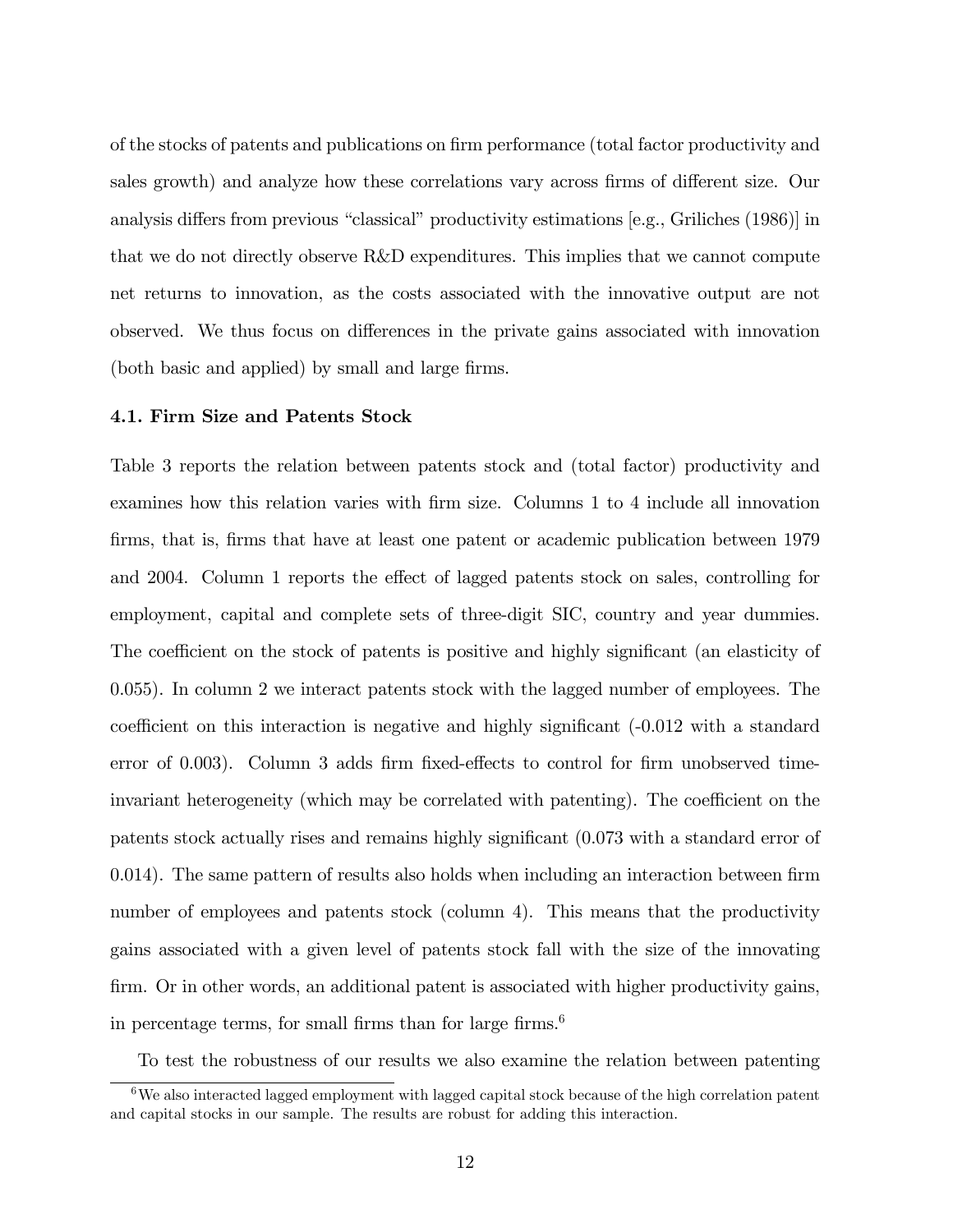of the stocks of patents and publications on firm performance (total factor productivity and sales growth) and analyze how these correlations vary across firms of different size. Our analysis differs from previous "classical" productivity estimations [e.g., Griliches (1986)] in that we do not directly observe R&D expenditures. This implies that we cannot compute net returns to innovation, as the costs associated with the innovative output are not observed. We thus focus on differences in the private gains associated with innovation (both basic and applied) by small and large firms.

### 4.1. Firm Size and Patents Stock

Table 3 reports the relation between patents stock and (total factor) productivity and examines how this relation varies with firm size. Columns 1 to 4 include all innovation firms, that is, firms that have at least one patent or academic publication between 1979 and 2004. Column 1 reports the effect of lagged patents stock on sales, controlling for employment, capital and complete sets of three-digit SIC, country and year dummies. The coefficient on the stock of patents is positive and highly significant (an elasticity of 0.055). In column 2 we interact patents stock with the lagged number of employees. The coefficient on this interaction is negative and highly significant (-0.012 with a standard error of 0.003). Column 3 adds firm fixed-effects to control for firm unobserved time-invariant heterogeneity (which may be correlated with patenting). The coefficient on the patents stock actually rises and remains highly significant (0.073 with a standard error of 0.014). The same pattern of results also holds when including an interaction between firm number of employees and patents stock (column 4). This means that the productivity gains associated with a given level of patents stock fall with the size of the innovating firm. Or in other words, an additional patent is associated with higher productivity gains, in percentage terms, for small firms than for large firms.[6]

To test the robustness of our results we also examine the relation between patenting

[6] We also interacted lagged employment with lagged capital stock because of the high correlation patent and capital stocks in our sample. The results are robust for adding this interaction.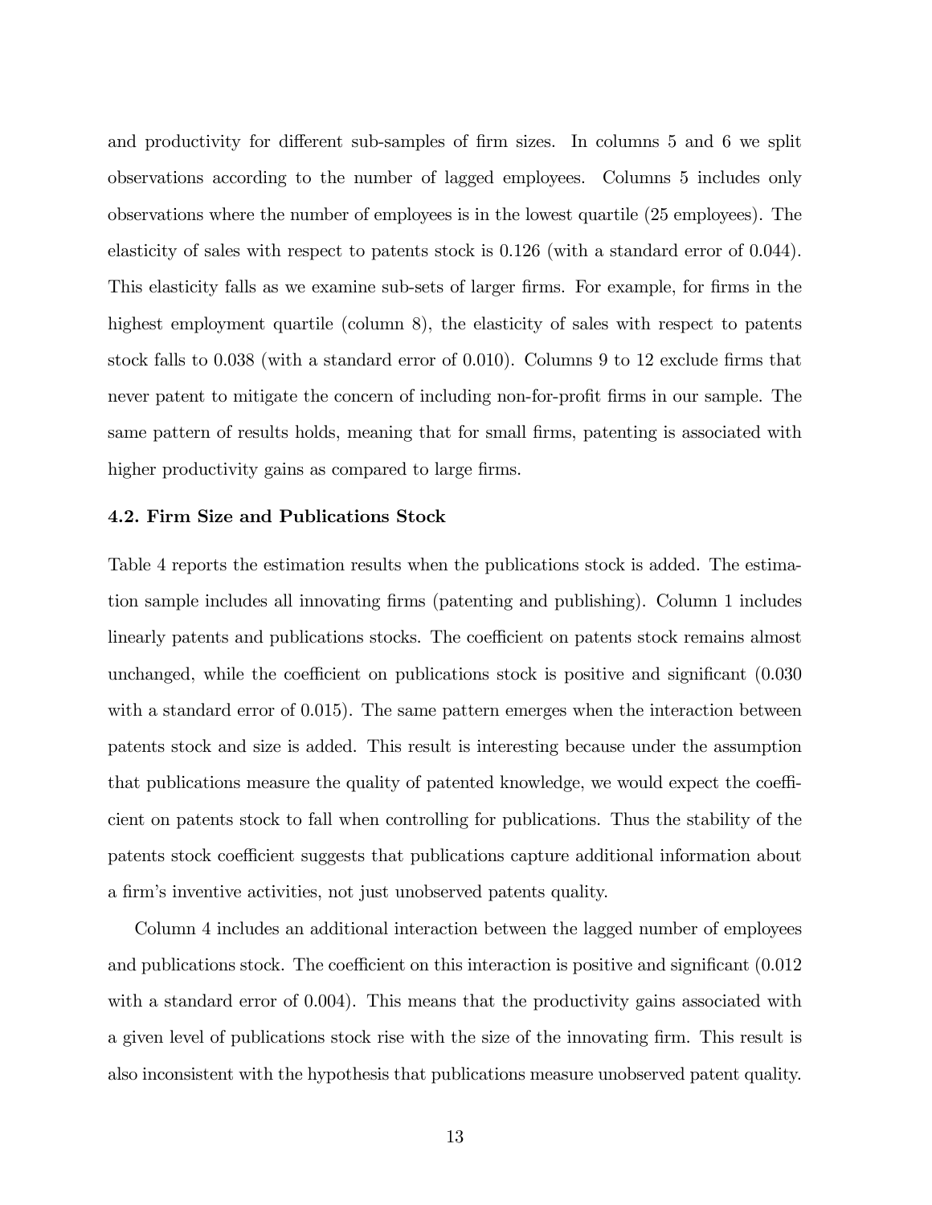and productivity for different sub-samples of firm sizes. In columns 5 and 6 we split observations according to the number of lagged employees. Columns 5 includes only observations where the number of employees is in the lowest quartile (25 employees). The elasticity of sales with respect to patents stock is 0.126 (with a standard error of 0.044). This elasticity falls as we examine sub-sets of larger firms. For example, for firms in the highest employment quartile (column 8), the elasticity of sales with respect to patents stock falls to 0.038 (with a standard error of 0.010). Columns 9 to 12 exclude firms that never patent to mitigate the concern of including non-for-profit firms in our sample. The same pattern of results holds, meaning that for small firms, patenting is associated with higher productivity gains as compared to large firms.

### 4.2. Firm Size and Publications Stock

Table 4 reports the estimation results when the publications stock is added. The estimation sample includes all innovating firms (patenting and publishing). Column 1 includes linearly patents and publications stocks. The coefficient on patents stock remains almost unchanged, while the coefficient on publications stock is positive and significant (0.030 with a standard error of 0.015). The same pattern emerges when the interaction between patents stock and size is added. This result is interesting because under the assumption that publications measure the quality of patented knowledge, we would expect the coefficient on patents stock to fall when controlling for publications. Thus the stability of the patents stock coefficient suggests that publications capture additional information about a firm's inventive activities, not just unobserved patents quality.

Column 4 includes an additional interaction between the lagged number of employees and publications stock. The coefficient on this interaction is positive and significant (0.012 with a standard error of 0.004). This means that the productivity gains associated with a given level of publications stock rise with the size of the innovating firm. This result is also inconsistent with the hypothesis that publications measure unobserved patent quality.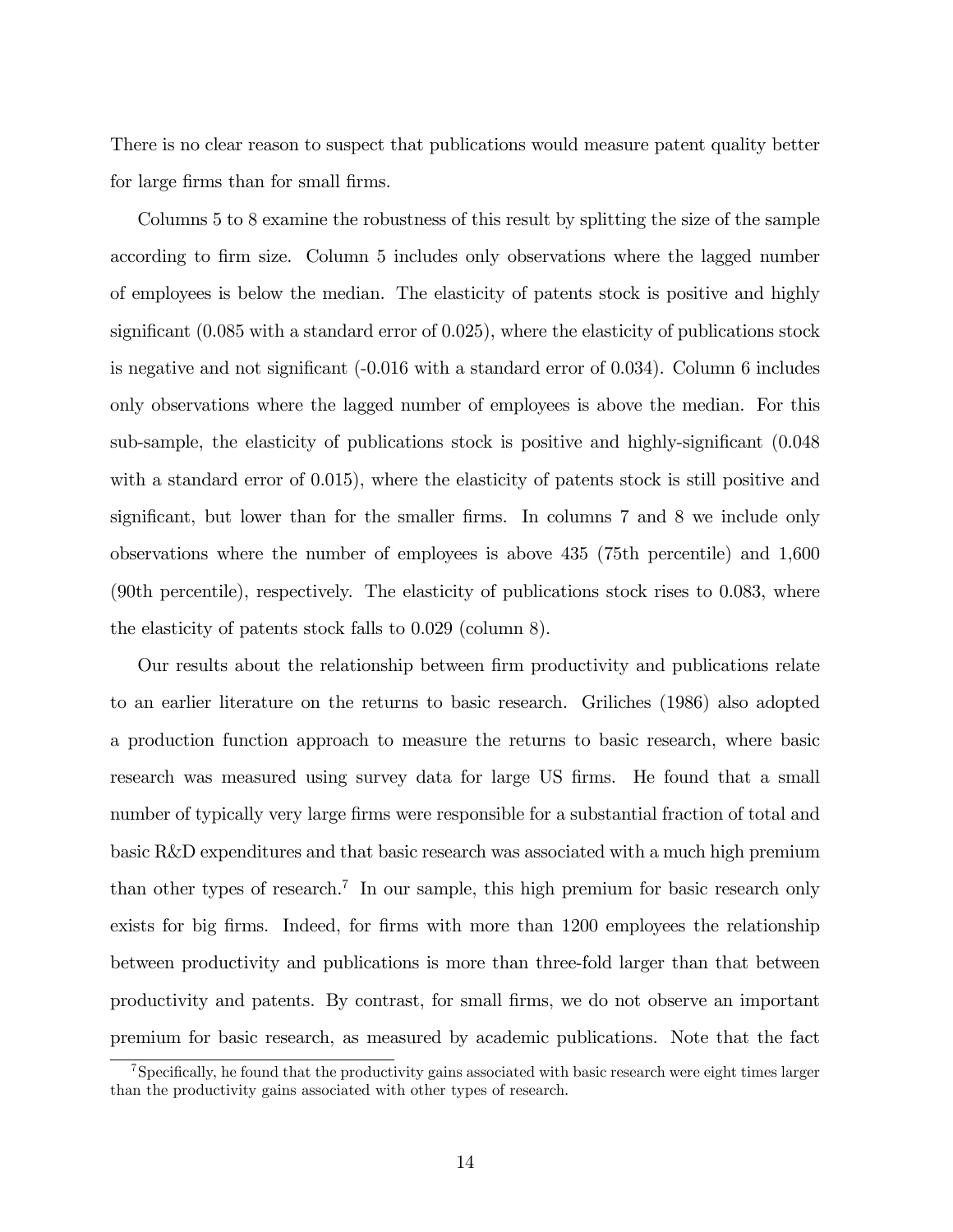There is no clear reason to suspect that publications would measure patent quality better for large firms than for small firms.

Columns 5 to 8 examine the robustness of this result by splitting the size of the sample according to firm size. Column 5 includes only observations where the lagged number of employees is below the median. The elasticity of patents stock is positive and highly significant (0.085 with a standard error of 0.025), where the elasticity of publications stock is negative and not significant (-0.016 with a standard error of 0.034). Column 6 includes only observations where the lagged number of employees is above the median. For this sub-sample, the elasticity of publications stock is positive and highly-significant (0.048 with a standard error of 0.015), where the elasticity of patents stock is still positive and significant, but lower than for the smaller firms. In columns 7 and 8 we include only observations where the number of employees is above 435 (75th percentile) and 1,600 (90th percentile), respectively. The elasticity of publications stock rises to 0.083, where the elasticity of patents stock falls to 0.029 (column 8).

Our results about the relationship between firm productivity and publications relate to an earlier literature on the returns to basic research. Griliches (1986) also adopted a production function approach to measure the returns to basic research, where basic research was measured using survey data for large US firms. He found that a small number of typically very large firms were responsible for a substantial fraction of total and basic R&D expenditures and that basic research was associated with a much high premium than other types of research.[7] In our sample, this high premium for basic research only exists for big firms. Indeed, for firms with more than 1200 employees the relationship between productivity and publications is more than three-fold larger than that between productivity and patents. By contrast, for small firms, we do not observe an important premium for basic research, as measured by academic publications. Note that the fact

[7] Specifically, he found that the productivity gains associated with basic research were eight times larger than the productivity gains associated with other types of research.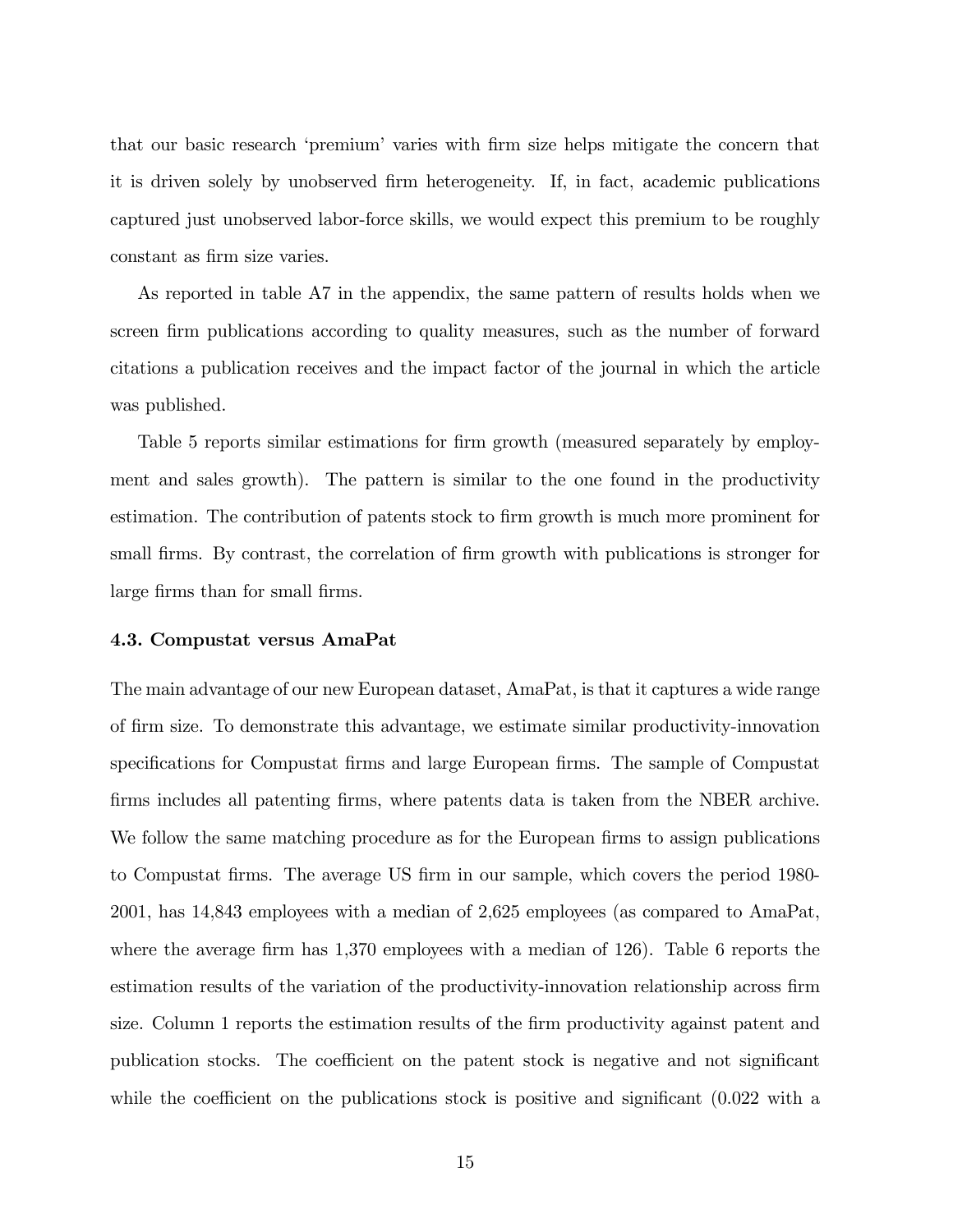that our basic research 'premium' varies with firm size helps mitigate the concern that it is driven solely by unobserved firm heterogeneity. If, in fact, academic publications captured just unobserved labor-force skills, we would expect this premium to be roughly constant as firm size varies.

As reported in table A7 in the appendix, the same pattern of results holds when we screen firm publications according to quality measures, such as the number of forward citations a publication receives and the impact factor of the journal in which the article was published.

Table 5 reports similar estimations for firm growth (measured separately by employment and sales growth). The pattern is similar to the one found in the productivity estimation. The contribution of patents stock to firm growth is much more prominent for small firms. By contrast, the correlation of firm growth with publications is stronger for large firms than for small firms.

### 4.3. Compustat versus AmaPat

The main advantage of our new European dataset, AmaPat, is that it captures a wide range of firm size. To demonstrate this advantage, we estimate similar productivity-innovation specifications for Compustat firms and large European firms. The sample of Compustat firms includes all patenting firms, where patents data is taken from the NBER archive. We follow the same matching procedure as for the European firms to assign publications to Compustat firms. The average US firm in our sample, which covers the period 1980-2001, has 14,843 employees with a median of 2,625 employees (as compared to AmaPat, where the average firm has 1,370 employees with a median of 126). Table 6 reports the estimation results of the variation of the productivity-innovation relationship across firm size. Column 1 reports the estimation results of the firm productivity against patent and publication stocks. The coefficient on the patent stock is negative and not significant while the coefficient on the publications stock is positive and significant (0.022 with a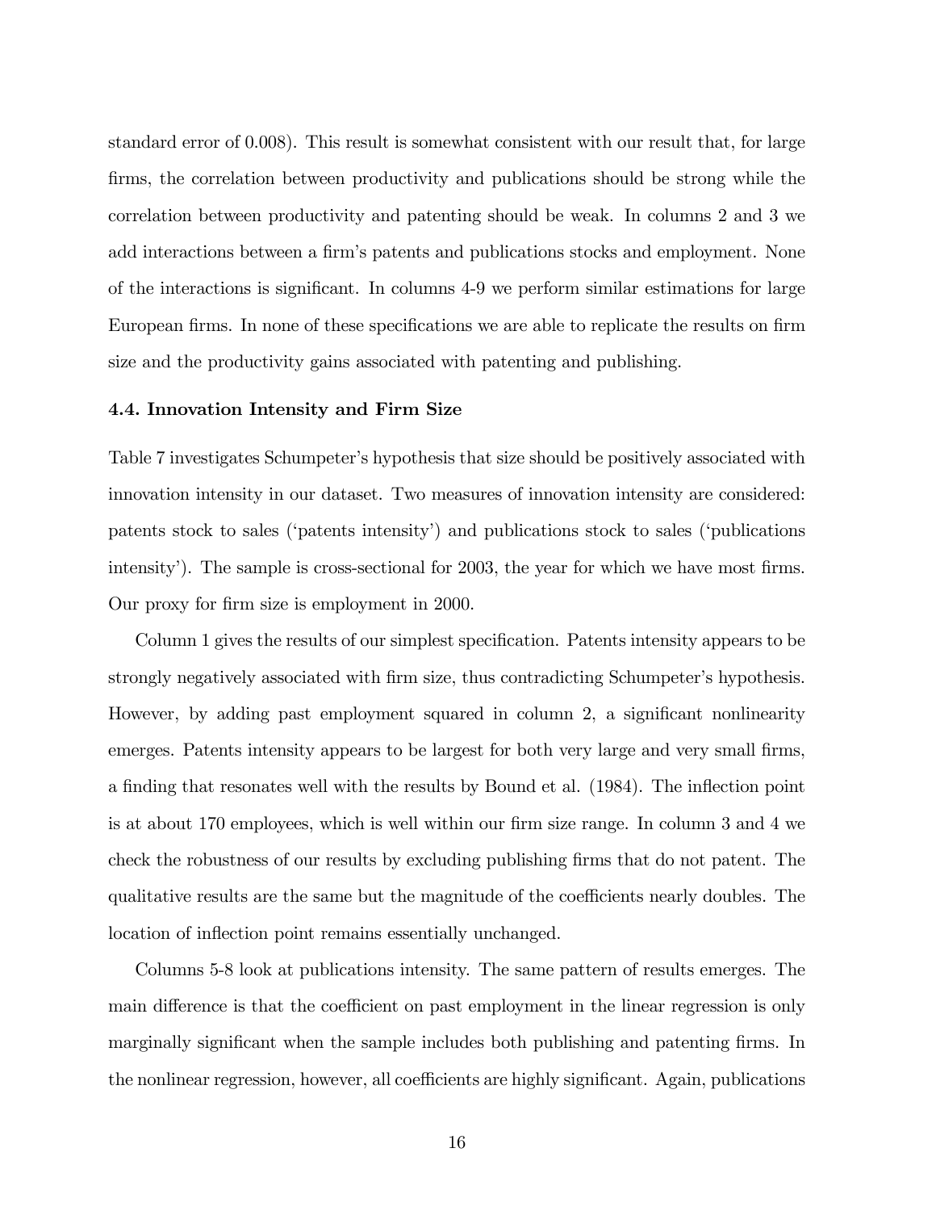standard error of 0.008). This result is somewhat consistent with our result that, for large firms, the correlation between productivity and publications should be strong while the correlation between productivity and patenting should be weak. In columns 2 and 3 we add interactions between a firm's patents and publications stocks and employment. None of the interactions is significant. In columns 4-9 we perform similar estimations for large European firms. In none of these specifications we are able to replicate the results on firm size and the productivity gains associated with patenting and publishing.

### 4.4. Innovation Intensity and Firm Size

Table 7 investigates Schumpeter's hypothesis that size should be positively associated with innovation intensity in our dataset. Two measures of innovation intensity are considered: patents stock to sales ('patents intensity') and publications stock to sales ('publications intensity'). The sample is cross-sectional for 2003, the year for which we have most firms. Our proxy for firm size is employment in 2000.

Column 1 gives the results of our simplest specification. Patents intensity appears to be strongly negatively associated with firm size, thus contradicting Schumpeter's hypothesis. However, by adding past employment squared in column 2, a significant nonlinearity emerges. Patents intensity appears to be largest for both very large and very small firms, a finding that resonates well with the results by Bound et al. (1984). The inflection point is at about 170 employees, which is well within our firm size range. In column 3 and 4 we check the robustness of our results by excluding publishing firms that do not patent. The qualitative results are the same but the magnitude of the coefficients nearly doubles. The location of inflection point remains essentially unchanged.

Columns 5-8 look at publications intensity. The same pattern of results emerges. The main difference is that the coefficient on past employment in the linear regression is only marginally significant when the sample includes both publishing and patenting firms. In the nonlinear regression, however, all coefficients are highly significant. Again, publications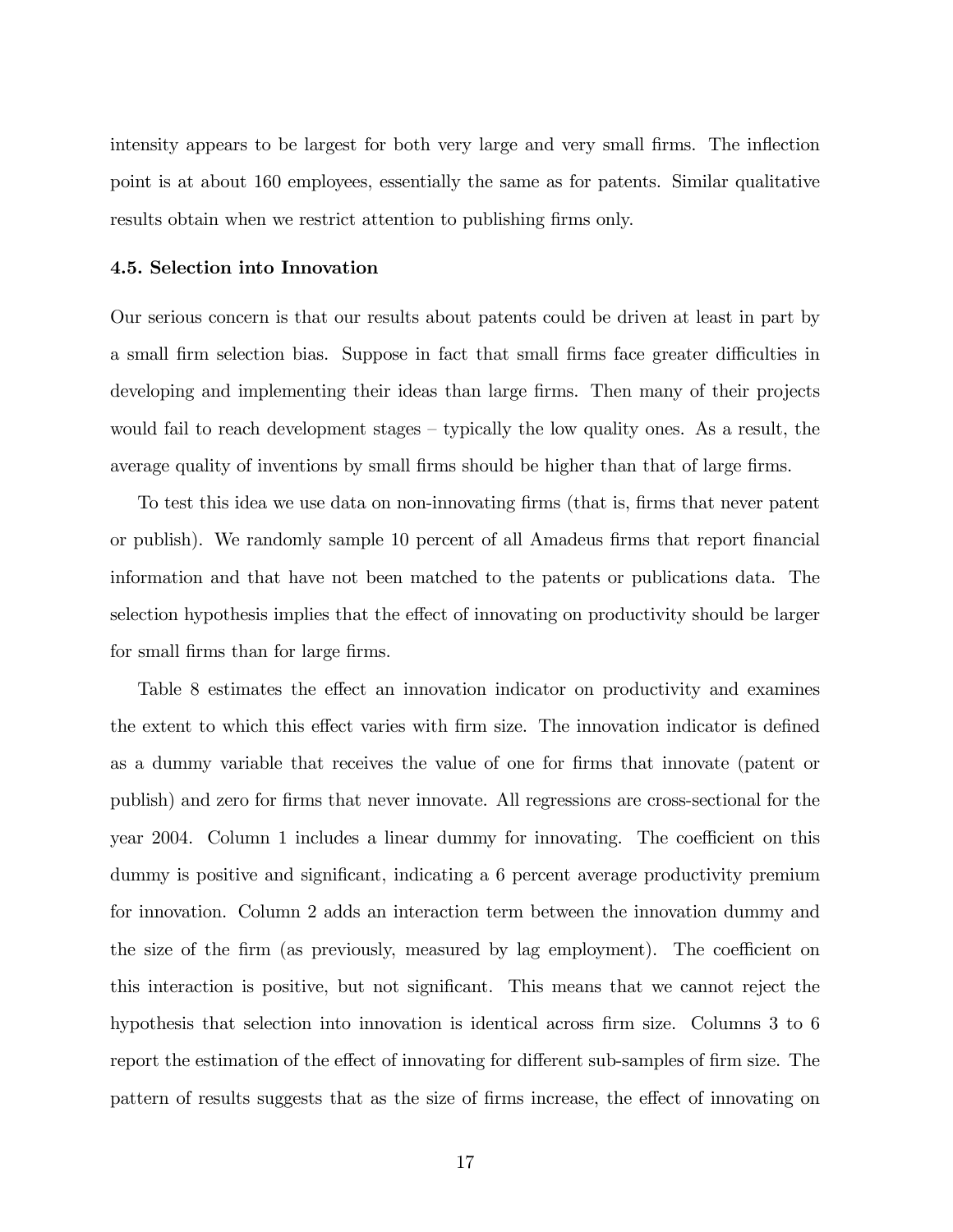intensity appears to be largest for both very large and very small firms. The inflection point is at about 160 employees, essentially the same as for patents. Similar qualitative results obtain when we restrict attention to publishing firms only.

### 4.5. Selection into Innovation

Our serious concern is that our results about patents could be driven at least in part by a small firm selection bias. Suppose in fact that small firms face greater difficulties in developing and implementing their ideas than large firms. Then many of their projects would fail to reach development stages – typically the low quality ones. As a result, the average quality of inventions by small firms should be higher than that of large firms.

To test this idea we use data on non-innovating firms (that is, firms that never patent or publish). We randomly sample 10 percent of all Amadeus firms that report financial information and that have not been matched to the patents or publications data. The selection hypothesis implies that the effect of innovating on productivity should be larger for small firms than for large firms.

Table 8 estimates the effect an innovation indicator on productivity and examines the extent to which this effect varies with firm size. The innovation indicator is defined as a dummy variable that receives the value of one for firms that innovate (patent or publish) and zero for firms that never innovate. All regressions are cross-sectional for the year 2004. Column 1 includes a linear dummy for innovating. The coefficient on this dummy is positive and significant, indicating a 6 percent average productivity premium for innovation. Column 2 adds an interaction term between the innovation dummy and the size of the firm (as previously, measured by lag employment). The coefficient on this interaction is positive, but not significant. This means that we cannot reject the hypothesis that selection into innovation is identical across firm size. Columns 3 to 6 report the estimation of the effect of innovating for different sub-samples of firm size. The pattern of results suggests that as the size of firms increase, the effect of innovating on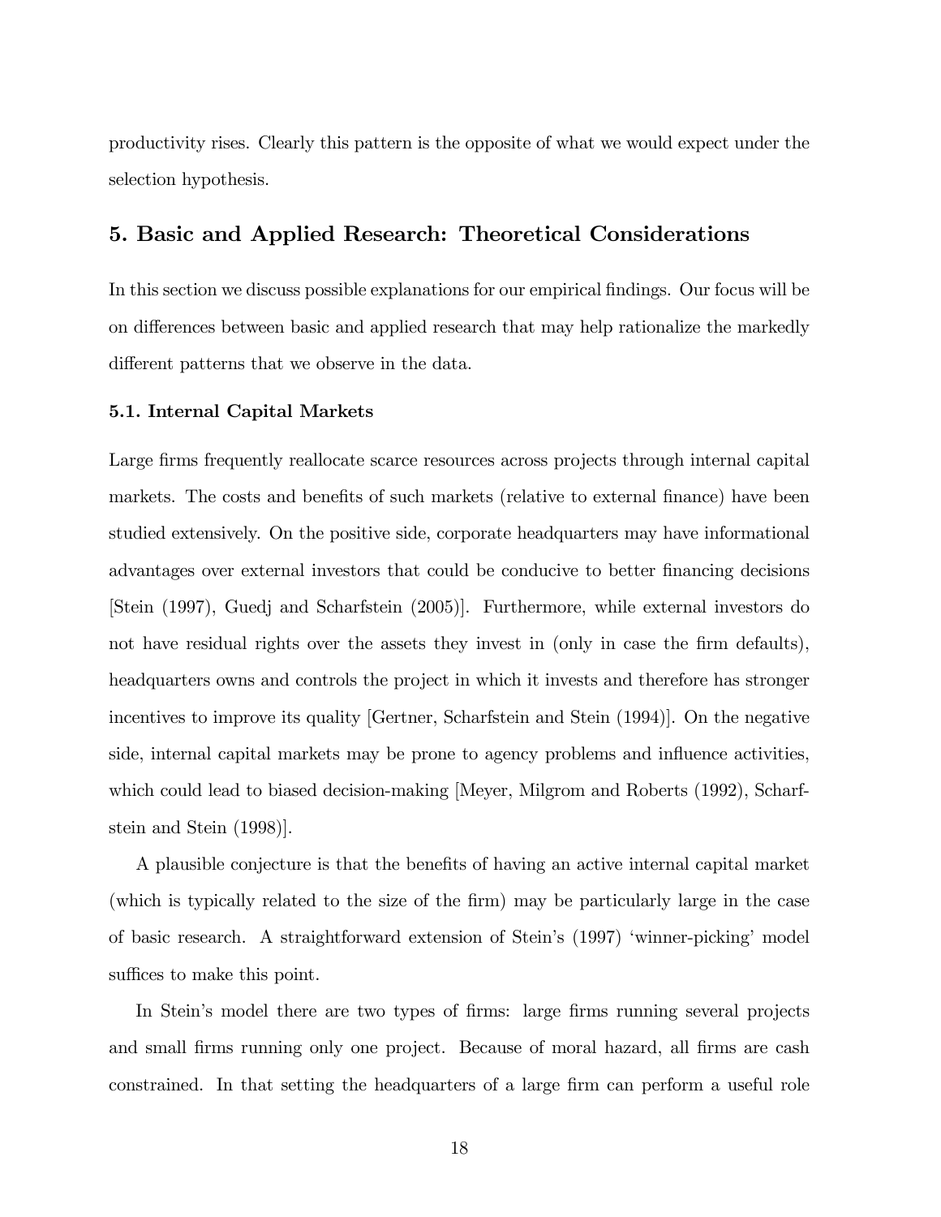productivity rises. Clearly this pattern is the opposite of what we would expect under the selection hypothesis.

## 5. Basic and Applied Research: Theoretical Considerations

In this section we discuss possible explanations for our empirical findings. Our focus will be on differences between basic and applied research that may help rationalize the markedly different patterns that we observe in the data.

### 5.1. Internal Capital Markets

Large firms frequently reallocate scarce resources across projects through internal capital markets. The costs and benefits of such markets (relative to external finance) have been studied extensively. On the positive side, corporate headquarters may have informational advantages over external investors that could be conducive to better financing decisions [Stein (1997), Guedj and Scharfstein (2005)]. Furthermore, while external investors do not have residual rights over the assets they invest in (only in case the firm defaults), headquarters owns and controls the project in which it invests and therefore has stronger incentives to improve its quality [Gertner, Scharfstein and Stein (1994)]. On the negative side, internal capital markets may be prone to agency problems and influence activities, which could lead to biased decision-making [Meyer, Milgrom and Roberts (1992), Scharfstein and Stein (1998)].

A plausible conjecture is that the benefits of having an active internal capital market (which is typically related to the size of the firm) may be particularly large in the case of basic research. A straightforward extension of Stein's (1997) 'winner-picking' model suffices to make this point.

In Stein's model there are two types of firms: large firms running several projects and small firms running only one project. Because of moral hazard, all firms are cash constrained. In that setting the headquarters of a large firm can perform a useful role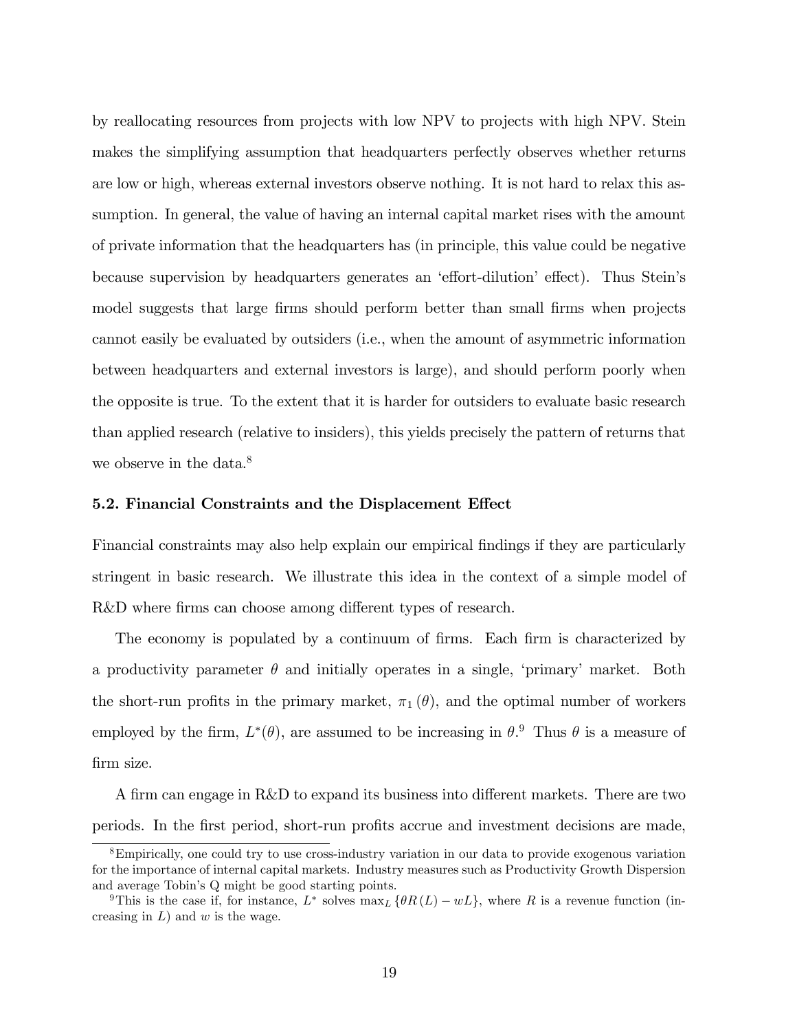by reallocating resources from projects with low NPV to projects with high NPV. Stein makes the simplifying assumption that headquarters perfectly observes whether returns are low or high, whereas external investors observe nothing. It is not hard to relax this assumption. In general, the value of having an internal capital market rises with the amount of private information that the headquarters has (in principle, this value could be negative because supervision by headquarters generates an 'effort-dilution' effect). Thus Stein's model suggests that large firms should perform better than small firms when projects cannot easily be evaluated by outsiders (i.e., when the amount of asymmetric information between headquarters and external investors is large), and should perform poorly when the opposite is true. To the extent that it is harder for outsiders to evaluate basic research than applied research (relative to insiders), this yields precisely the pattern of returns that we observe in the data.[8]

### 5.2. Financial Constraints and the Displacement Effect

Financial constraints may also help explain our empirical findings if they are particularly stringent in basic research. We illustrate this idea in the context of a simple model of R&D where firms can choose among different types of research.

The economy is populated by a continuum of firms. Each firm is characterized by a productivity parameter $\theta$ and initially operates in a single, 'primary' market. Both the short-run profits in the primary market, $\pi_1(\theta)$, and the optimal number of workers employed by the firm, $L^*(\theta)$, are assumed to be increasing in $\theta$.[9] Thus $\theta$ is a measure of firm size.

A firm can engage in R&D to expand its business into different markets. There are two periods. In the first period, short-run profits accrue and investment decisions are made,

---

[8] Empirically, one could try to use cross-industry variation in our data to provide exogenous variation for the importance of internal capital markets. Industry measures such as Productivity Growth Dispersion and average Tobin's Q might be good starting points.

[9] This is the case if, for instance, $L^*$ solves $\max_L \{\theta R(L) - wL\}$, where $R$ is a revenue function (increasing in $L$) and $w$ is the wage.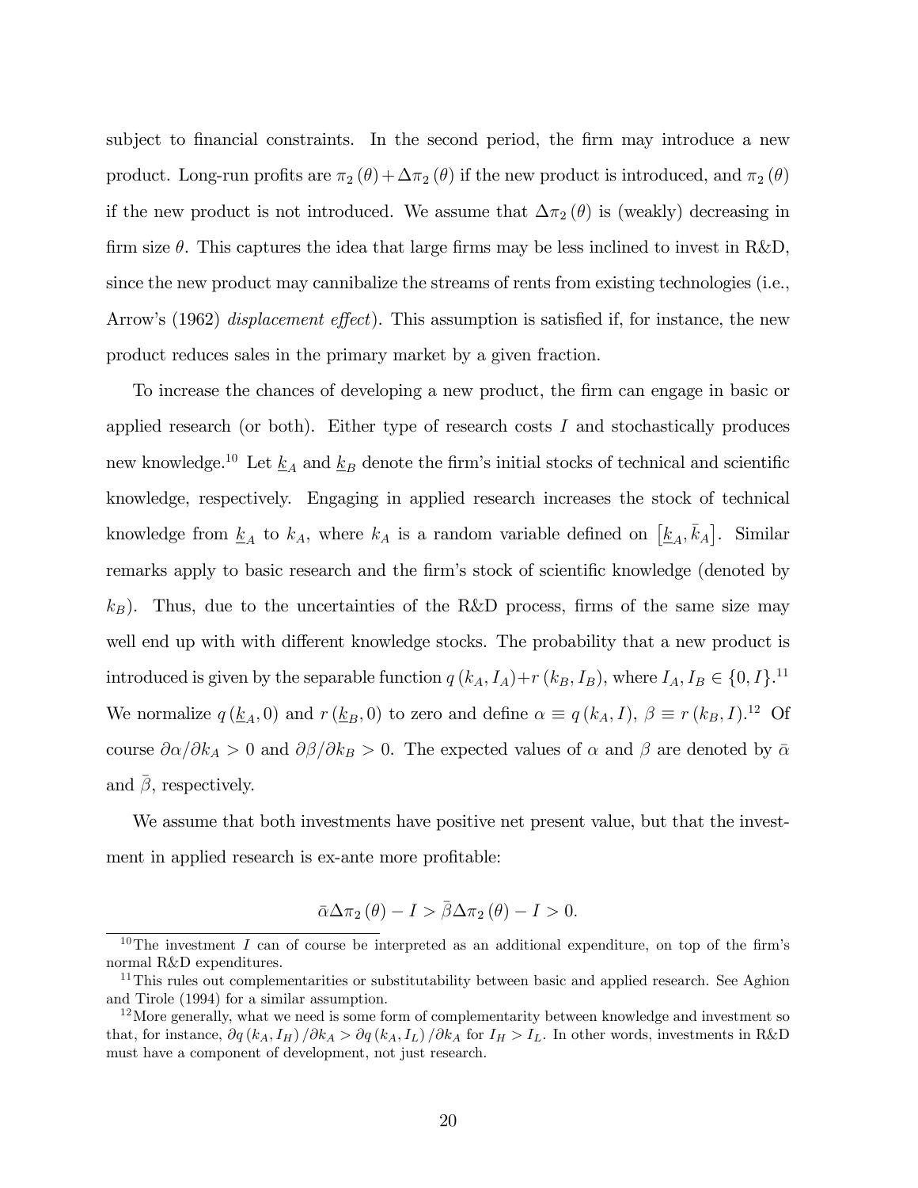subject to financial constraints. In the second period, the firm may introduce a new product. Long-run profits are $\pi_2(\theta) + \Delta\pi_2(\theta)$ if the new product is introduced, and $\pi_2(\theta)$ if the new product is not introduced. We assume that $\Delta\pi_2(\theta)$ is (weakly) decreasing in firm size $\theta$. This captures the idea that large firms may be less inclined to invest in R&D, since the new product may cannibalize the streams of rents from existing technologies (i.e., Arrow's (1962) *displacement effect*). This assumption is satisfied if, for instance, the new product reduces sales in the primary market by a given fraction.

To increase the chances of developing a new product, the firm can engage in basic or applied research (or both). Either type of research costs $I$ and stochastically produces new knowledge.[10] Let $\underline{k}_A$ and $\underline{k}_B$ denote the firm's initial stocks of technical and scientific knowledge, respectively. Engaging in applied research increases the stock of technical knowledge from $\underline{k}_A$ to $k_A$, where $k_A$ is a random variable defined on $\left[\underline{k}_A, \bar{k}_A\right]$. Similar remarks apply to basic research and the firm's stock of scientific knowledge (denoted by $k_B$). Thus, due to the uncertainties of the R&D process, firms of the same size may well end up with with different knowledge stocks. The probability that a new product is introduced is given by the separable function $q(k_A, I_A) + r(k_B, I_B)$, where $I_A, I_B \in \{0, I\}$.[11] We normalize $q(\underline{k}_A, 0)$ and $r(\underline{k}_B, 0)$ to zero and define $\alpha \equiv q(k_A, I)$, $\beta \equiv r(k_B, I)$.[12] Of course $\partial\alpha/\partial k_A > 0$ and $\partial\beta/\partial k_B > 0$. The expected values of $\alpha$ and $\beta$ are denoted by $\bar{\alpha}$ and $\bar{\beta}$, respectively.

We assume that both investments have positive net present value, but that the investment in applied research is ex-ante more profitable:

$$\bar{\alpha}\Delta\pi_2(\theta) - I > \bar{\beta}\Delta\pi_2(\theta) - I > 0.$$

[10] The investment $I$ can of course be interpreted as an additional expenditure, on top of the firm's normal R&D expenditures.

[11] This rules out complementarities or substitutability between basic and applied research. See Aghion and Tirole (1994) for a similar assumption.

[12] More generally, what we need is some form of complementarity between knowledge and investment so that, for instance, $\partial q(k_A, I_H)/\partial k_A > \partial q(k_A, I_L)/\partial k_A$ for $I_H > I_L$. In other words, investments in R&D must have a component of development, not just research.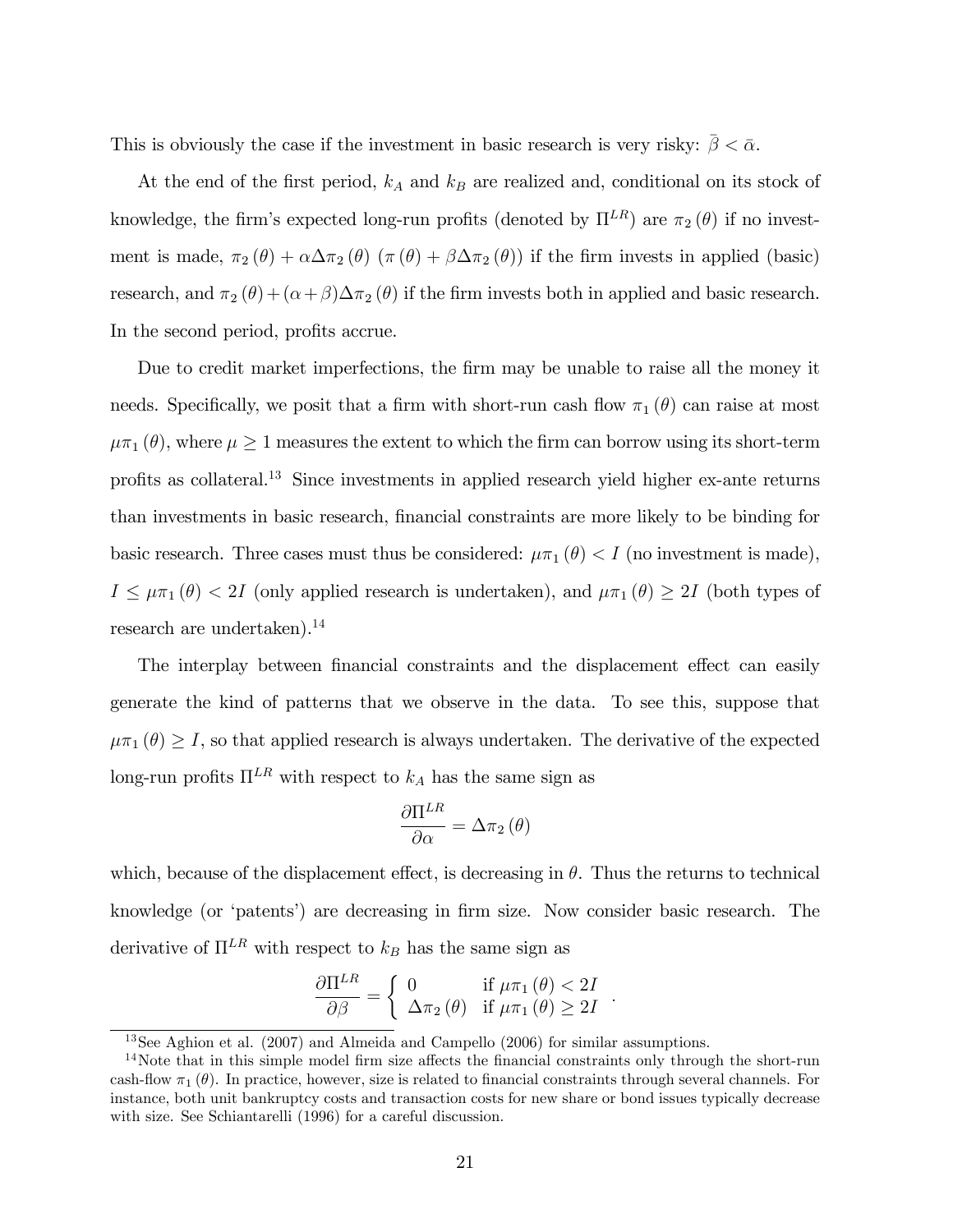This is obviously the case if the investment in basic research is very risky: $\bar{\beta} < \bar{\alpha}$.

At the end of the first period, $k_A$ and $k_B$ are realized and, conditional on its stock of knowledge, the firm's expected long-run profits (denoted by $\Pi^{LR}$) are $\pi_2(\theta)$ if no investment is made, $\pi_2(\theta) + \alpha\Delta\pi_2(\theta)$ $(\pi(\theta) + \beta\Delta\pi_2(\theta))$ if the firm invests in applied (basic) research, and $\pi_2(\theta) + (\alpha+\beta)\Delta\pi_2(\theta)$ if the firm invests both in applied and basic research. In the second period, profits accrue.

Due to credit market imperfections, the firm may be unable to raise all the money it needs. Specifically, we posit that a firm with short-run cash flow $\pi_1(\theta)$ can raise at most $\mu\pi_1(\theta)$, where $\mu \geq 1$ measures the extent to which the firm can borrow using its short-term profits as collateral.[13] Since investments in applied research yield higher ex-ante returns than investments in basic research, financial constraints are more likely to be binding for basic research. Three cases must thus be considered: $\mu\pi_1(\theta) < I$ (no investment is made), $I \leq \mu\pi_1(\theta) < 2I$ (only applied research is undertaken), and $\mu\pi_1(\theta) \geq 2I$ (both types of research are undertaken).[14]

The interplay between financial constraints and the displacement effect can easily generate the kind of patterns that we observe in the data. To see this, suppose that $\mu\pi_1(\theta) \geq I$, so that applied research is always undertaken. The derivative of the expected long-run profits $\Pi^{LR}$ with respect to $k_A$ has the same sign as

$$\frac{\partial \Pi^{LR}}{\partial \alpha} = \Delta\pi_2(\theta)$$

which, because of the displacement effect, is decreasing in $\theta$. Thus the returns to technical knowledge (or 'patents') are decreasing in firm size. Now consider basic research. The derivative of $\Pi^{LR}$ with respect to $k_B$ has the same sign as

$$\frac{\partial \Pi^{LR}}{\partial \beta} = \begin{cases} 0 & \text{if } \mu\pi_1(\theta) < 2I \\ \Delta\pi_2(\theta) & \text{if } \mu\pi_1(\theta) \geq 2I \end{cases}.$$

---

[13] See Aghion et al. (2007) and Almeida and Campello (2006) for similar assumptions.

[14] Note that in this simple model firm size affects the financial constraints only through the short-run cash-flow $\pi_1(\theta)$. In practice, however, size is related to financial constraints through several channels. For instance, both unit bankruptcy costs and transaction costs for new share or bond issues typically decrease with size. See Schiantarelli (1996) for a careful discussion.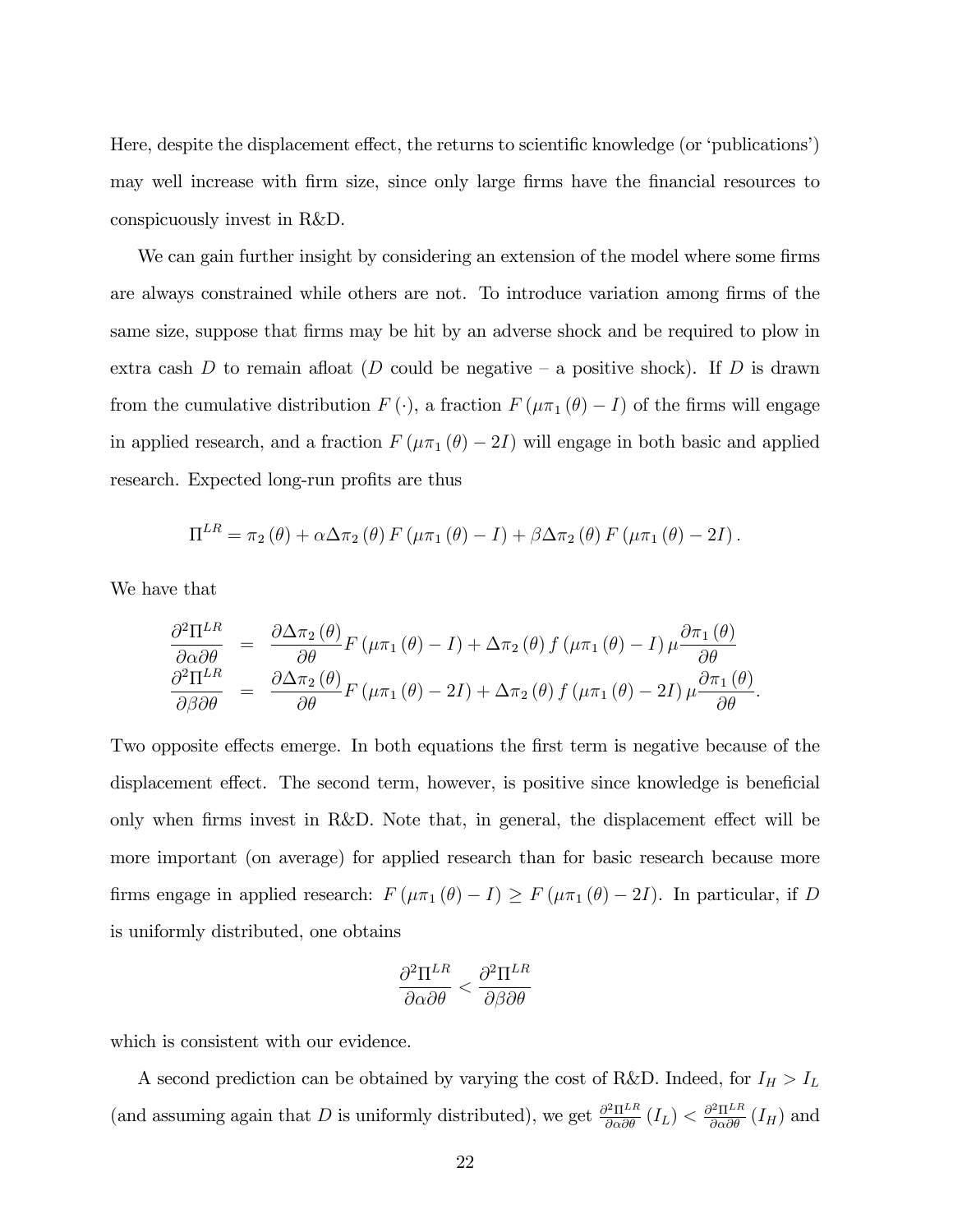Here, despite the displacement effect, the returns to scientific knowledge (or 'publications') may well increase with firm size, since only large firms have the financial resources to conspicuously invest in R&D.

We can gain further insight by considering an extension of the model where some firms are always constrained while others are not. To introduce variation among firms of the same size, suppose that firms may be hit by an adverse shock and be required to plow in extra cash $D$ to remain afloat ($D$ could be negative – a positive shock). If $D$ is drawn from the cumulative distribution $F(\cdot)$, a fraction $F(\mu\pi_1(\theta) - I)$ of the firms will engage in applied research, and a fraction $F(\mu\pi_1(\theta) - 2I)$ will engage in both basic and applied research. Expected long-run profits are thus

$$\Pi^{LR} = \pi_2(\theta) + \alpha\Delta\pi_2(\theta) F(\mu\pi_1(\theta) - I) + \beta\Delta\pi_2(\theta) F(\mu\pi_1(\theta) - 2I).$$

We have that

$$\begin{aligned}
\frac{\partial^2\Pi^{LR}}{\partial\alpha\partial\theta} &= \frac{\partial\Delta\pi_2(\theta)}{\partial\theta} F(\mu\pi_1(\theta) - I) + \Delta\pi_2(\theta) f(\mu\pi_1(\theta) - I)\mu\frac{\partial\pi_1(\theta)}{\partial\theta} \\
\frac{\partial^2\Pi^{LR}}{\partial\beta\partial\theta} &= \frac{\partial\Delta\pi_2(\theta)}{\partial\theta} F(\mu\pi_1(\theta) - 2I) + \Delta\pi_2(\theta) f(\mu\pi_1(\theta) - 2I)\mu\frac{\partial\pi_1(\theta)}{\partial\theta}.
\end{aligned}$$

Two opposite effects emerge. In both equations the first term is negative because of the displacement effect. The second term, however, is positive since knowledge is beneficial only when firms invest in R&D. Note that, in general, the displacement effect will be more important (on average) for applied research than for basic research because more firms engage in applied research: $F(\mu\pi_1(\theta) - I) \geq F(\mu\pi_1(\theta) - 2I)$. In particular, if $D$ is uniformly distributed, one obtains

$$\frac{\partial^2\Pi^{LR}}{\partial\alpha\partial\theta} < \frac{\partial^2\Pi^{LR}}{\partial\beta\partial\theta}$$

which is consistent with our evidence.

A second prediction can be obtained by varying the cost of R&D. Indeed, for $I_H > I_L$ (and assuming again that $D$ is uniformly distributed), we get $\frac{\partial^2\Pi^{LR}}{\partial\alpha\partial\theta}(I_L) < \frac{\partial^2\Pi^{LR}}{\partial\alpha\partial\theta}(I_H)$ and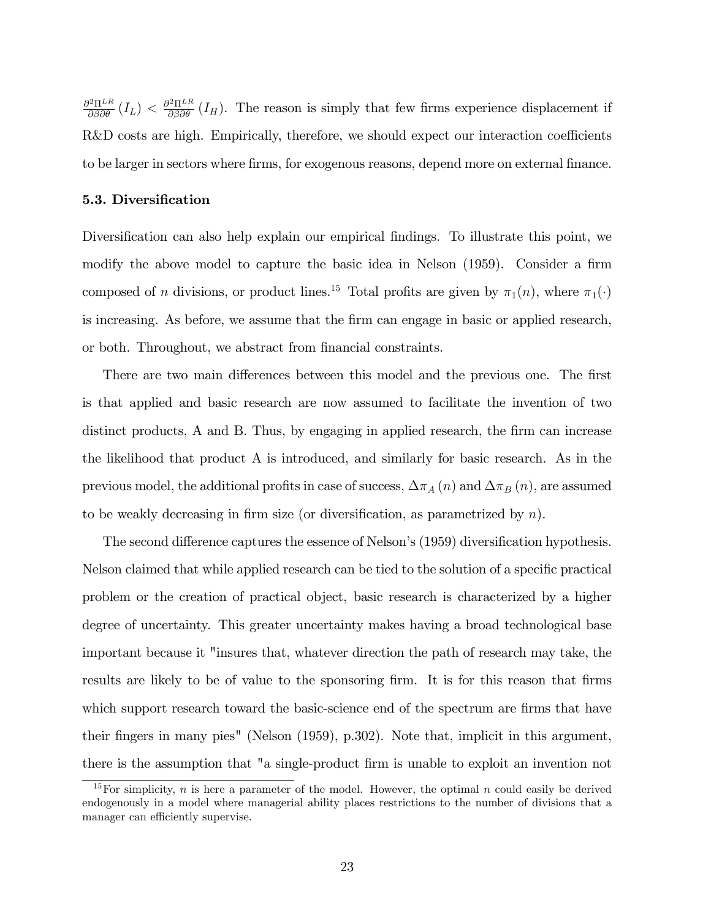$\frac{\partial^2 \Pi^{LR}}{\partial \beta \partial \theta}(I_L) < \frac{\partial^2 \Pi^{LR}}{\partial \beta \partial \theta}(I_H)$. The reason is simply that few firms experience displacement if R&D costs are high. Empirically, therefore, we should expect our interaction coefficients to be larger in sectors where firms, for exogenous reasons, depend more on external finance.

### 5.3. Diversification

Diversification can also help explain our empirical findings. To illustrate this point, we modify the above model to capture the basic idea in Nelson (1959). Consider a firm composed of $n$ divisions, or product lines.[15] Total profits are given by $\pi_1(n)$, where $\pi_1(\cdot)$ is increasing. As before, we assume that the firm can engage in basic or applied research, or both. Throughout, we abstract from financial constraints.

There are two main differences between this model and the previous one. The first is that applied and basic research are now assumed to facilitate the invention of two distinct products, A and B. Thus, by engaging in applied research, the firm can increase the likelihood that product A is introduced, and similarly for basic research. As in the previous model, the additional profits in case of success, $\Delta\pi_A(n)$ and $\Delta\pi_B(n)$, are assumed to be weakly decreasing in firm size (or diversification, as parametrized by $n$).

The second difference captures the essence of Nelson's (1959) diversification hypothesis. Nelson claimed that while applied research can be tied to the solution of a specific practical problem or the creation of practical object, basic research is characterized by a higher degree of uncertainty. This greater uncertainty makes having a broad technological base important because it "insures that, whatever direction the path of research may take, the results are likely to be of value to the sponsoring firm. It is for this reason that firms which support research toward the basic-science end of the spectrum are firms that have their fingers in many pies" (Nelson (1959), p.302). Note that, implicit in this argument, there is the assumption that "a single-product firm is unable to exploit an invention not

[15] For simplicity, $n$ is here a parameter of the model. However, the optimal $n$ could easily be derived endogenously in a model where managerial ability places restrictions to the number of divisions that a manager can efficiently supervise.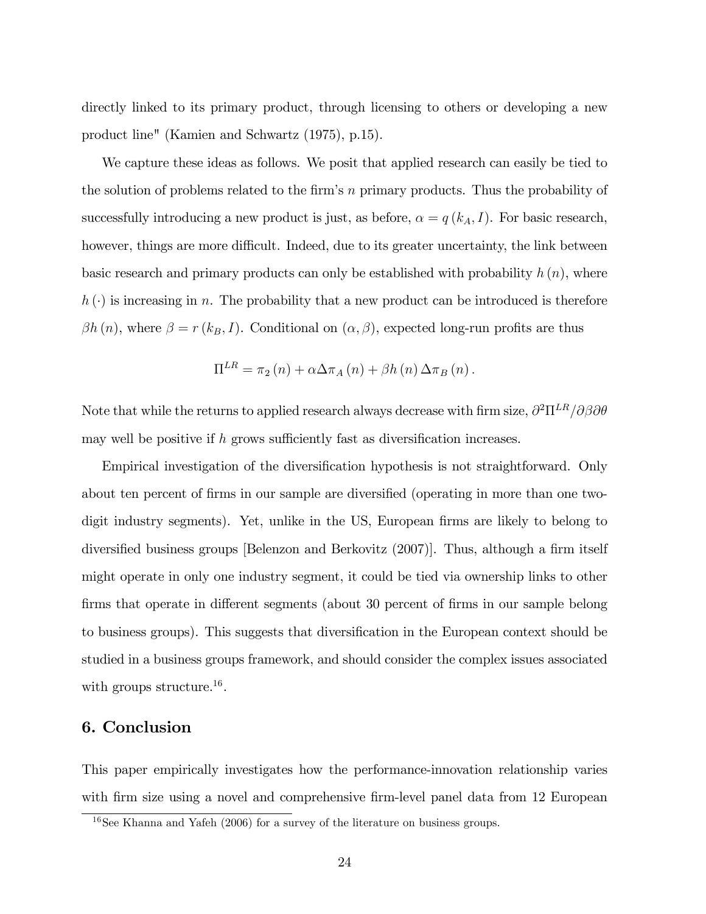directly linked to its primary product, through licensing to others or developing a new product line" (Kamien and Schwartz (1975), p.15).

We capture these ideas as follows. We posit that applied research can easily be tied to the solution of problems related to the firm's $n$ primary products. Thus the probability of successfully introducing a new product is just, as before, $\alpha = q(k_A, I)$. For basic research, however, things are more difficult. Indeed, due to its greater uncertainty, the link between basic research and primary products can only be established with probability $h(n)$, where $h(\cdot)$ is increasing in $n$. The probability that a new product can be introduced is therefore $\beta h(n)$, where $\beta = r(k_B, I)$. Conditional on $(\alpha, \beta)$, expected long-run profits are thus

$$\Pi^{LR} = \pi_2(n) + \alpha \Delta \pi_A(n) + \beta h(n) \Delta \pi_B(n).$$

Note that while the returns to applied research always decrease with firm size, $\partial^2 \Pi^{LR} / \partial \beta \partial \theta$ may well be positive if $h$ grows sufficiently fast as diversification increases.

Empirical investigation of the diversification hypothesis is not straightforward. Only about ten percent of firms in our sample are diversified (operating in more than one two-digit industry segments). Yet, unlike in the US, European firms are likely to belong to diversified business groups [Belenzon and Berkovitz (2007)]. Thus, although a firm itself might operate in only one industry segment, it could be tied via ownership links to other firms that operate in different segments (about 30 percent of firms in our sample belong to business groups). This suggests that diversification in the European context should be studied in a business groups framework, and should consider the complex issues associated with groups structure.[16].

## 6. Conclusion

This paper empirically investigates how the performance-innovation relationship varies with firm size using a novel and comprehensive firm-level panel data from 12 European

[16] See Khanna and Yafeh (2006) for a survey of the literature on business groups.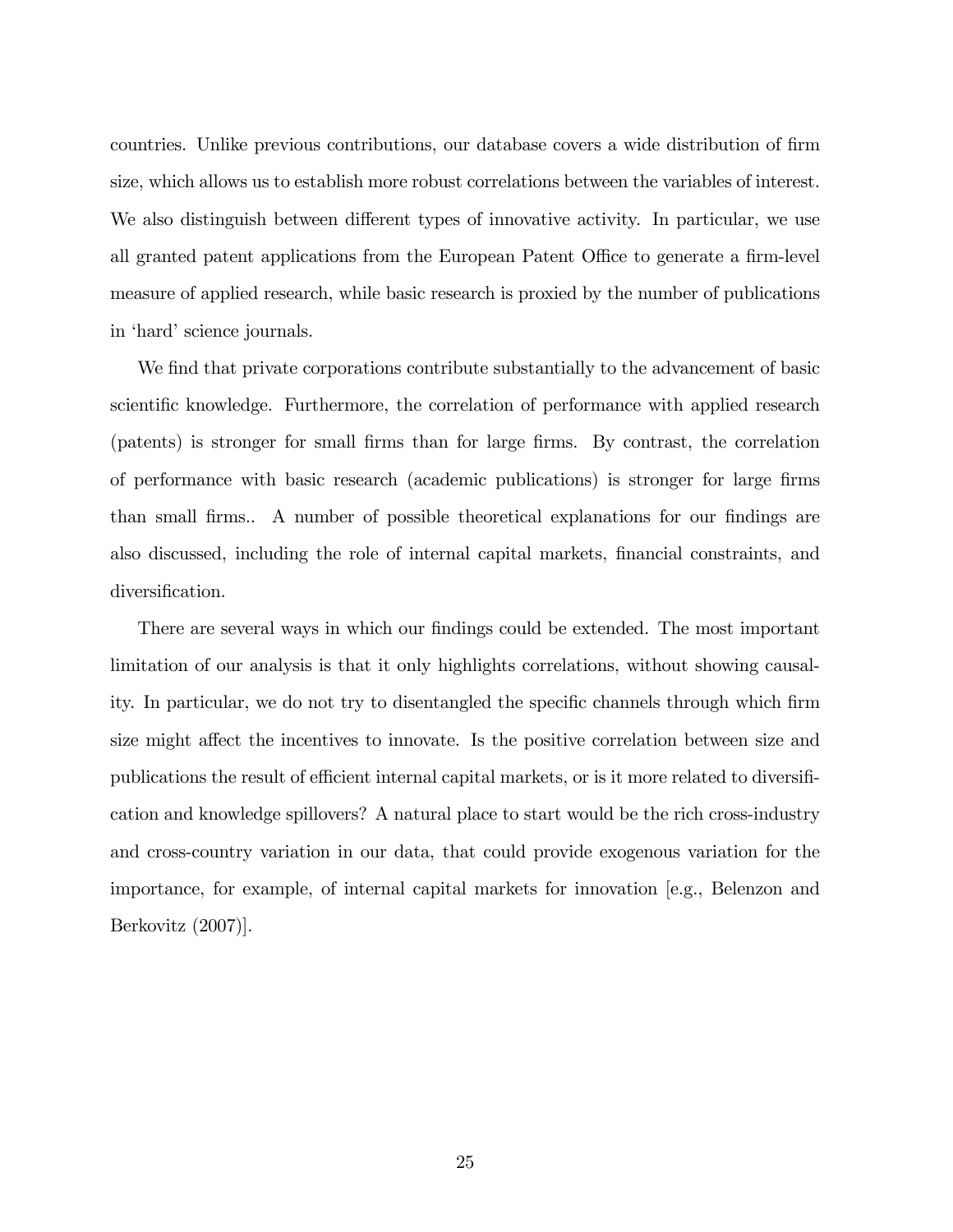countries. Unlike previous contributions, our database covers a wide distribution of firm size, which allows us to establish more robust correlations between the variables of interest. We also distinguish between different types of innovative activity. In particular, we use all granted patent applications from the European Patent Office to generate a firm-level measure of applied research, while basic research is proxied by the number of publications in 'hard' science journals.

We find that private corporations contribute substantially to the advancement of basic scientific knowledge. Furthermore, the correlation of performance with applied research (patents) is stronger for small firms than for large firms. By contrast, the correlation of performance with basic research (academic publications) is stronger for large firms than small firms.. A number of possible theoretical explanations for our findings are also discussed, including the role of internal capital markets, financial constraints, and diversification.

There are several ways in which our findings could be extended. The most important limitation of our analysis is that it only highlights correlations, without showing causality. In particular, we do not try to disentangled the specific channels through which firm size might affect the incentives to innovate. Is the positive correlation between size and publications the result of efficient internal capital markets, or is it more related to diversification and knowledge spillovers? A natural place to start would be the rich cross-industry and cross-country variation in our data, that could provide exogenous variation for the importance, for example, of internal capital markets for innovation [e.g., Belenzon and Berkovitz (2007)].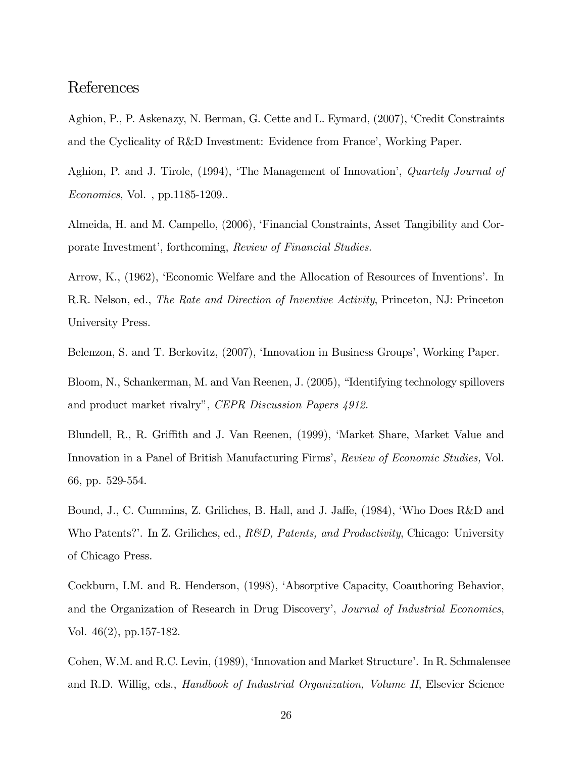# References

Aghion, P., P. Askenazy, N. Berman, G. Cette and L. Eymard, (2007), 'Credit Constraints and the Cyclicality of R&D Investment: Evidence from France', Working Paper.

Aghion, P. and J. Tirole, (1994), 'The Management of Innovation', *Quartely Journal of Economics*, Vol. , pp.1185-1209..

Almeida, H. and M. Campello, (2006), 'Financial Constraints, Asset Tangibility and Corporate Investment', forthcoming, *Review of Financial Studies.*

Arrow, K., (1962), 'Economic Welfare and the Allocation of Resources of Inventions'. In R.R. Nelson, ed., *The Rate and Direction of Inventive Activity*, Princeton, NJ: Princeton University Press.

Belenzon, S. and T. Berkovitz, (2007), 'Innovation in Business Groups', Working Paper.

Bloom, N., Schankerman, M. and Van Reenen, J. (2005), "Identifying technology spillovers and product market rivalry", *CEPR Discussion Papers 4912.*

Blundell, R., R. Griffith and J. Van Reenen, (1999), 'Market Share, Market Value and Innovation in a Panel of British Manufacturing Firms', *Review of Economic Studies,* Vol. 66, pp. 529-554.

Bound, J., C. Cummins, Z. Griliches, B. Hall, and J. Jaffe, (1984), 'Who Does R&D and Who Patents?'. In Z. Griliches, ed., *R&D, Patents, and Productivity*, Chicago: University of Chicago Press.

Cockburn, I.M. and R. Henderson, (1998), 'Absorptive Capacity, Coauthoring Behavior, and the Organization of Research in Drug Discovery', *Journal of Industrial Economics*, Vol. 46(2), pp.157-182.

Cohen, W.M. and R.C. Levin, (1989), 'Innovation and Market Structure'. In R. Schmalensee and R.D. Willig, eds., *Handbook of Industrial Organization, Volume II*, Elsevier Science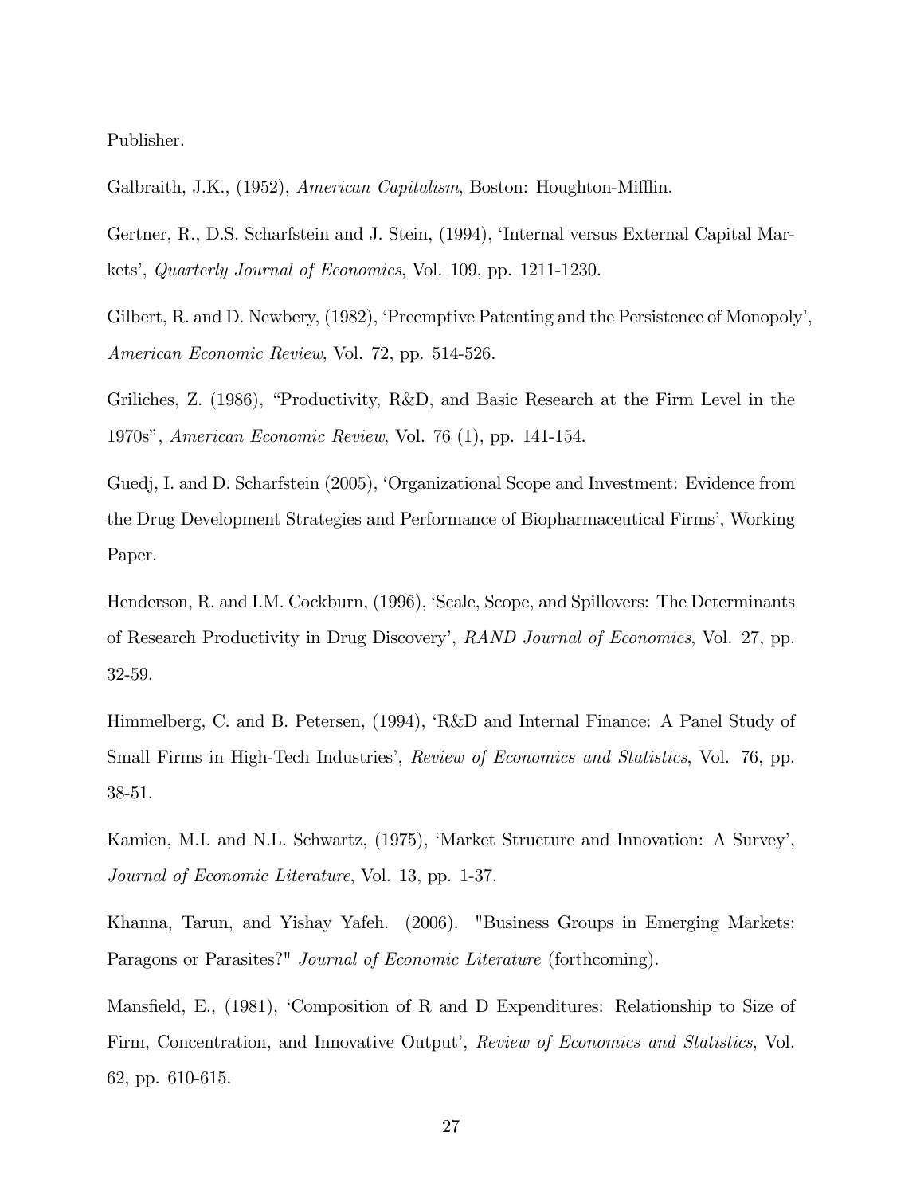Publisher.

Galbraith, J.K., (1952), *American Capitalism*, Boston: Houghton-Mifflin.

Gertner, R., D.S. Scharfstein and J. Stein, (1994), 'Internal versus External Capital Markets', *Quarterly Journal of Economics*, Vol. 109, pp. 1211-1230.

Gilbert, R. and D. Newbery, (1982), 'Preemptive Patenting and the Persistence of Monopoly', *American Economic Review*, Vol. 72, pp. 514-526.

Griliches, Z. (1986), "Productivity, R&D, and Basic Research at the Firm Level in the 1970s", *American Economic Review*, Vol. 76 (1), pp. 141-154.

Guedj, I. and D. Scharfstein (2005), 'Organizational Scope and Investment: Evidence from the Drug Development Strategies and Performance of Biopharmaceutical Firms', Working Paper.

Henderson, R. and I.M. Cockburn, (1996), 'Scale, Scope, and Spillovers: The Determinants of Research Productivity in Drug Discovery', *RAND Journal of Economics*, Vol. 27, pp. 32-59.

Himmelberg, C. and B. Petersen, (1994), 'R&D and Internal Finance: A Panel Study of Small Firms in High-Tech Industries', *Review of Economics and Statistics*, Vol. 76, pp. 38-51.

Kamien, M.I. and N.L. Schwartz, (1975), 'Market Structure and Innovation: A Survey', *Journal of Economic Literature*, Vol. 13, pp. 1-37.

Khanna, Tarun, and Yishay Yafeh. (2006). "Business Groups in Emerging Markets: Paragons or Parasites?" *Journal of Economic Literature* (forthcoming).

Mansfield, E., (1981), 'Composition of R and D Expenditures: Relationship to Size of Firm, Concentration, and Innovative Output', *Review of Economics and Statistics*, Vol. 62, pp. 610-615.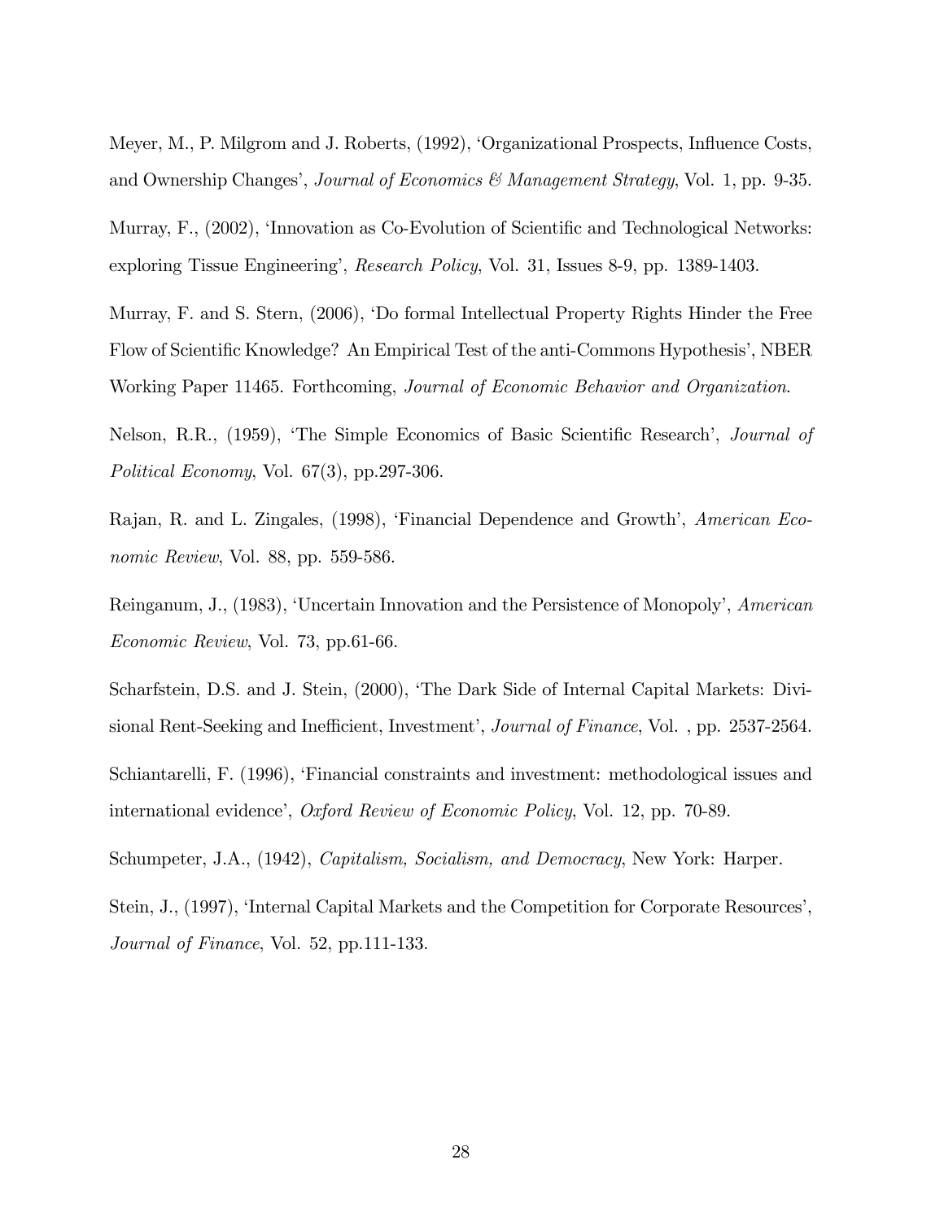Meyer, M., P. Milgrom and J. Roberts, (1992), 'Organizational Prospects, Influence Costs, and Ownership Changes', *Journal of Economics & Management Strategy*, Vol. 1, pp. 9-35.

Murray, F., (2002), 'Innovation as Co-Evolution of Scientific and Technological Networks: exploring Tissue Engineering', *Research Policy*, Vol. 31, Issues 8-9, pp. 1389-1403.

Murray, F. and S. Stern, (2006), 'Do formal Intellectual Property Rights Hinder the Free Flow of Scientific Knowledge? An Empirical Test of the anti-Commons Hypothesis', NBER Working Paper 11465. Forthcoming, *Journal of Economic Behavior and Organization*.

Nelson, R.R., (1959), 'The Simple Economics of Basic Scientific Research', *Journal of Political Economy*, Vol. 67(3), pp.297-306.

Rajan, R. and L. Zingales, (1998), 'Financial Dependence and Growth', *American Economic Review*, Vol. 88, pp. 559-586.

Reinganum, J., (1983), 'Uncertain Innovation and the Persistence of Monopoly', *American Economic Review*, Vol. 73, pp.61-66.

Scharfstein, D.S. and J. Stein, (2000), 'The Dark Side of Internal Capital Markets: Divisional Rent-Seeking and Inefficient, Investment', *Journal of Finance*, Vol. , pp. 2537-2564.

Schiantarelli, F. (1996), 'Financial constraints and investment: methodological issues and international evidence', *Oxford Review of Economic Policy*, Vol. 12, pp. 70-89.

Schumpeter, J.A., (1942), *Capitalism, Socialism, and Democracy*, New York: Harper.

Stein, J., (1997), 'Internal Capital Markets and the Competition for Corporate Resources', *Journal of Finance*, Vol. 52, pp.111-133.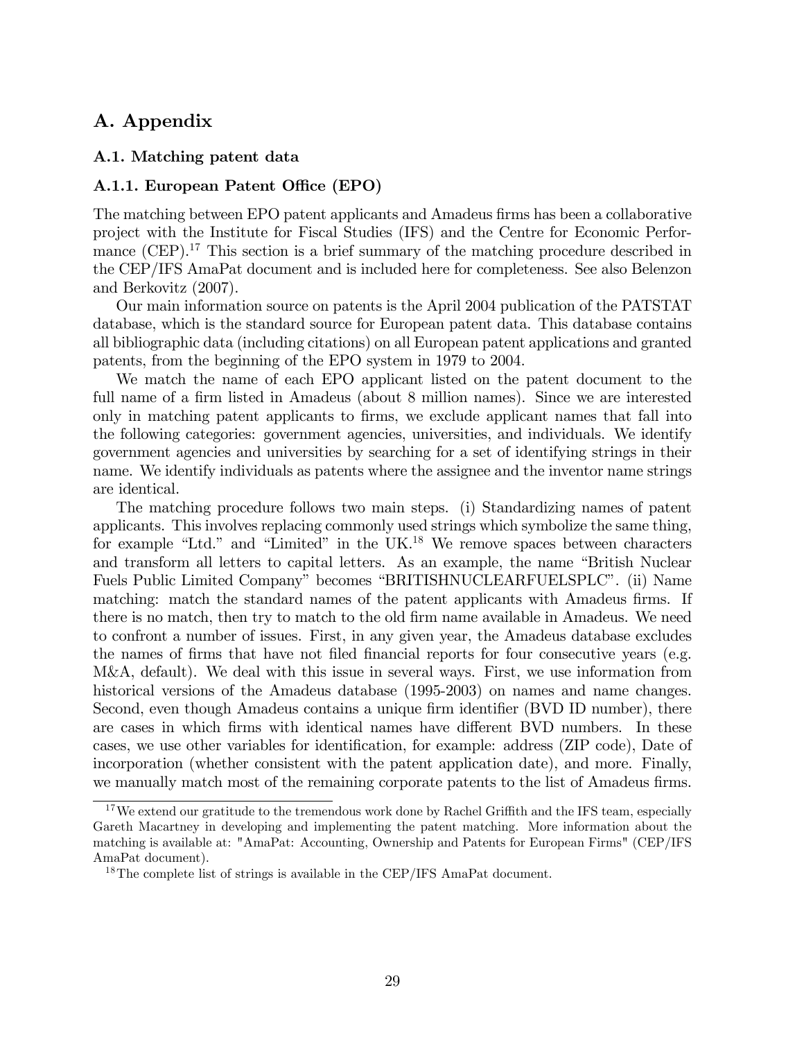# A. Appendix

## A.1. Matching patent data

### A.1.1. European Patent Office (EPO)

The matching between EPO patent applicants and Amadeus firms has been a collaborative project with the Institute for Fiscal Studies (IFS) and the Centre for Economic Performance (CEP).[17] This section is a brief summary of the matching procedure described in the CEP/IFS AmaPat document and is included here for completeness. See also Belenzon and Berkovitz (2007).

Our main information source on patents is the April 2004 publication of the PATSTAT database, which is the standard source for European patent data. This database contains all bibliographic data (including citations) on all European patent applications and granted patents, from the beginning of the EPO system in 1979 to 2004.

We match the name of each EPO applicant listed on the patent document to the full name of a firm listed in Amadeus (about 8 million names). Since we are interested only in matching patent applicants to firms, we exclude applicant names that fall into the following categories: government agencies, universities, and individuals. We identify government agencies and universities by searching for a set of identifying strings in their name. We identify individuals as patents where the assignee and the inventor name strings are identical.

The matching procedure follows two main steps. (i) Standardizing names of patent applicants. This involves replacing commonly used strings which symbolize the same thing, for example "Ltd." and "Limited" in the UK.[18] We remove spaces between characters and transform all letters to capital letters. As an example, the name "British Nuclear Fuels Public Limited Company" becomes "BRITISHNUCLEARFUELSPLC". (ii) Name matching: match the standard names of the patent applicants with Amadeus firms. If there is no match, then try to match to the old firm name available in Amadeus. We need to confront a number of issues. First, in any given year, the Amadeus database excludes the names of firms that have not filed financial reports for four consecutive years (e.g. M&A, default). We deal with this issue in several ways. First, we use information from historical versions of the Amadeus database (1995-2003) on names and name changes. Second, even though Amadeus contains a unique firm identifier (BVD ID number), there are cases in which firms with identical names have different BVD numbers. In these cases, we use other variables for identification, for example: address (ZIP code), Date of incorporation (whether consistent with the patent application date), and more. Finally, we manually match most of the remaining corporate patents to the list of Amadeus firms.

---

[17] We extend our gratitude to the tremendous work done by Rachel Griffith and the IFS team, especially Gareth Macartney in developing and implementing the patent matching. More information about the matching is available at: "AmaPat: Accounting, Ownership and Patents for European Firms" (CEP/IFS AmaPat document).

[18] The complete list of strings is available in the CEP/IFS AmaPat document.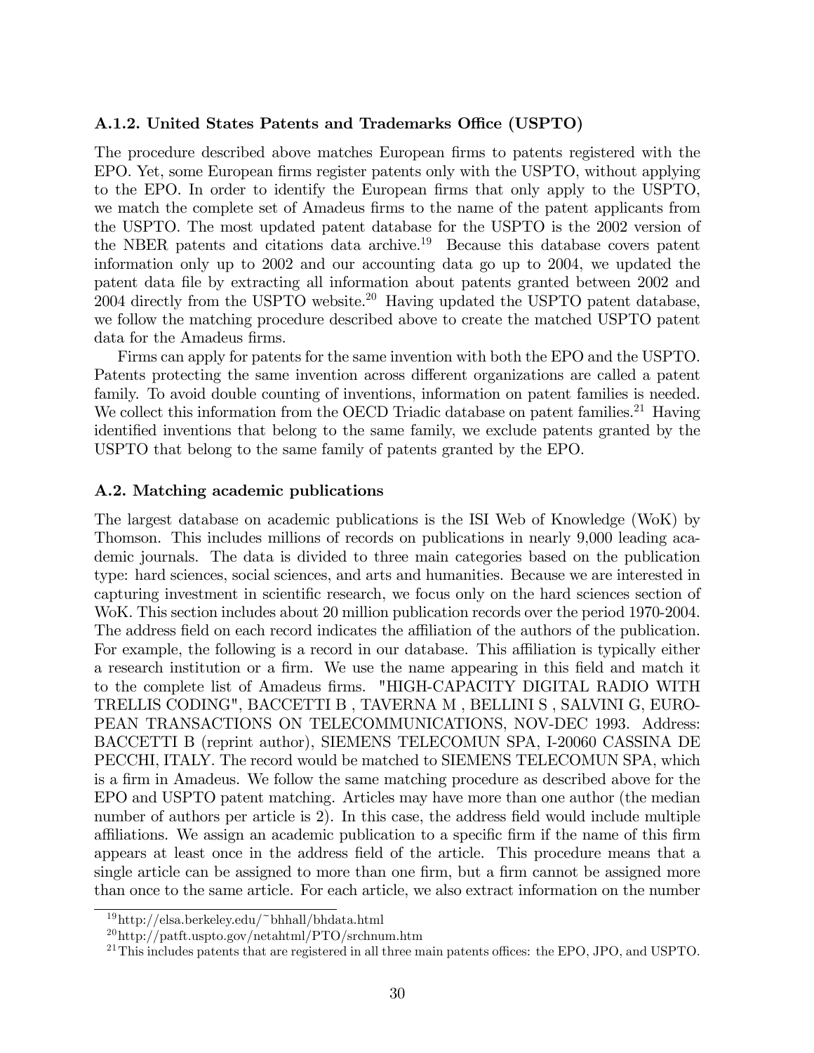### A.1.2. United States Patents and Trademarks Office (USPTO)

The procedure described above matches European firms to patents registered with the EPO. Yet, some European firms register patents only with the USPTO, without applying to the EPO. In order to identify the European firms that only apply to the USPTO, we match the complete set of Amadeus firms to the name of the patent applicants from the USPTO. The most updated patent database for the USPTO is the 2002 version of the NBER patents and citations data archive.[19] Because this database covers patent information only up to 2002 and our accounting data go up to 2004, we updated the patent data file by extracting all information about patents granted between 2002 and 2004 directly from the USPTO website.[20] Having updated the USPTO patent database, we follow the matching procedure described above to create the matched USPTO patent data for the Amadeus firms.

Firms can apply for patents for the same invention with both the EPO and the USPTO. Patents protecting the same invention across different organizations are called a patent family. To avoid double counting of inventions, information on patent families is needed. We collect this information from the OECD Triadic database on patent families.[21] Having identified inventions that belong to the same family, we exclude patents granted by the USPTO that belong to the same family of patents granted by the EPO.

### A.2. Matching academic publications

The largest database on academic publications is the ISI Web of Knowledge (WoK) by Thomson. This includes millions of records on publications in nearly 9,000 leading academic journals. The data is divided to three main categories based on the publication type: hard sciences, social sciences, and arts and humanities. Because we are interested in capturing investment in scientific research, we focus only on the hard sciences section of WoK. This section includes about 20 million publication records over the period 1970-2004. The address field on each record indicates the affiliation of the authors of the publication. For example, the following is a record in our database. This affiliation is typically either a research institution or a firm. We use the name appearing in this field and match it to the complete list of Amadeus firms. "HIGH-CAPACITY DIGITAL RADIO WITH TRELLIS CODING", BACCETTI B , TAVERNA M , BELLINI S , SALVINI G, EUROPEAN TRANSACTIONS ON TELECOMMUNICATIONS, NOV-DEC 1993. Address: BACCETTI B (reprint author), SIEMENS TELECOMUN SPA, I-20060 CASSINA DE PECCHI, ITALY. The record would be matched to SIEMENS TELECOMUN SPA, which is a firm in Amadeus. We follow the same matching procedure as described above for the EPO and USPTO patent matching. Articles may have more than one author (the median number of authors per article is 2). In this case, the address field would include multiple affiliations. We assign an academic publication to a specific firm if the name of this firm appears at least once in the address field of the article. This procedure means that a single article can be assigned to more than one firm, but a firm cannot be assigned more than once to the same article. For each article, we also extract information on the number

---

[19] http://elsa.berkeley.edu/~bhhall/bhdata.html

[20] http://patft.uspto.gov/netahtml/PTO/srchnum.htm

[21] This includes patents that are registered in all three main patents offices: the EPO, JPO, and USPTO.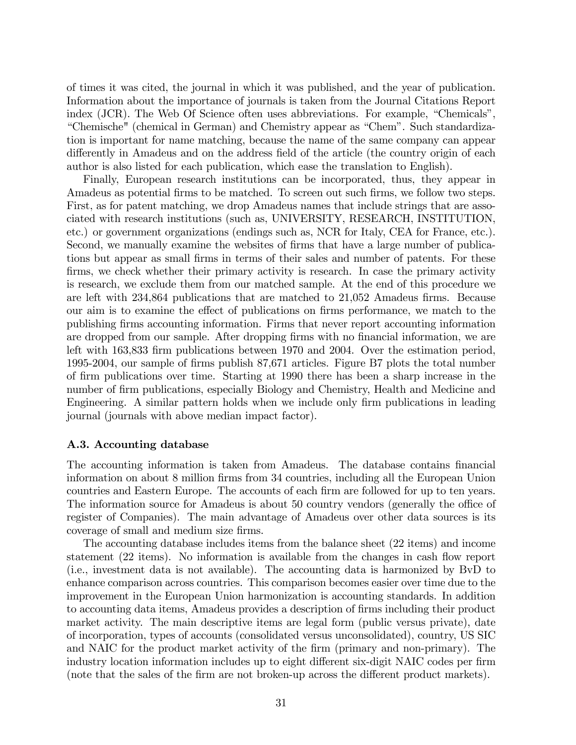of times it was cited, the journal in which it was published, and the year of publication. Information about the importance of journals is taken from the Journal Citations Report index (JCR). The Web Of Science often uses abbreviations. For example, "Chemicals", "Chemische" (chemical in German) and Chemistry appear as "Chem". Such standardization is important for name matching, because the name of the same company can appear differently in Amadeus and on the address field of the article (the country origin of each author is also listed for each publication, which ease the translation to English).

Finally, European research institutions can be incorporated, thus, they appear in Amadeus as potential firms to be matched. To screen out such firms, we follow two steps. First, as for patent matching, we drop Amadeus names that include strings that are associated with research institutions (such as, UNIVERSITY, RESEARCH, INSTITUTION, etc.) or government organizations (endings such as, NCR for Italy, CEA for France, etc.). Second, we manually examine the websites of firms that have a large number of publications but appear as small firms in terms of their sales and number of patents. For these firms, we check whether their primary activity is research. In case the primary activity is research, we exclude them from our matched sample. At the end of this procedure we are left with 234,864 publications that are matched to 21,052 Amadeus firms. Because our aim is to examine the effect of publications on firms performance, we match to the publishing firms accounting information. Firms that never report accounting information are dropped from our sample. After dropping firms with no financial information, we are left with 163,833 firm publications between 1970 and 2004. Over the estimation period, 1995-2004, our sample of firms publish 87,671 articles. Figure B7 plots the total number of firm publications over time. Starting at 1990 there has been a sharp increase in the number of firm publications, especially Biology and Chemistry, Health and Medicine and Engineering. A similar pattern holds when we include only firm publications in leading journal (journals with above median impact factor).

### A.3. Accounting database

The accounting information is taken from Amadeus. The database contains financial information on about 8 million firms from 34 countries, including all the European Union countries and Eastern Europe. The accounts of each firm are followed for up to ten years. The information source for Amadeus is about 50 country vendors (generally the office of register of Companies). The main advantage of Amadeus over other data sources is its coverage of small and medium size firms.

The accounting database includes items from the balance sheet (22 items) and income statement (22 items). No information is available from the changes in cash flow report (i.e., investment data is not available). The accounting data is harmonized by BvD to enhance comparison across countries. This comparison becomes easier over time due to the improvement in the European Union harmonization is accounting standards. In addition to accounting data items, Amadeus provides a description of firms including their product market activity. The main descriptive items are legal form (public versus private), date of incorporation, types of accounts (consolidated versus unconsolidated), country, US SIC and NAIC for the product market activity of the firm (primary and non-primary). The industry location information includes up to eight different six-digit NAIC codes per firm (note that the sales of the firm are not broken-up across the different product markets).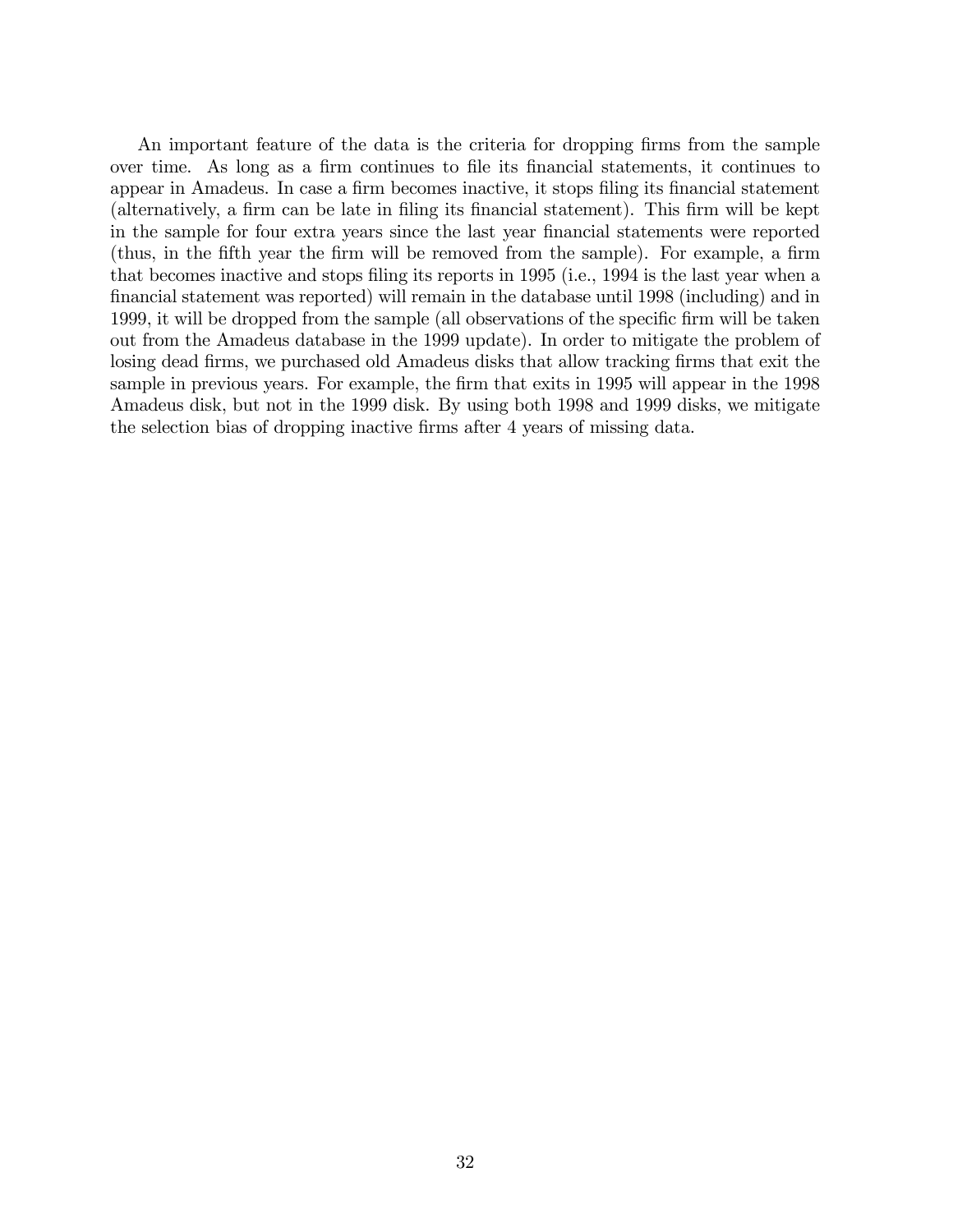An important feature of the data is the criteria for dropping firms from the sample over time. As long as a firm continues to file its financial statements, it continues to appear in Amadeus. In case a firm becomes inactive, it stops filing its financial statement (alternatively, a firm can be late in filing its financial statement). This firm will be kept in the sample for four extra years since the last year financial statements were reported (thus, in the fifth year the firm will be removed from the sample). For example, a firm that becomes inactive and stops filing its reports in 1995 (i.e., 1994 is the last year when a financial statement was reported) will remain in the database until 1998 (including) and in 1999, it will be dropped from the sample (all observations of the specific firm will be taken out from the Amadeus database in the 1999 update). In order to mitigate the problem of losing dead firms, we purchased old Amadeus disks that allow tracking firms that exit the sample in previous years. For example, the firm that exits in 1995 will appear in the 1998 Amadeus disk, but not in the 1999 disk. By using both 1998 and 1999 disks, we mitigate the selection bias of dropping inactive firms after 4 years of missing data.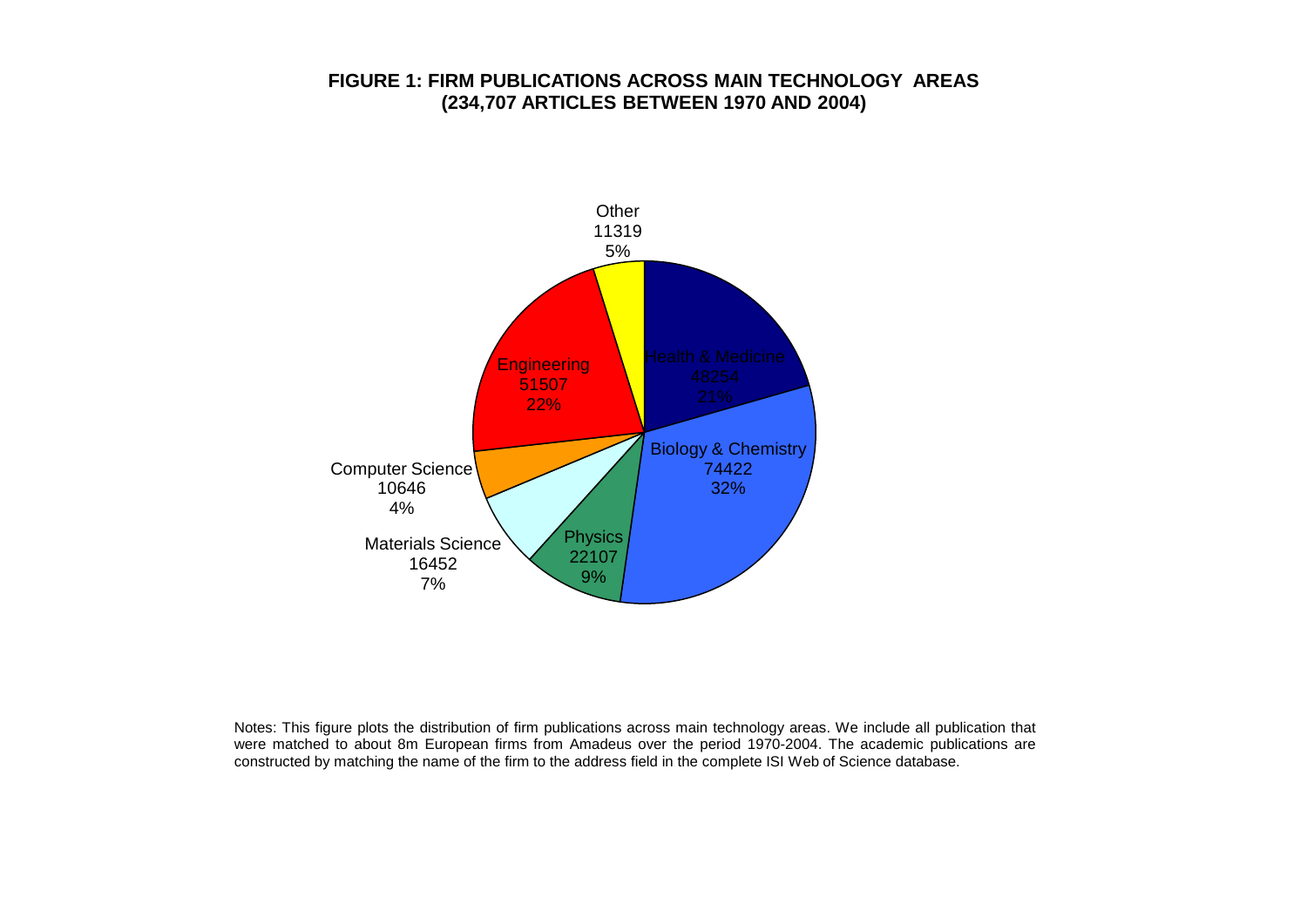**FIGURE 1: FIRM PUBLICATIONS ACROSS MAIN TECHNOLOGY AREAS**
**(234,707 ARTICLES BETWEEN 1970 AND 2004)**

Other 11319 5%

Health & Medicine 48254 21%

Biology & Chemistry 74422 32%

Physics 22107 9%

Materials Science 16452 7%

Computer Science 10646 4%

Engineering 51507 22%

Notes: This figure plots the distribution of firm publications across main technology areas. We include all publication that were matched to about 8m European firms from Amadeus over the period 1970-2004. The academic publications are constructed by matching the name of the firm to the address field in the complete ISI Web of Science database.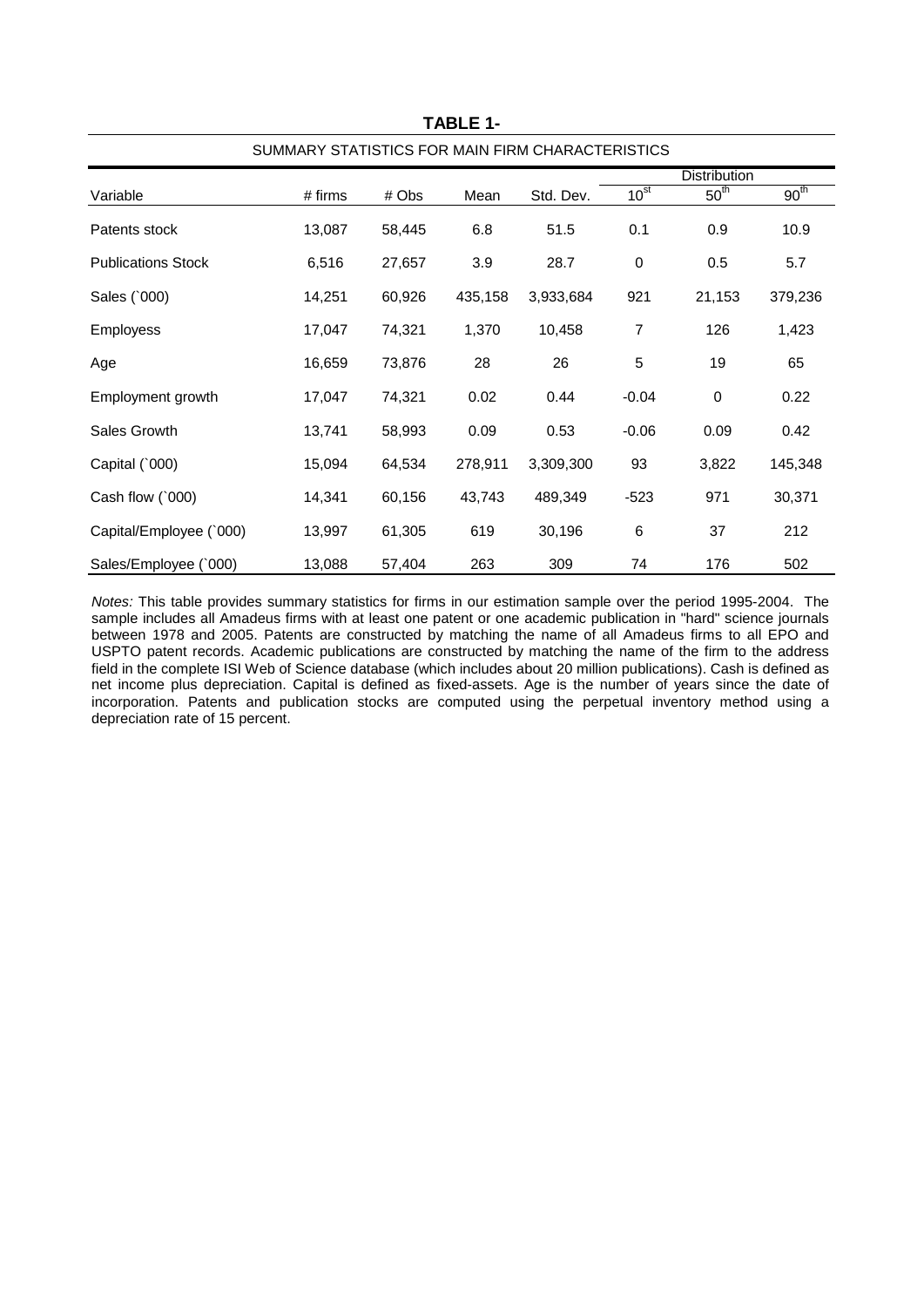**TABLE 1-**

SUMMARY STATISTICS FOR MAIN FIRM CHARACTERISTICS

| Variable | # firms | # Obs | Mean | Std. Dev. | Distribution | | |
|---|---|---|---|---|---|---|---|
| | | | | | $10^{st}$ | $50^{th}$ | $90^{th}$ |
| Patents stock | 13,087 | 58,445 | 6.8 | 51.5 | 0.1 | 0.9 | 10.9 |
| Publications Stock | 6,516 | 27,657 | 3.9 | 28.7 | 0 | 0.5 | 5.7 |
| Sales (`000) | 14,251 | 60,926 | 435,158 | 3,933,684 | 921 | 21,153 | 379,236 |
| Employess | 17,047 | 74,321 | 1,370 | 10,458 | 7 | 126 | 1,423 |
| Age | 16,659 | 73,876 | 28 | 26 | 5 | 19 | 65 |
| Employment growth | 17,047 | 74,321 | 0.02 | 0.44 | -0.04 | 0 | 0.22 |
| Sales Growth | 13,741 | 58,993 | 0.09 | 0.53 | -0.06 | 0.09 | 0.42 |
| Capital (`000) | 15,094 | 64,534 | 278,911 | 3,309,300 | 93 | 3,822 | 145,348 |
| Cash flow (`000) | 14,341 | 60,156 | 43,743 | 489,349 | -523 | 971 | 30,371 |
| Capital/Employee (`000) | 13,997 | 61,305 | 619 | 30,196 | 6 | 37 | 212 |
| Sales/Employee (`000) | 13,088 | 57,404 | 263 | 309 | 74 | 176 | 502 |

*Notes:* This table provides summary statistics for firms in our estimation sample over the period 1995-2004. The sample includes all Amadeus firms with at least one patent or one academic publication in "hard" science journals between 1978 and 2005. Patents are constructed by matching the name of all Amadeus firms to all EPO and USPTO patent records. Academic publications are constructed by matching the name of the firm to the address field in the complete ISI Web of Science database (which includes about 20 million publications). Cash is defined as net income plus depreciation. Capital is defined as fixed-assets. Age is the number of years since the date of incorporation. Patents and publication stocks are computed using the perpetual inventory method using a depreciation rate of 15 percent.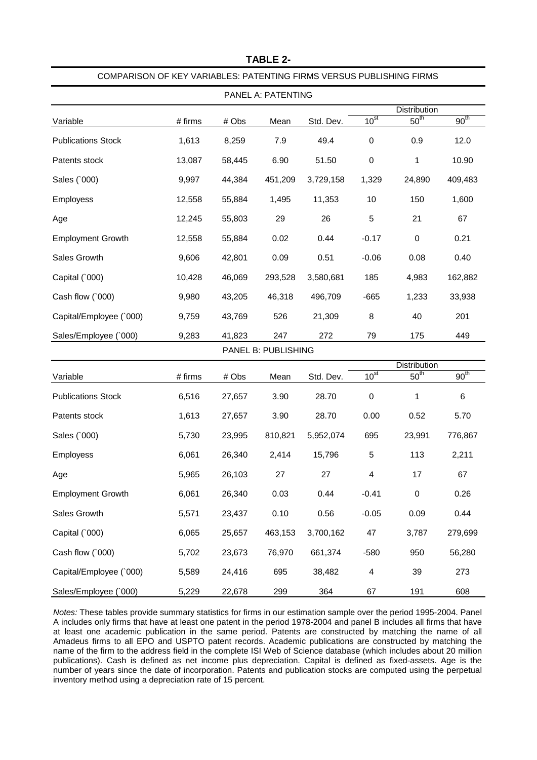# TABLE 2-

COMPARISON OF KEY VARIABLES: PATENTING FIRMS VERSUS PUBLISHING FIRMS

| PANEL A: PATENTING | | | | | | | |
|---|---|---|---|---|---|---|---|
| | | | | | Distribution | | |
| Variable | # firms | # Obs | Mean | Std. Dev. | $10^{st}$ | $50^{th}$ | $90^{th}$ |
| Publications Stock | 1,613 | 8,259 | 7.9 | 49.4 | 0 | 0.9 | 12.0 |
| Patents stock | 13,087 | 58,445 | 6.90 | 51.50 | 0 | 1 | 10.90 |
| Sales (`000) | 9,997 | 44,384 | 451,209 | 3,729,158 | 1,329 | 24,890 | 409,483 |
| Employess | 12,558 | 55,884 | 1,495 | 11,353 | 10 | 150 | 1,600 |
| Age | 12,245 | 55,803 | 29 | 26 | 5 | 21 | 67 |
| Employment Growth | 12,558 | 55,884 | 0.02 | 0.44 | -0.17 | 0 | 0.21 |
| Sales Growth | 9,606 | 42,801 | 0.09 | 0.51 | -0.06 | 0.08 | 0.40 |
| Capital (`000) | 10,428 | 46,069 | 293,528 | 3,580,681 | 185 | 4,983 | 162,882 |
| Cash flow (`000) | 9,980 | 43,205 | 46,318 | 496,709 | -665 | 1,233 | 33,938 |
| Capital/Employee (`000) | 9,759 | 43,769 | 526 | 21,309 | 8 | 40 | 201 |
| Sales/Employee (`000) | 9,283 | 41,823 | 247 | 272 | 79 | 175 | 449 |

| PANEL B: PUBLISHING | | | | | | | |
|---|---|---|---|---|---|---|---|
| | | | | | Distribution | | |
| Variable | # firms | # Obs | Mean | Std. Dev. | $10^{st}$ | $50^{th}$ | $90^{th}$ |
| Publications Stock | 6,516 | 27,657 | 3.90 | 28.70 | 0 | 1 | 6 |
| Patents stock | 1,613 | 27,657 | 3.90 | 28.70 | 0.00 | 0.52 | 5.70 |
| Sales (`000) | 5,730 | 23,995 | 810,821 | 5,952,074 | 695 | 23,991 | 776,867 |
| Employess | 6,061 | 26,340 | 2,414 | 15,796 | 5 | 113 | 2,211 |
| Age | 5,965 | 26,103 | 27 | 27 | 4 | 17 | 67 |
| Employment Growth | 6,061 | 26,340 | 0.03 | 0.44 | -0.41 | 0 | 0.26 |
| Sales Growth | 5,571 | 23,437 | 0.10 | 0.56 | -0.05 | 0.09 | 0.44 |
| Capital (`000) | 6,065 | 25,657 | 463,153 | 3,700,162 | 47 | 3,787 | 279,699 |
| Cash flow (`000) | 5,702 | 23,673 | 76,970 | 661,374 | -580 | 950 | 56,280 |
| Capital/Employee (`000) | 5,589 | 24,416 | 695 | 38,482 | 4 | 39 | 273 |
| Sales/Employee (`000) | 5,229 | 22,678 | 299 | 364 | 67 | 191 | 608 |

*Notes:* These tables provide summary statistics for firms in our estimation sample over the period 1995-2004. Panel A includes only firms that have at least one patent in the period 1978-2004 and panel B includes all firms that have at least one academic publication in the same period. Patents are constructed by matching the name of all Amadeus firms to all EPO and USPTO patent records. Academic publications are constructed by matching the name of the firm to the address field in the complete ISI Web of Science database (which includes about 20 million publications). Cash is defined as net income plus depreciation. Capital is defined as fixed-assets. Age is the number of years since the date of incorporation. Patents and publication stocks are computed using the perpetual inventory method using a depreciation rate of 15 percent.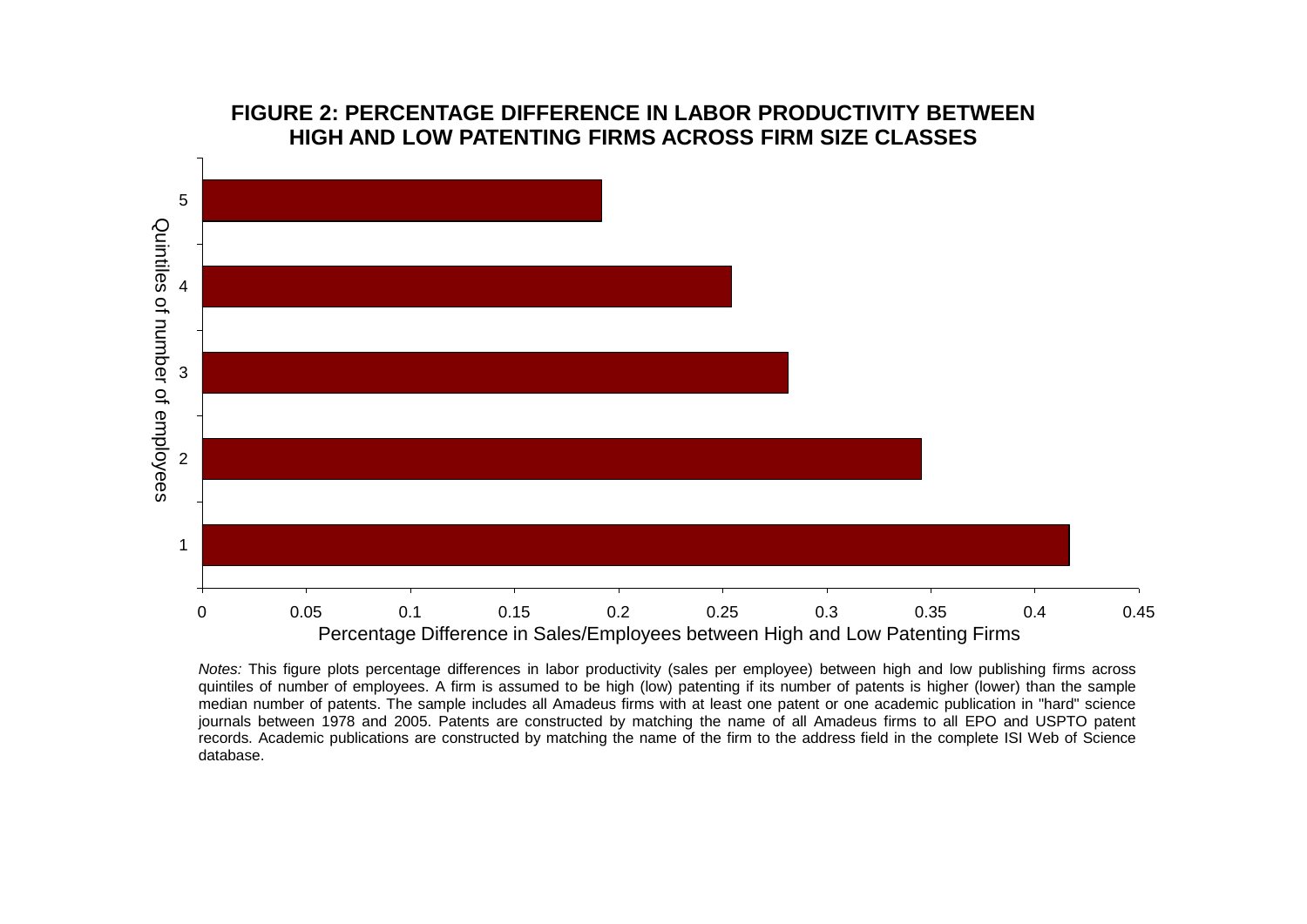**FIGURE 2: PERCENTAGE DIFFERENCE IN LABOR PRODUCTIVITY BETWEEN HIGH AND LOW PATENTING FIRMS ACROSS FIRM SIZE CLASSES**

| Quintiles of number of employees | Percentage Difference in Sales/Employees between High and Low Patenting Firms |
|---|---|
| 5 | ~0.19 |
| 4 | ~0.25 |
| 3 | ~0.28 |
| 2 | ~0.35 |
| 1 | ~0.42 |

*Notes:* This figure plots percentage differences in labor productivity (sales per employee) between high and low publishing firms across quintiles of number of employees. A firm is assumed to be high (low) patenting if its number of patents is higher (lower) than the sample median number of patents. The sample includes all Amadeus firms with at least one patent or one academic publication in "hard" science journals between 1978 and 2005. Patents are constructed by matching the name of all Amadeus firms to all EPO and USPTO patent records. Academic publications are constructed by matching the name of the firm to the address field in the complete ISI Web of Science database.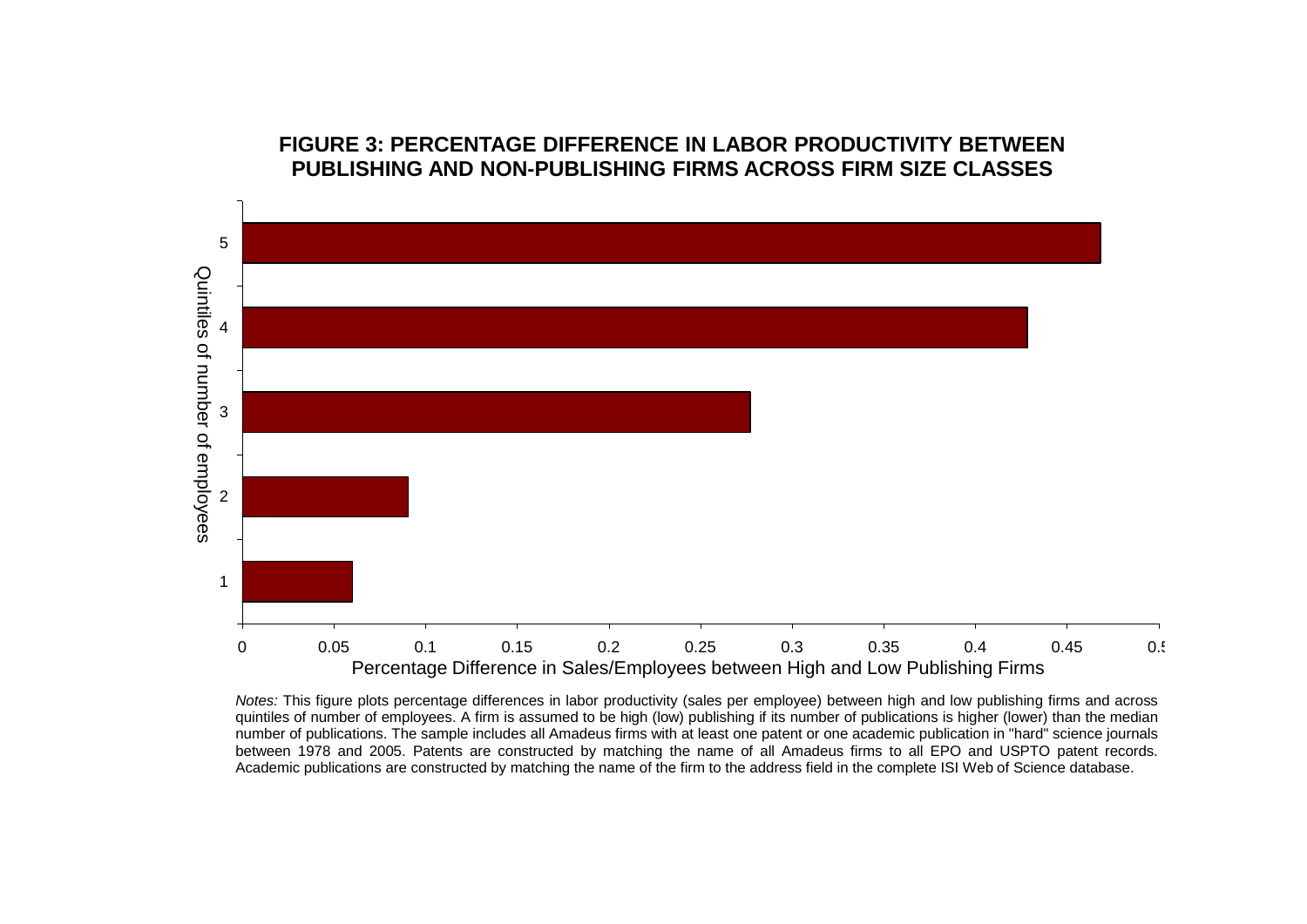**FIGURE 3: PERCENTAGE DIFFERENCE IN LABOR PRODUCTIVITY BETWEEN PUBLISHING AND NON-PUBLISHING FIRMS ACROSS FIRM SIZE CLASSES**

*Notes:* This figure plots percentage differences in labor productivity (sales per employee) between high and low publishing firms and across quintiles of number of employees. A firm is assumed to be high (low) publishing if its number of publications is higher (lower) than the median number of publications. The sample includes all Amadeus firms with at least one patent or one academic publication in "hard" science journals between 1978 and 2005. Patents are constructed by matching the name of all Amadeus firms to all EPO and USPTO patent records. Academic publications are constructed by matching the name of the firm to the address field in the complete ISI Web of Science database.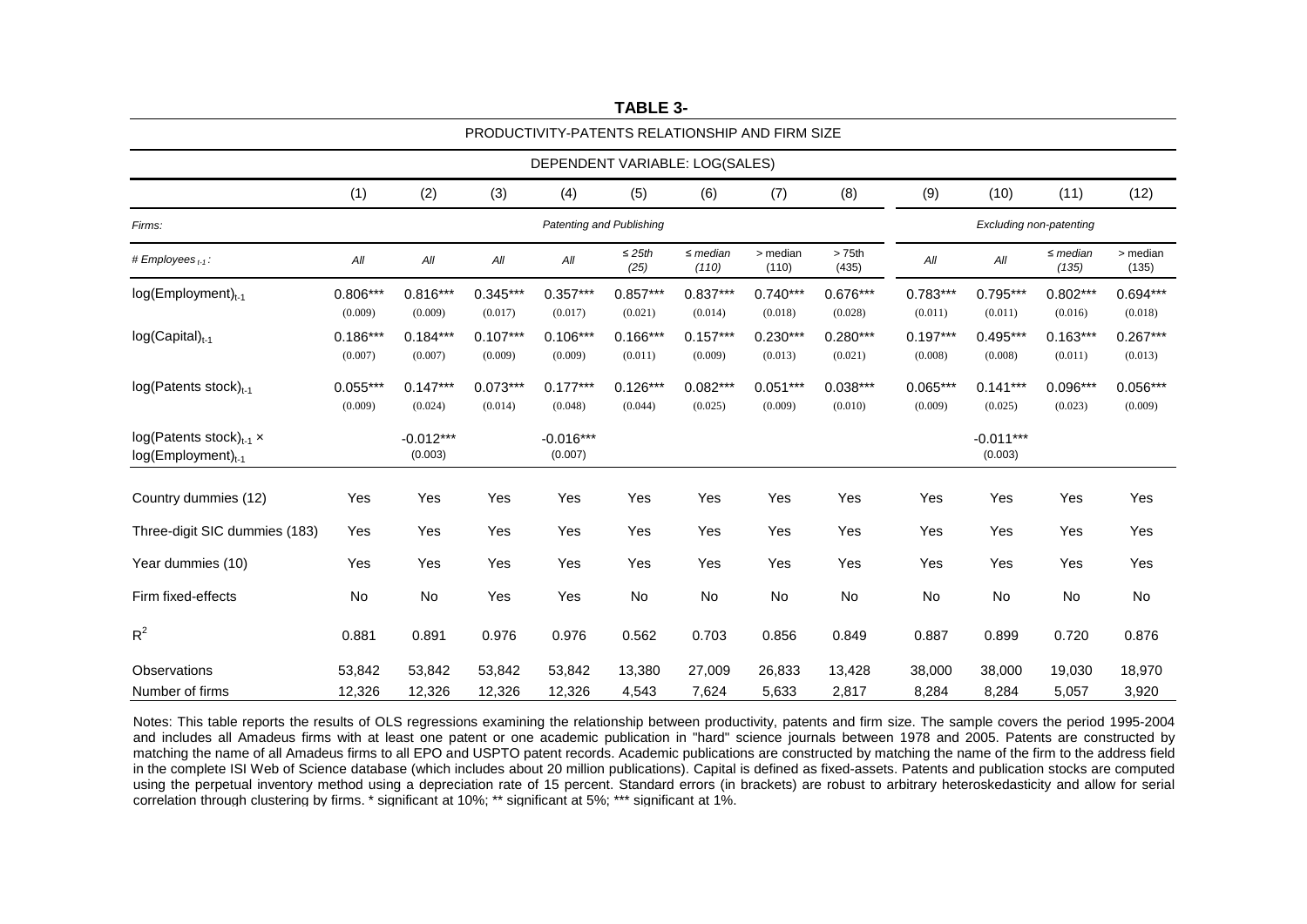**TABLE 3-**

PRODUCTIVITY-PATENTS RELATIONSHIP AND FIRM SIZE

DEPENDENT VARIABLE: LOG(SALES)

| | (1) | (2) | (3) | (4) | (5) | (6) | (7) | (8) | (9) | (10) | (11) | (12) |
|---|---|---|---|---|---|---|---|---|---|---|---|---|
| *Firms:* | *Patenting and Publishing* | | | | | | | | *Excluding non-patenting* | | | |
| *# Employees $_{t-1}$:* | *All* | *All* | *All* | *All* | *≤ 25th (25)* | *≤ median (110)* | > median (110) | > 75th (435) | *All* | *All* | *≤ median (135)* | > median (135) |
| $\log(\text{Employment})_{t-1}$ | 0.806*** (0.009) | 0.816*** (0.009) | 0.345*** (0.017) | 0.357*** (0.017) | 0.857*** (0.021) | 0.837*** (0.014) | 0.740*** (0.018) | 0.676*** (0.028) | 0.783*** (0.011) | 0.795*** (0.011) | 0.802*** (0.016) | 0.694*** (0.018) |
| $\log(\text{Capital})_{t-1}$ | 0.186*** (0.007) | 0.184*** (0.007) | 0.107*** (0.009) | 0.106*** (0.009) | 0.166*** (0.011) | 0.157*** (0.009) | 0.230*** (0.013) | 0.280*** (0.021) | 0.197*** (0.008) | 0.495*** (0.008) | 0.163*** (0.011) | 0.267*** (0.013) |
| $\log(\text{Patents stock})_{t-1}$ | 0.055*** (0.009) | 0.147*** (0.024) | 0.073*** (0.014) | 0.177*** (0.048) | 0.126*** (0.044) | 0.082*** (0.025) | 0.051*** (0.009) | 0.038*** (0.010) | 0.065*** (0.009) | 0.141*** (0.025) | 0.096*** (0.023) | 0.056*** (0.009) |
| $\log(\text{Patents stock})_{t-1} \times \log(\text{Employment})_{t-1}$ | | -0.012*** (0.003) | | -0.016*** (0.007) | | | | | | -0.011*** (0.003) | | |
| Country dummies (12) | Yes | Yes | Yes | Yes | Yes | Yes | Yes | Yes | Yes | Yes | Yes | Yes |
| Three-digit SIC dummies (183) | Yes | Yes | Yes | Yes | Yes | Yes | Yes | Yes | Yes | Yes | Yes | Yes |
| Year dummies (10) | Yes | Yes | Yes | Yes | Yes | Yes | Yes | Yes | Yes | Yes | Yes | Yes |
| Firm fixed-effects | No | No | Yes | Yes | No | No | No | No | No | No | No | No |
| $R^2$ | 0.881 | 0.891 | 0.976 | 0.976 | 0.562 | 0.703 | 0.856 | 0.849 | 0.887 | 0.899 | 0.720 | 0.876 |
| Observations | 53,842 | 53,842 | 53,842 | 53,842 | 13,380 | 27,009 | 26,833 | 13,428 | 38,000 | 38,000 | 19,030 | 18,970 |
| Number of firms | 12,326 | 12,326 | 12,326 | 12,326 | 4,543 | 7,624 | 5,633 | 2,817 | 8,284 | 8,284 | 5,057 | 3,920 |

Notes: This table reports the results of OLS regressions examining the relationship between productivity, patents and firm size. The sample covers the period 1995-2004 and includes all Amadeus firms with at least one patent or one academic publication in "hard" science journals between 1978 and 2005. Patents are constructed by matching the name of all Amadeus firms to all EPO and USPTO patent records. Academic publications are constructed by matching the name of the firm to the address field in the complete ISI Web of Science database (which includes about 20 million publications). Capital is defined as fixed-assets. Patents and publication stocks are computed using the perpetual inventory method using a depreciation rate of 15 percent. Standard errors (in brackets) are robust to arbitrary heteroskedasticity and allow for serial correlation through clustering by firms. * significant at 10%; ** significant at 5%; *** significant at 1%.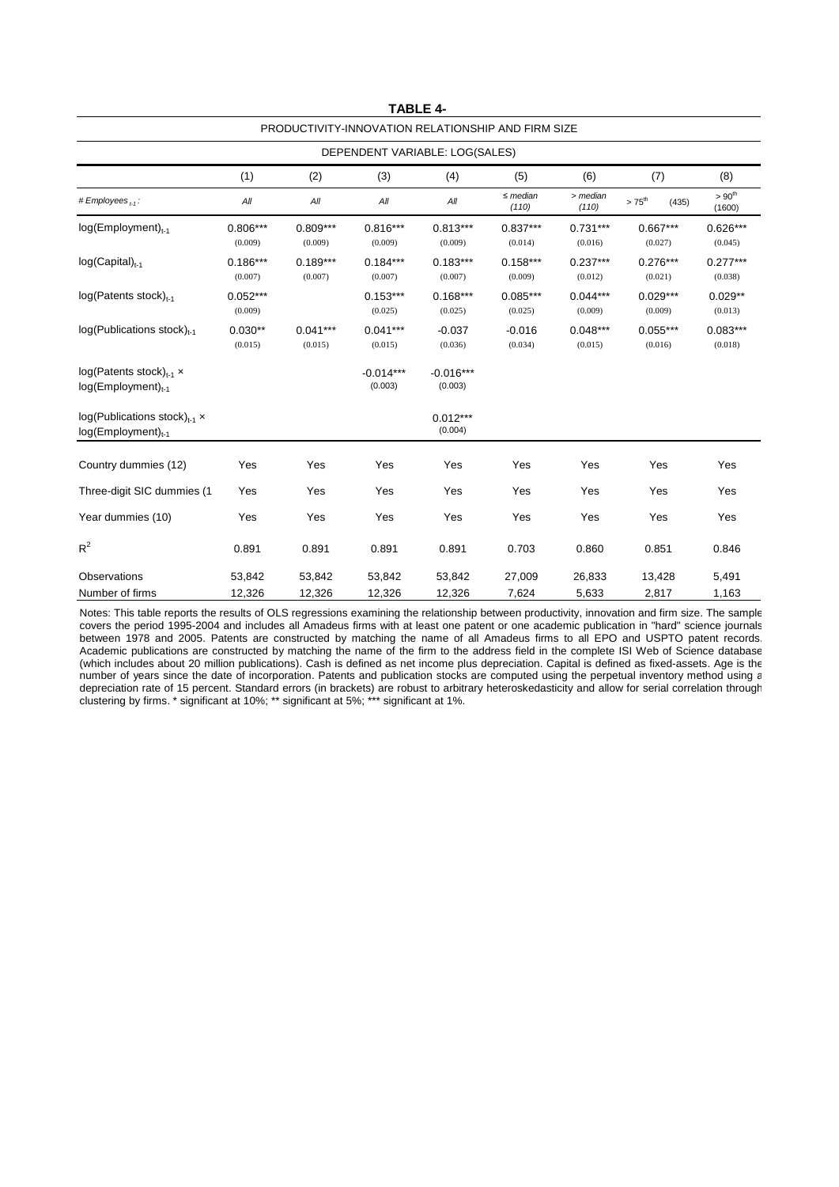**TABLE 4-**

PRODUCTIVITY-INNOVATION RELATIONSHIP AND FIRM SIZE

DEPENDENT VARIABLE: LOG(SALES)

| | (1) | (2) | (3) | (4) | (5) | (6) | (7) | (8) |
|---|---|---|---|---|---|---|---|---|
| *# Employees $_{t-1}$:* | *All* | *All* | *All* | *All* | *≤ median (110)* | *> median (110)* | *> 75$^{th}$ (435)* | *> 90$^{th}$ (1600)* |
| log(Employment)$_{t-1}$ | 0.806*** (0.009) | 0.809*** (0.009) | 0.816*** (0.009) | 0.813*** (0.009) | 0.837*** (0.014) | 0.731*** (0.016) | 0.667*** (0.027) | 0.626*** (0.045) |
| log(Capital)$_{t-1}$ | 0.186*** (0.007) | 0.189*** (0.007) | 0.184*** (0.007) | 0.183*** (0.007) | 0.158*** (0.009) | 0.237*** (0.012) | 0.276*** (0.021) | 0.277*** (0.038) |
| log(Patents stock)$_{t-1}$ | 0.052*** (0.009) | | 0.153*** (0.025) | 0.168*** (0.025) | 0.085*** (0.025) | 0.044*** (0.009) | 0.029*** (0.009) | 0.029** (0.013) |
| log(Publications stock)$_{t-1}$ | 0.030** (0.015) | 0.041*** (0.015) | 0.041*** (0.015) | -0.037 (0.036) | -0.016 (0.034) | 0.048*** (0.015) | 0.055*** (0.016) | 0.083*** (0.018) |
| log(Patents stock)$_{t-1}$ × log(Employment)$_{t-1}$ | | | -0.014*** (0.003) | -0.016*** (0.003) | | | | |
| log(Publications stock)$_{t-1}$ × log(Employment)$_{t-1}$ | | | | 0.012*** (0.004) | | | | |
| Country dummies (12) | Yes | Yes | Yes | Yes | Yes | Yes | Yes | Yes |
| Three-digit SIC dummies (1 | Yes | Yes | Yes | Yes | Yes | Yes | Yes | Yes |
| Year dummies (10) | Yes | Yes | Yes | Yes | Yes | Yes | Yes | Yes |
| $R^2$ | 0.891 | 0.891 | 0.891 | 0.891 | 0.703 | 0.860 | 0.851 | 0.846 |
| Observations | 53,842 | 53,842 | 53,842 | 53,842 | 27,009 | 26,833 | 13,428 | 5,491 |
| Number of firms | 12,326 | 12,326 | 12,326 | 12,326 | 7,624 | 5,633 | 2,817 | 1,163 |

Notes: This table reports the results of OLS regressions examining the relationship between productivity, innovation and firm size. The sample covers the period 1995-2004 and includes all Amadeus firms with at least one patent or one academic publication in "hard" science journals between 1978 and 2005. Patents are constructed by matching the name of all Amadeus firms to all EPO and USPTO patent records. Academic publications are constructed by matching the name of the firm to the address field in the complete ISI Web of Science database (which includes about 20 million publications). Cash is defined as net income plus depreciation. Capital is defined as fixed-assets. Age is the number of years since the date of incorporation. Patents and publication stocks are computed using the perpetual inventory method using a depreciation rate of 15 percent. Standard errors (in brackets) are robust to arbitrary heteroskedasticity and allow for serial correlation through clustering by firms. * significant at 10%; ** significant at 5%; *** significant at 1%.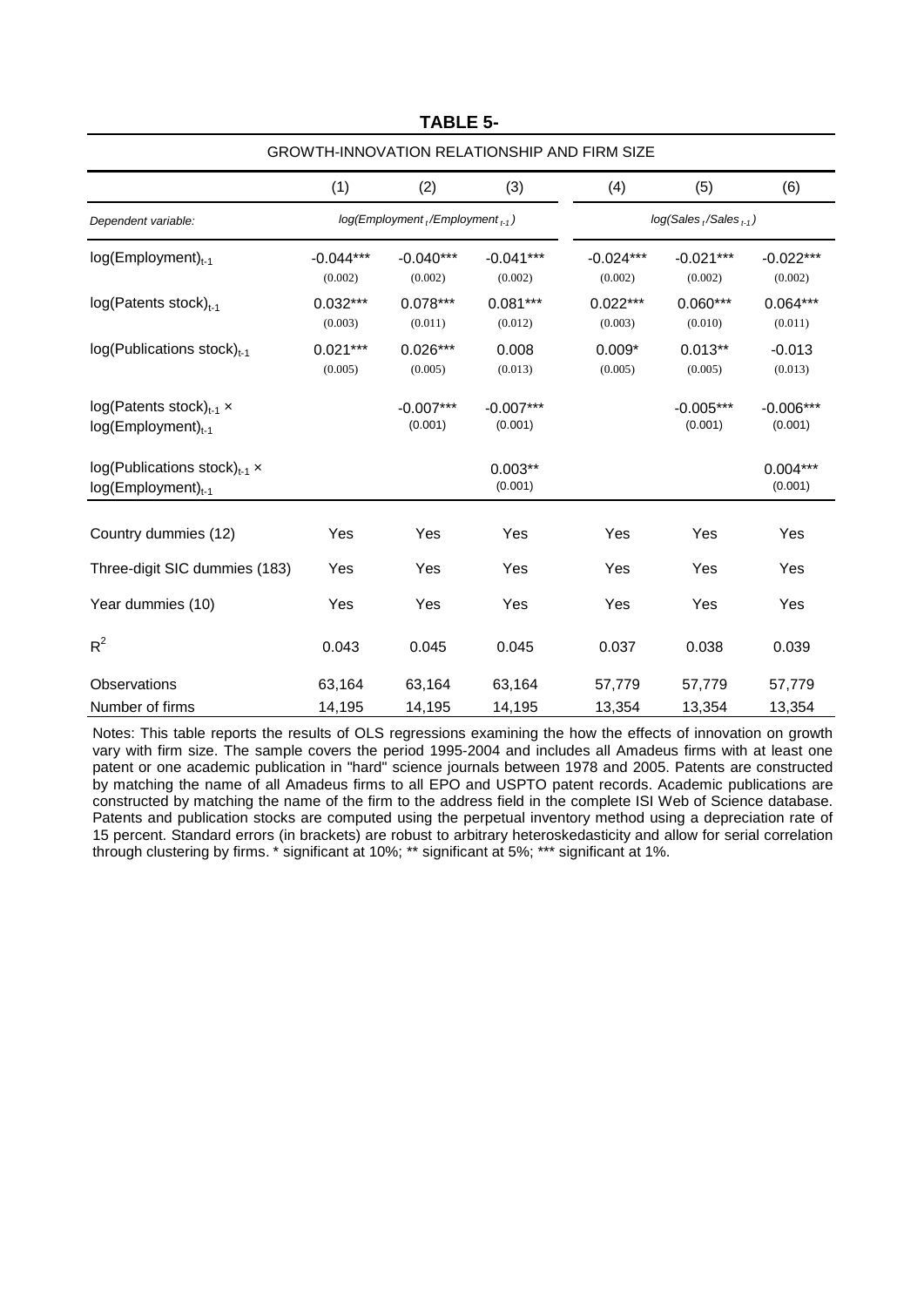**TABLE 5-**

GROWTH-INNOVATION RELATIONSHIP AND FIRM SIZE

| | (1) | (2) | (3) | (4) | (5) | (6) |
|---|---|---|---|---|---|---|
| *Dependent variable:* | *log(Employment$_t$/Employment$_{t-1}$)* | | | *log(Sales$_t$/Sales$_{t-1}$)* | | |
| log(Employment)$_{t-1}$ | -0.044*** (0.002) | -0.040*** (0.002) | -0.041*** (0.002) | -0.024*** (0.002) | -0.021*** (0.002) | -0.022*** (0.002) |
| log(Patents stock)$_{t-1}$ | 0.032*** (0.003) | 0.078*** (0.011) | 0.081*** (0.012) | 0.022*** (0.003) | 0.060*** (0.010) | 0.064*** (0.011) |
| log(Publications stock)$_{t-1}$ | 0.021*** (0.005) | 0.026*** (0.005) | 0.008 (0.013) | 0.009* (0.005) | 0.013** (0.005) | -0.013 (0.013) |
| log(Patents stock)$_{t-1}$ × log(Employment)$_{t-1}$ | | -0.007*** (0.001) | -0.007*** (0.001) | | -0.005*** (0.001) | -0.006*** (0.001) |
| log(Publications stock)$_{t-1}$ × log(Employment)$_{t-1}$ | | | 0.003** (0.001) | | | 0.004*** (0.001) |
| Country dummies (12) | Yes | Yes | Yes | Yes | Yes | Yes |
| Three-digit SIC dummies (183) | Yes | Yes | Yes | Yes | Yes | Yes |
| Year dummies (10) | Yes | Yes | Yes | Yes | Yes | Yes |
| $R^2$ | 0.043 | 0.045 | 0.045 | 0.037 | 0.038 | 0.039 |
| Observations | 63,164 | 63,164 | 63,164 | 57,779 | 57,779 | 57,779 |
| Number of firms | 14,195 | 14,195 | 14,195 | 13,354 | 13,354 | 13,354 |

Notes: This table reports the results of OLS regressions examining the how the effects of innovation on growth vary with firm size. The sample covers the period 1995-2004 and includes all Amadeus firms with at least one patent or one academic publication in "hard" science journals between 1978 and 2005. Patents are constructed by matching the name of all Amadeus firms to all EPO and USPTO patent records. Academic publications are constructed by matching the name of the firm to the address field in the complete ISI Web of Science database. Patents and publication stocks are computed using the perpetual inventory method using a depreciation rate of 15 percent. Standard errors (in brackets) are robust to arbitrary heteroskedasticity and allow for serial correlation through clustering by firms. * significant at 10%; ** significant at 5%; *** significant at 1%.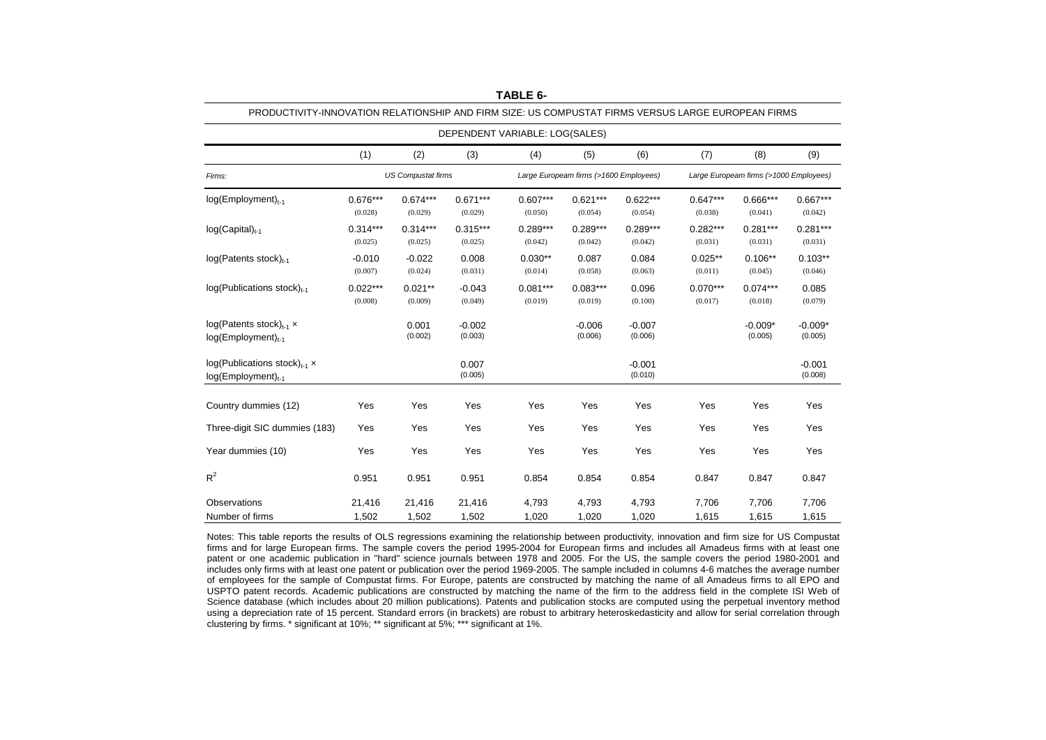**TABLE 6-**

PRODUCTIVITY-INNOVATION RELATIONSHIP AND FIRM SIZE: US COMPUSTAT FIRMS VERSUS LARGE EUROPEAN FIRMS

DEPENDENT VARIABLE: LOG(SALES)

| | (1) | (2) | (3) | (4) | (5) | (6) | (7) | (8) | (9) |
|---|---|---|---|---|---|---|---|---|---|
| *Firms:* | *US Compustat firms* | | | *Large Europeam firms (>1600 Employees)* | | | *Large Europeam firms (>1000 Employees)* | | |
| $\log(\text{Employment})_{t-1}$ | 0.676*** (0.028) | 0.674*** (0.029) | 0.671*** (0.029) | 0.607*** (0.050) | 0.621*** (0.054) | 0.622*** (0.054) | 0.647*** (0.038) | 0.666*** (0.041) | 0.667*** (0.042) |
| $\log(\text{Capital})_{t-1}$ | 0.314*** (0.025) | 0.314*** (0.025) | 0.315*** (0.025) | 0.289*** (0.042) | 0.289*** (0.042) | 0.289*** (0.042) | 0.282*** (0.031) | 0.281*** (0.031) | 0.281*** (0.031) |
| $\log(\text{Patents stock})_{t-1}$ | -0.010 (0.007) | -0.022 (0.024) | 0.008 (0.031) | 0.030** (0.014) | 0.087 (0.058) | 0.084 (0.063) | 0.025** (0.011) | 0.106** (0.045) | 0.103** (0.046) |
| $\log(\text{Publications stock})_{t-1}$ | 0.022*** (0.008) | 0.021** (0.009) | -0.043 (0.049) | 0.081*** (0.019) | 0.083*** (0.019) | 0.096 (0.100) | 0.070*** (0.017) | 0.074*** (0.018) | 0.085 (0.079) |
| $\log(\text{Patents stock})_{t-1} \times \log(\text{Employment})_{t-1}$ | | 0.001 (0.002) | -0.002 (0.003) | | -0.006 (0.006) | -0.007 (0.006) | | -0.009* (0.005) | -0.009* (0.005) |
| $\log(\text{Publications stock})_{t-1} \times \log(\text{Employment})_{t-1}$ | | | 0.007 (0.005) | | | -0.001 (0.010) | | | -0.001 (0.008) |
| Country dummies (12) | Yes | Yes | Yes | Yes | Yes | Yes | Yes | Yes | Yes |
| Three-digit SIC dummies (183) | Yes | Yes | Yes | Yes | Yes | Yes | Yes | Yes | Yes |
| Year dummies (10) | Yes | Yes | Yes | Yes | Yes | Yes | Yes | Yes | Yes |
| $R^2$ | 0.951 | 0.951 | 0.951 | 0.854 | 0.854 | 0.854 | 0.847 | 0.847 | 0.847 |
| Observations | 21,416 | 21,416 | 21,416 | 4,793 | 4,793 | 4,793 | 7,706 | 7,706 | 7,706 |
| Number of firms | 1,502 | 1,502 | 1,502 | 1,020 | 1,020 | 1,020 | 1,615 | 1,615 | 1,615 |

Notes: This table reports the results of OLS regressions examining the relationship between productivity, innovation and firm size for US Compustat firms and for large European firms. The sample covers the period 1995-2004 for European firms and includes all Amadeus firms with at least one patent or one academic publication in "hard" science journals between 1978 and 2005. For the US, the sample covers the period 1980-2001 and includes only firms with at least one patent or publication over the period 1969-2005. The sample included in columns 4-6 matches the average number of employees for the sample of Compustat firms. For Europe, patents are constructed by matching the name of all Amadeus firms to all EPO and USPTO patent records. Academic publications are constructed by matching the name of the firm to the address field in the complete ISI Web of Science database (which includes about 20 million publications). Patents and publication stocks are computed using the perpetual inventory method using a depreciation rate of 15 percent. Standard errors (in brackets) are robust to arbitrary heteroskedasticity and allow for serial correlation through clustering by firms. * significant at 10%; ** significant at 5%; *** significant at 1%.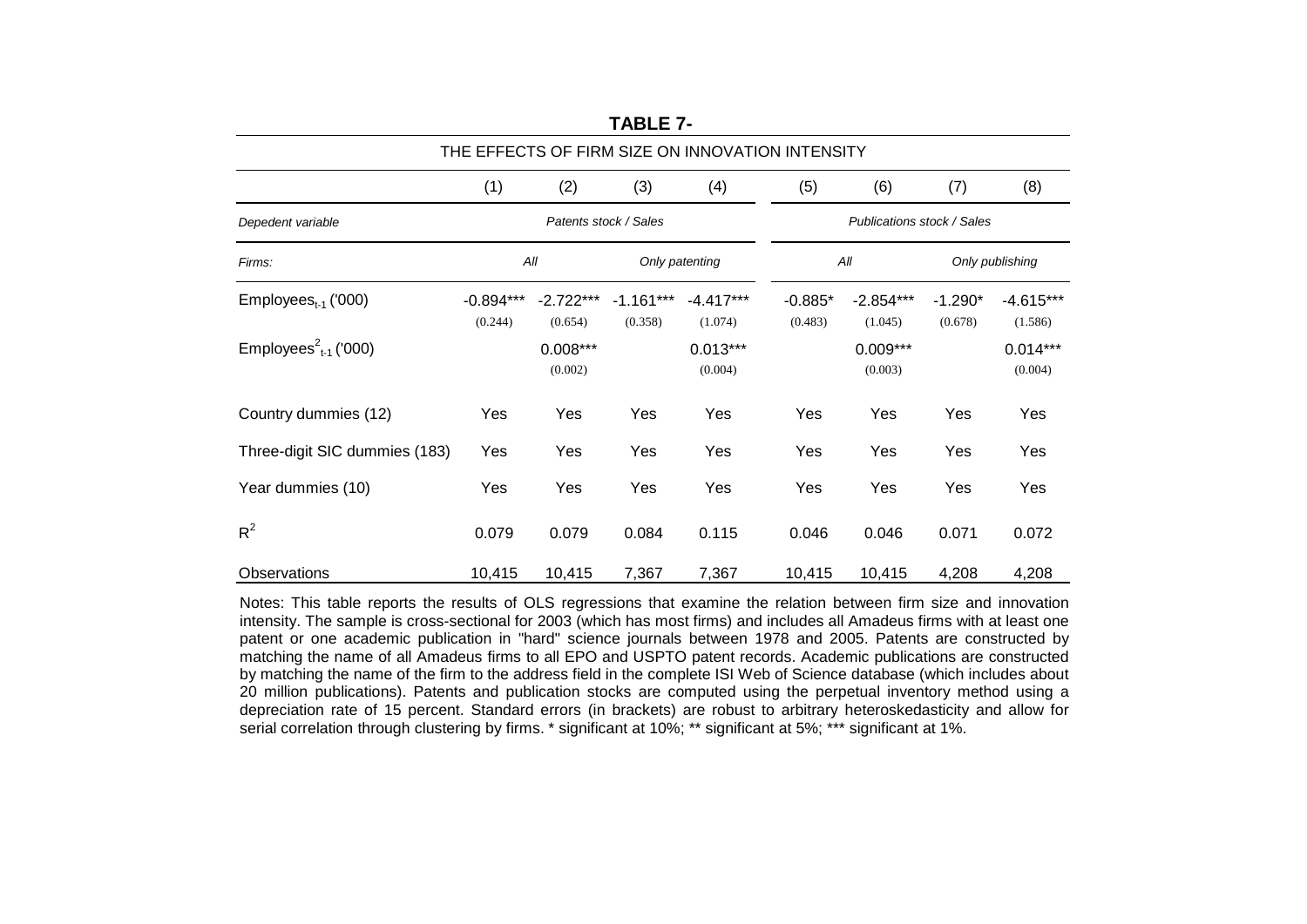**TABLE 7-**

THE EFFECTS OF FIRM SIZE ON INNOVATION INTENSITY

| | (1) | (2) | (3) | (4) | (5) | (6) | (7) | (8) |
|---|---|---|---|---|---|---|---|---|
| *Depedent variable* | *Patents stock / Sales* | | | | *Publications stock / Sales* | | | |
| *Firms:* | *All* | | *Only patenting* | | *All* | | *Only publishing* | |
| $Employees_{t-1}$ ('000) | -0.894*** (0.244) | -2.722*** (0.654) | -1.161*** (0.358) | -4.417*** (1.074) | -0.885* (0.483) | -2.854*** (1.045) | -1.290* (0.678) | -4.615*** (1.586) |
| $Employees^2_{t-1}$ ('000) | | 0.008*** (0.002) | | 0.013*** (0.004) | | 0.009*** (0.003) | | 0.014*** (0.004) |
| Country dummies (12) | Yes | Yes | Yes | Yes | Yes | Yes | Yes | Yes |
| Three-digit SIC dummies (183) | Yes | Yes | Yes | Yes | Yes | Yes | Yes | Yes |
| Year dummies (10) | Yes | Yes | Yes | Yes | Yes | Yes | Yes | Yes |
| $R^2$ | 0.079 | 0.079 | 0.084 | 0.115 | 0.046 | 0.046 | 0.071 | 0.072 |
| Observations | 10,415 | 10,415 | 7,367 | 7,367 | 10,415 | 10,415 | 4,208 | 4,208 |

Notes: This table reports the results of OLS regressions that examine the relation between firm size and innovation intensity. The sample is cross-sectional for 2003 (which has most firms) and includes all Amadeus firms with at least one patent or one academic publication in "hard" science journals between 1978 and 2005. Patents are constructed by matching the name of all Amadeus firms to all EPO and USPTO patent records. Academic publications are constructed by matching the name of the firm to the address field in the complete ISI Web of Science database (which includes about 20 million publications). Patents and publication stocks are computed using the perpetual inventory method using a depreciation rate of 15 percent. Standard errors (in brackets) are robust to arbitrary heteroskedasticity and allow for serial correlation through clustering by firms. * significant at 10%; ** significant at 5%; *** significant at 1%.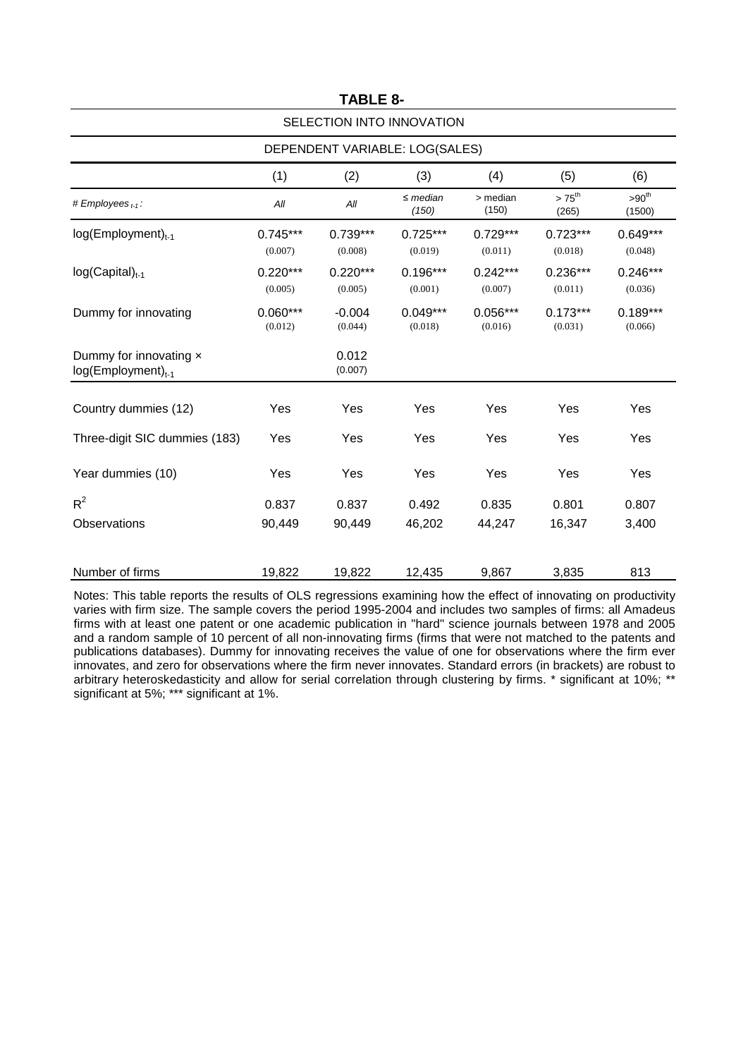**TABLE 8-**

SELECTION INTO INNOVATION

DEPENDENT VARIABLE: LOG(SALES)

| | (1) | (2) | (3) | (4) | (5) | (6) |
|---|---|---|---|---|---|---|
| *# Employees $_{t-1}$:* | *All* | *All* | *≤ median (150)* | > median (150) | > $75^{th}$ (265) | $>90^{th}$ (1500) |
| $\log(\text{Employment})_{t-1}$ | 0.745*** (0.007) | 0.739*** (0.008) | 0.725*** (0.019) | 0.729*** (0.011) | 0.723*** (0.018) | 0.649*** (0.048) |
| $\log(\text{Capital})_{t-1}$ | 0.220*** (0.005) | 0.220*** (0.005) | 0.196*** (0.001) | 0.242*** (0.007) | 0.236*** (0.011) | 0.246*** (0.036) |
| Dummy for innovating | 0.060*** (0.012) | -0.004 (0.044) | 0.049*** (0.018) | 0.056*** (0.016) | 0.173*** (0.031) | 0.189*** (0.066) |
| Dummy for innovating × $\log(\text{Employment})_{t-1}$ | | 0.012 (0.007) | | | | |
| Country dummies (12) | Yes | Yes | Yes | Yes | Yes | Yes |
| Three-digit SIC dummies (183) | Yes | Yes | Yes | Yes | Yes | Yes |
| Year dummies (10) | Yes | Yes | Yes | Yes | Yes | Yes |
| $R^2$ | 0.837 | 0.837 | 0.492 | 0.835 | 0.801 | 0.807 |
| Observations | 90,449 | 90,449 | 46,202 | 44,247 | 16,347 | 3,400 |
| Number of firms | 19,822 | 19,822 | 12,435 | 9,867 | 3,835 | 813 |

Notes: This table reports the results of OLS regressions examining how the effect of innovating on productivity varies with firm size. The sample covers the period 1995-2004 and includes two samples of firms: all Amadeus firms with at least one patent or one academic publication in "hard" science journals between 1978 and 2005 and a random sample of 10 percent of all non-innovating firms (firms that were not matched to the patents and publications databases). Dummy for innovating receives the value of one for observations where the firm ever innovates, and zero for observations where the firm never innovates. Standard errors (in brackets) are robust to arbitrary heteroskedasticity and allow for serial correlation through clustering by firms. * significant at 10%; ** significant at 5%; *** significant at 1%.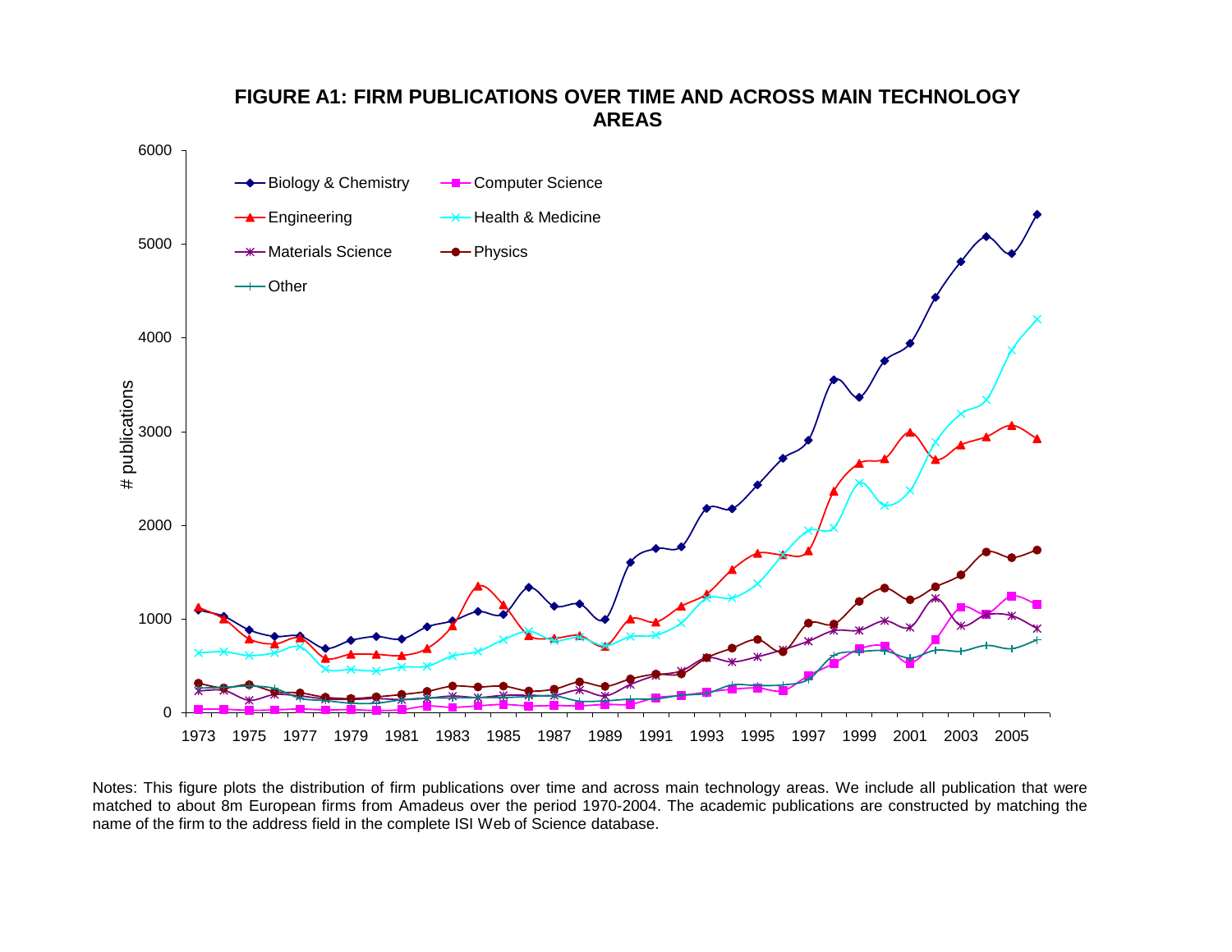**FIGURE A1: FIRM PUBLICATIONS OVER TIME AND ACROSS MAIN TECHNOLOGY AREAS**

Notes: This figure plots the distribution of firm publications over time and across main technology areas. We include all publication that were matched to about 8m European firms from Amadeus over the period 1970-2004. The academic publications are constructed by matching the name of the firm to the address field in the complete ISI Web of Science database.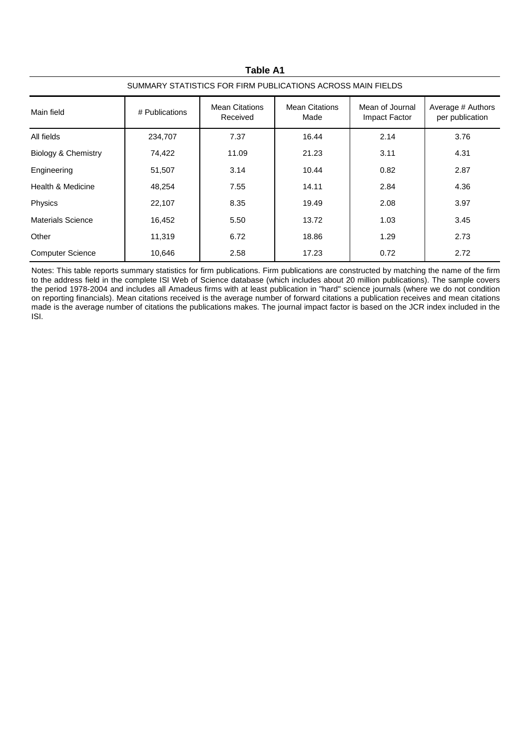**Table A1**

SUMMARY STATISTICS FOR FIRM PUBLICATIONS ACROSS MAIN FIELDS

| Main field | # Publications | Mean Citations Received | Mean Citations Made | Mean of Journal Impact Factor | Average # Authors per publication |
|---|---|---|---|---|---|
| All fields | 234,707 | 7.37 | 16.44 | 2.14 | 3.76 |
| Biology & Chemistry | 74,422 | 11.09 | 21.23 | 3.11 | 4.31 |
| Engineering | 51,507 | 3.14 | 10.44 | 0.82 | 2.87 |
| Health & Medicine | 48,254 | 7.55 | 14.11 | 2.84 | 4.36 |
| Physics | 22,107 | 8.35 | 19.49 | 2.08 | 3.97 |
| Materials Science | 16,452 | 5.50 | 13.72 | 1.03 | 3.45 |
| Other | 11,319 | 6.72 | 18.86 | 1.29 | 2.73 |
| Computer Science | 10,646 | 2.58 | 17.23 | 0.72 | 2.72 |

Notes: This table reports summary statistics for firm publications. Firm publications are constructed by matching the name of the firm to the address field in the complete ISI Web of Science database (which includes about 20 million publications). The sample covers the period 1978-2004 and includes all Amadeus firms with at least publication in "hard" science journals (where we do not condition on reporting financials). Mean citations received is the average number of forward citations a publication receives and mean citations made is the average number of citations the publications makes. The journal impact factor is based on the JCR index included in the ISI.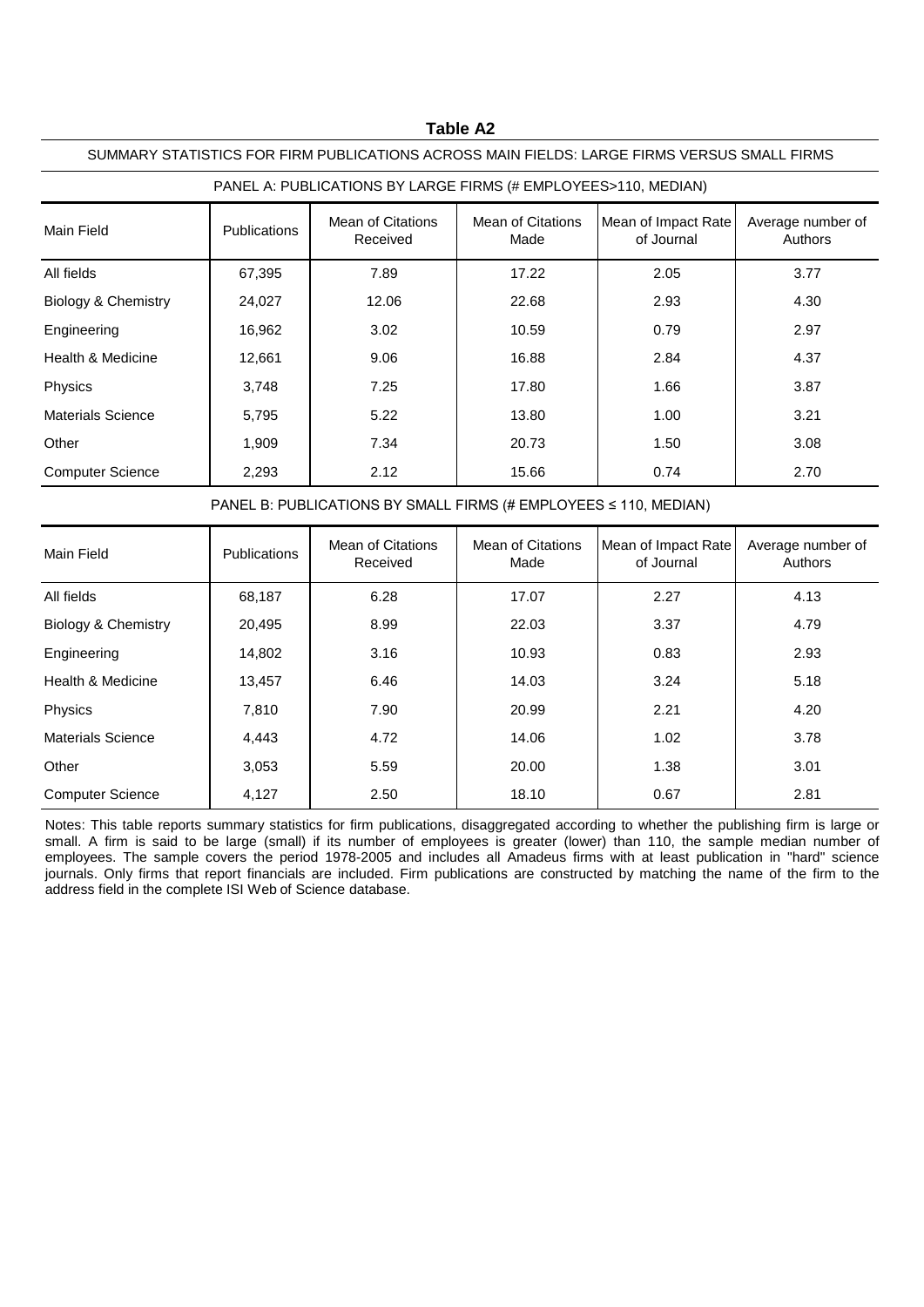## Table A2

SUMMARY STATISTICS FOR FIRM PUBLICATIONS ACROSS MAIN FIELDS: LARGE FIRMS VERSUS SMALL FIRMS

PANEL A: PUBLICATIONS BY LARGE FIRMS (# EMPLOYEES>110, MEDIAN)

| Main Field | Publications | Mean of Citations Received | Mean of Citations Made | Mean of Impact Rate of Journal | Average number of Authors |
|---|---|---|---|---|---|
| All fields | 67,395 | 7.89 | 17.22 | 2.05 | 3.77 |
| Biology & Chemistry | 24,027 | 12.06 | 22.68 | 2.93 | 4.30 |
| Engineering | 16,962 | 3.02 | 10.59 | 0.79 | 2.97 |
| Health & Medicine | 12,661 | 9.06 | 16.88 | 2.84 | 4.37 |
| Physics | 3,748 | 7.25 | 17.80 | 1.66 | 3.87 |
| Materials Science | 5,795 | 5.22 | 13.80 | 1.00 | 3.21 |
| Other | 1,909 | 7.34 | 20.73 | 1.50 | 3.08 |
| Computer Science | 2,293 | 2.12 | 15.66 | 0.74 | 2.70 |

PANEL B: PUBLICATIONS BY SMALL FIRMS (# EMPLOYEES ≤ 110, MEDIAN)

| Main Field | Publications | Mean of Citations Received | Mean of Citations Made | Mean of Impact Rate of Journal | Average number of Authors |
|---|---|---|---|---|---|
| All fields | 68,187 | 6.28 | 17.07 | 2.27 | 4.13 |
| Biology & Chemistry | 20,495 | 8.99 | 22.03 | 3.37 | 4.79 |
| Engineering | 14,802 | 3.16 | 10.93 | 0.83 | 2.93 |
| Health & Medicine | 13,457 | 6.46 | 14.03 | 3.24 | 5.18 |
| Physics | 7,810 | 7.90 | 20.99 | 2.21 | 4.20 |
| Materials Science | 4,443 | 4.72 | 14.06 | 1.02 | 3.78 |
| Other | 3,053 | 5.59 | 20.00 | 1.38 | 3.01 |
| Computer Science | 4,127 | 2.50 | 18.10 | 0.67 | 2.81 |

Notes: This table reports summary statistics for firm publications, disaggregated according to whether the publishing firm is large or small. A firm is said to be large (small) if its number of employees is greater (lower) than 110, the sample median number of employees. The sample covers the period 1978-2005 and includes all Amadeus firms with at least publication in "hard" science journals. Only firms that report financials are included. Firm publications are constructed by matching the name of the firm to the address field in the complete ISI Web of Science database.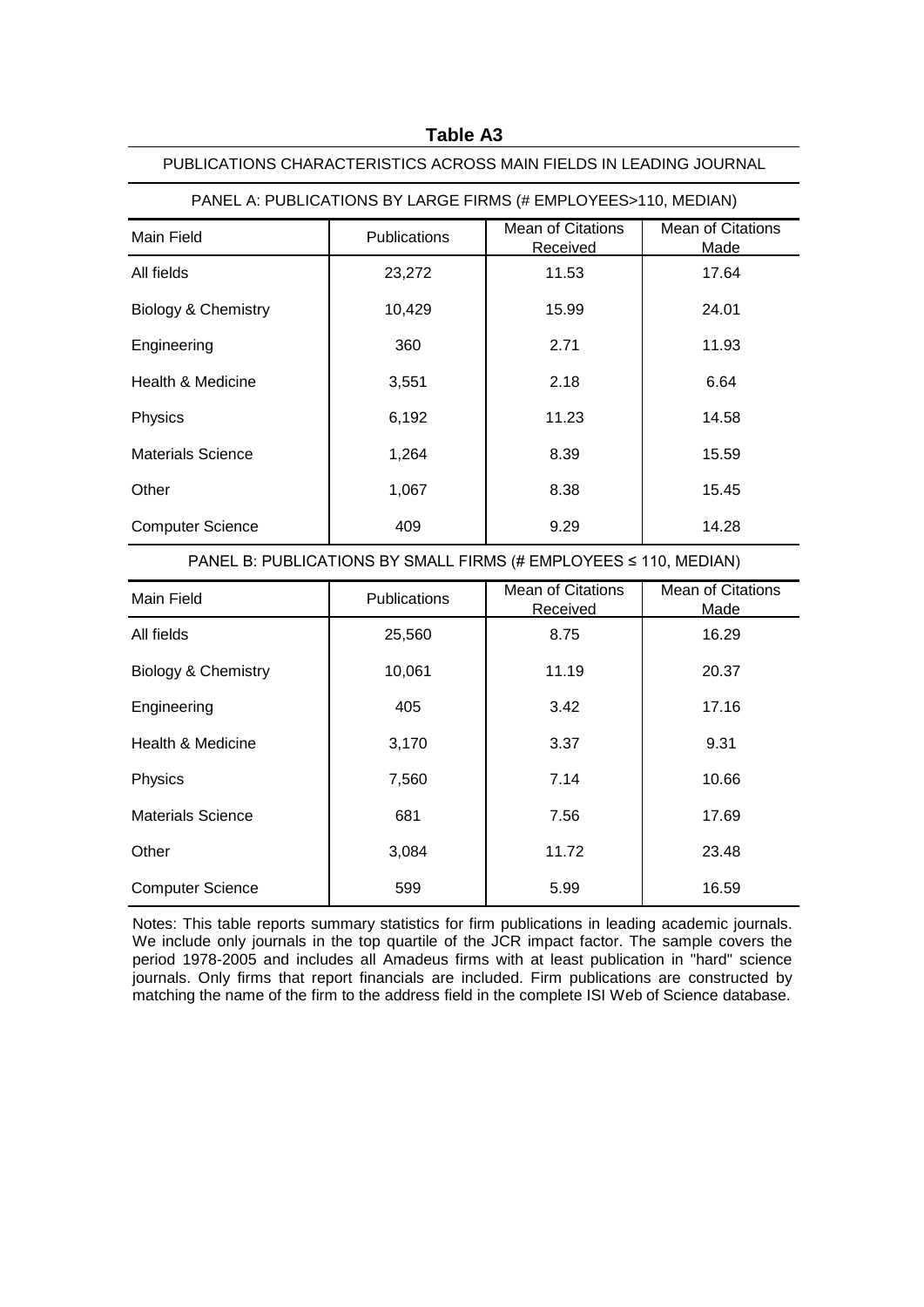**Table A3**

PUBLICATIONS CHARACTERISTICS ACROSS MAIN FIELDS IN LEADING JOURNAL

PANEL A: PUBLICATIONS BY LARGE FIRMS (# EMPLOYEES>110, MEDIAN)

| Main Field | Publications | Mean of Citations Received | Mean of Citations Made |
|---|---|---|---|
| All fields | 23,272 | 11.53 | 17.64 |
| Biology & Chemistry | 10,429 | 15.99 | 24.01 |
| Engineering | 360 | 2.71 | 11.93 |
| Health & Medicine | 3,551 | 2.18 | 6.64 |
| Physics | 6,192 | 11.23 | 14.58 |
| Materials Science | 1,264 | 8.39 | 15.59 |
| Other | 1,067 | 8.38 | 15.45 |
| Computer Science | 409 | 9.29 | 14.28 |

PANEL B: PUBLICATIONS BY SMALL FIRMS (# EMPLOYEES ≤ 110, MEDIAN)

| Main Field | Publications | Mean of Citations Received | Mean of Citations Made |
|---|---|---|---|
| All fields | 25,560 | 8.75 | 16.29 |
| Biology & Chemistry | 10,061 | 11.19 | 20.37 |
| Engineering | 405 | 3.42 | 17.16 |
| Health & Medicine | 3,170 | 3.37 | 9.31 |
| Physics | 7,560 | 7.14 | 10.66 |
| Materials Science | 681 | 7.56 | 17.69 |
| Other | 3,084 | 11.72 | 23.48 |
| Computer Science | 599 | 5.99 | 16.59 |

Notes: This table reports summary statistics for firm publications in leading academic journals. We include only journals in the top quartile of the JCR impact factor. The sample covers the period 1978-2005 and includes all Amadeus firms with at least publication in "hard" science journals. Only firms that report financials are included. Firm publications are constructed by matching the name of the firm to the address field in the complete ISI Web of Science database.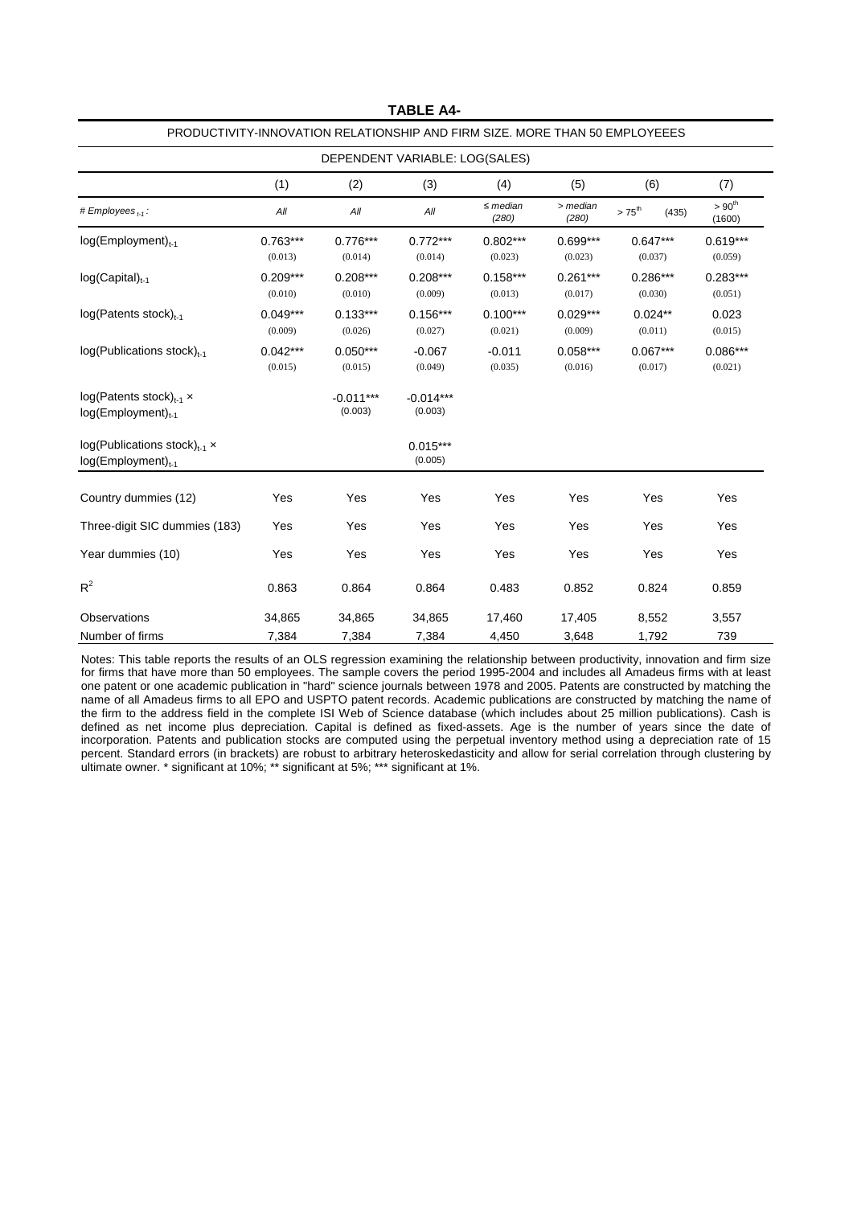**TABLE A4-**

PRODUCTIVITY-INNOVATION RELATIONSHIP AND FIRM SIZE. MORE THAN 50 EMPLOYEEES

| DEPENDENT VARIABLE: LOG(SALES) | | | | | | | |
|---|---|---|---|---|---|---|---|
| | (1) | (2) | (3) | (4) | (5) | (6) | (7) |
| *# Employees $_{t-1}$:* | *All* | *All* | *All* | *≤ median (280)* | *> median (280)* | *> 75$^{th}$ (435)* | *> 90$^{th}$ (1600)* |
| log(Employment)$_{t-1}$ | 0.763*** (0.013) | 0.776*** (0.014) | 0.772*** (0.014) | 0.802*** (0.023) | 0.699*** (0.023) | 0.647*** (0.037) | 0.619*** (0.059) |
| log(Capital)$_{t-1}$ | 0.209*** (0.010) | 0.208*** (0.010) | 0.208*** (0.009) | 0.158*** (0.013) | 0.261*** (0.017) | 0.286*** (0.030) | 0.283*** (0.051) |
| log(Patents stock)$_{t-1}$ | 0.049*** (0.009) | 0.133*** (0.026) | 0.156*** (0.027) | 0.100*** (0.021) | 0.029*** (0.009) | 0.024** (0.011) | 0.023 (0.015) |
| log(Publications stock)$_{t-1}$ | 0.042*** (0.015) | 0.050*** (0.015) | -0.067 (0.049) | -0.011 (0.035) | 0.058*** (0.016) | 0.067*** (0.017) | 0.086*** (0.021) |
| log(Patents stock)$_{t-1}$ × log(Employment)$_{t-1}$ | | -0.011*** (0.003) | -0.014*** (0.003) | | | | |
| log(Publications stock)$_{t-1}$ × log(Employment)$_{t-1}$ | | | 0.015*** (0.005) | | | | |
| Country dummies (12) | Yes | Yes | Yes | Yes | Yes | Yes | Yes |
| Three-digit SIC dummies (183) | Yes | Yes | Yes | Yes | Yes | Yes | Yes |
| Year dummies (10) | Yes | Yes | Yes | Yes | Yes | Yes | Yes |
| $R^2$ | 0.863 | 0.864 | 0.864 | 0.483 | 0.852 | 0.824 | 0.859 |
| Observations | 34,865 | 34,865 | 34,865 | 17,460 | 17,405 | 8,552 | 3,557 |
| Number of firms | 7,384 | 7,384 | 7,384 | 4,450 | 3,648 | 1,792 | 739 |

Notes: This table reports the results of an OLS regression examining the relationship between productivity, innovation and firm size for firms that have more than 50 employees. The sample covers the period 1995-2004 and includes all Amadeus firms with at least one patent or one academic publication in "hard" science journals between 1978 and 2005. Patents are constructed by matching the name of all Amadeus firms to all EPO and USPTO patent records. Academic publications are constructed by matching the name of the firm to the address field in the complete ISI Web of Science database (which includes about 25 million publications). Cash is defined as net income plus depreciation. Capital is defined as fixed-assets. Age is the number of years since the date of incorporation. Patents and publication stocks are computed using the perpetual inventory method using a depreciation rate of 15 percent. Standard errors (in brackets) are robust to arbitrary heteroskedasticity and allow for serial correlation through clustering by ultimate owner. * significant at 10%; ** significant at 5%; *** significant at 1%.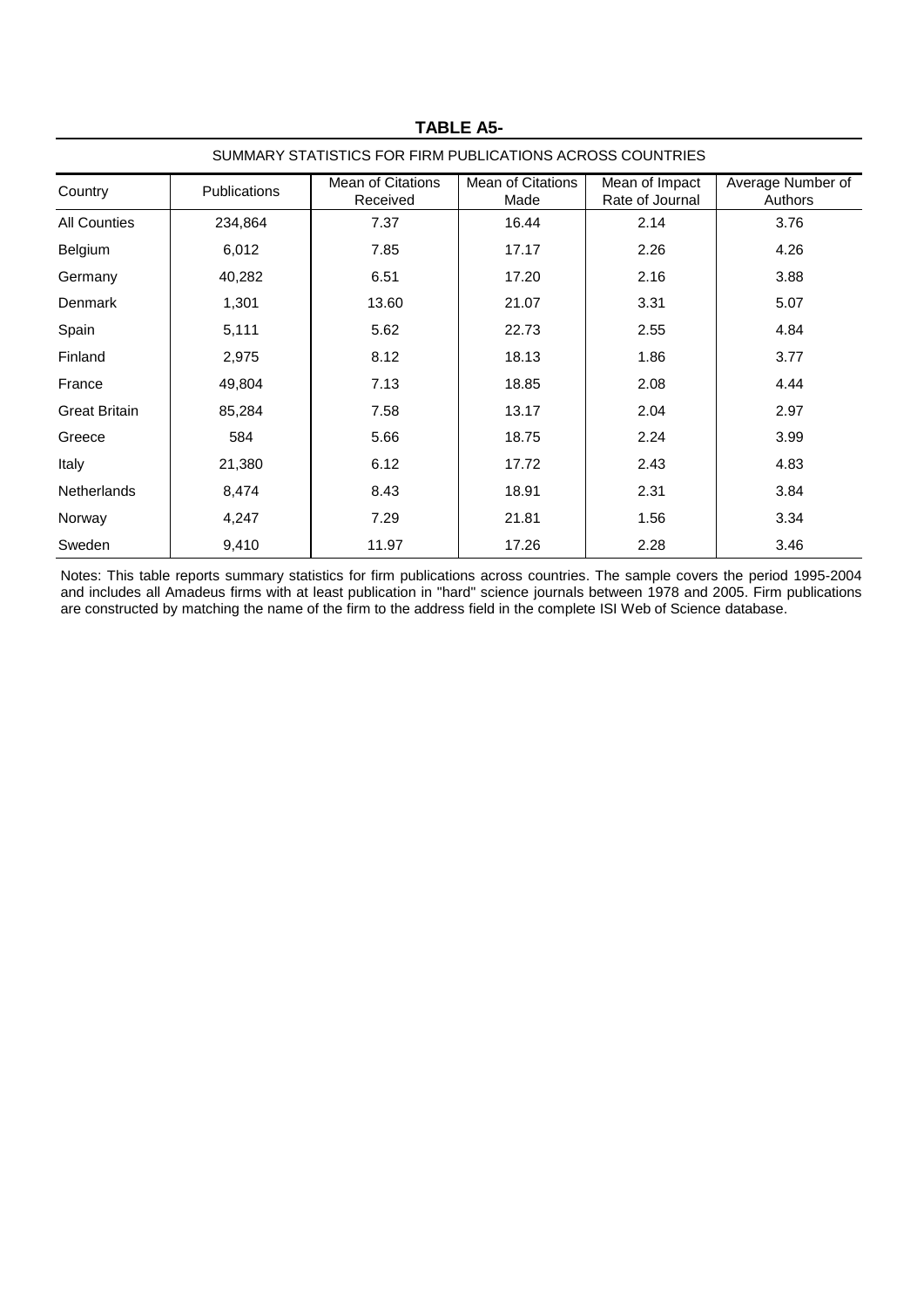**TABLE A5-**

SUMMARY STATISTICS FOR FIRM PUBLICATIONS ACROSS COUNTRIES

| Country | Publications | Mean of Citations Received | Mean of Citations Made | Mean of Impact Rate of Journal | Average Number of Authors |
|---|---|---|---|---|---|
| All Counties | 234,864 | 7.37 | 16.44 | 2.14 | 3.76 |
| Belgium | 6,012 | 7.85 | 17.17 | 2.26 | 4.26 |
| Germany | 40,282 | 6.51 | 17.20 | 2.16 | 3.88 |
| Denmark | 1,301 | 13.60 | 21.07 | 3.31 | 5.07 |
| Spain | 5,111 | 5.62 | 22.73 | 2.55 | 4.84 |
| Finland | 2,975 | 8.12 | 18.13 | 1.86 | 3.77 |
| France | 49,804 | 7.13 | 18.85 | 2.08 | 4.44 |
| Great Britain | 85,284 | 7.58 | 13.17 | 2.04 | 2.97 |
| Greece | 584 | 5.66 | 18.75 | 2.24 | 3.99 |
| Italy | 21,380 | 6.12 | 17.72 | 2.43 | 4.83 |
| Netherlands | 8,474 | 8.43 | 18.91 | 2.31 | 3.84 |
| Norway | 4,247 | 7.29 | 21.81 | 1.56 | 3.34 |
| Sweden | 9,410 | 11.97 | 17.26 | 2.28 | 3.46 |

Notes: This table reports summary statistics for firm publications across countries. The sample covers the period 1995-2004 and includes all Amadeus firms with at least publication in "hard" science journals between 1978 and 2005. Firm publications are constructed by matching the name of the firm to the address field in the complete ISI Web of Science database.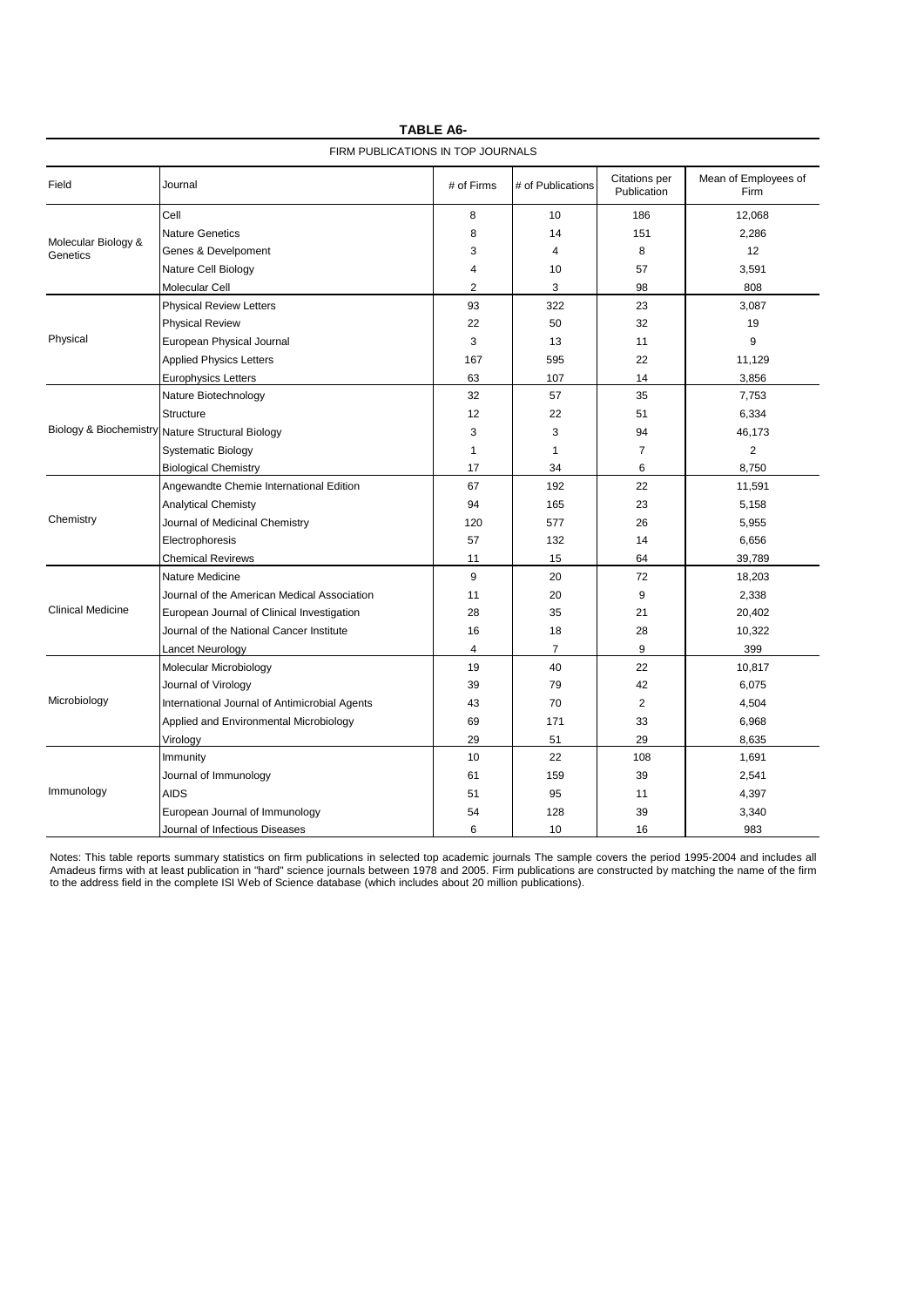**TABLE A6-**

FIRM PUBLICATIONS IN TOP JOURNALS

| Field | Journal | # of Firms | # of Publications | Citations per Publication | Mean of Employees of Firm |
|---|---|---|---|---|---|
| Molecular Biology & Genetics | Cell | 8 | 10 | 186 | 12,068 |
| | Nature Genetics | 8 | 14 | 151 | 2,286 |
| | Genes & Develpoment | 3 | 4 | 8 | 12 |
| | Nature Cell Biology | 4 | 10 | 57 | 3,591 |
| | Molecular Cell | 2 | 3 | 98 | 808 |
| Physical | Physical Review Letters | 93 | 322 | 23 | 3,087 |
| | Physical Review | 22 | 50 | 32 | 19 |
| | European Physical Journal | 3 | 13 | 11 | 9 |
| | Applied Physics Letters | 167 | 595 | 22 | 11,129 |
| | Europhysics Letters | 63 | 107 | 14 | 3,856 |
| Biology & Biochemistry | Nature Biotechnology | 32 | 57 | 35 | 7,753 |
| | Structure | 12 | 22 | 51 | 6,334 |
| | Nature Structural Biology | 3 | 3 | 94 | 46,173 |
| | Systematic Biology | 1 | 1 | 7 | 2 |
| | Biological Chemistry | 17 | 34 | 6 | 8,750 |
| Chemistry | Angewandte Chemie International Edition | 67 | 192 | 22 | 11,591 |
| | Analytical Chemisty | 94 | 165 | 23 | 5,158 |
| | Journal of Medicinal Chemistry | 120 | 577 | 26 | 5,955 |
| | Electrophoresis | 57 | 132 | 14 | 6,656 |
| | Chemical Revirews | 11 | 15 | 64 | 39,789 |
| Clinical Medicine | Nature Medicine | 9 | 20 | 72 | 18,203 |
| | Journal of the American Medical Association | 11 | 20 | 9 | 2,338 |
| | European Journal of Clinical Investigation | 28 | 35 | 21 | 20,402 |
| | Journal of the National Cancer Institute | 16 | 18 | 28 | 10,322 |
| | Lancet Neurology | 4 | 7 | 9 | 399 |
| Microbiology | Molecular Microbiology | 19 | 40 | 22 | 10,817 |
| | Journal of Virology | 39 | 79 | 42 | 6,075 |
| | International Journal of Antimicrobial Agents | 43 | 70 | 2 | 4,504 |
| | Applied and Environmental Microbiology | 69 | 171 | 33 | 6,968 |
| | Virology | 29 | 51 | 29 | 8,635 |
| Immunology | Immunity | 10 | 22 | 108 | 1,691 |
| | Journal of Immunology | 61 | 159 | 39 | 2,541 |
| | AIDS | 51 | 95 | 11 | 4,397 |
| | European Journal of Immunology | 54 | 128 | 39 | 3,340 |
| | Journal of Infectious Diseases | 6 | 10 | 16 | 983 |

Notes: This table reports summary statistics on firm publications in selected top academic journals The sample covers the period 1995-2004 and includes all Amadeus firms with at least publication in "hard" science journals between 1978 and 2005. Firm publications are constructed by matching the name of the firm to the address field in the complete ISI Web of Science database (which includes about 20 million publications).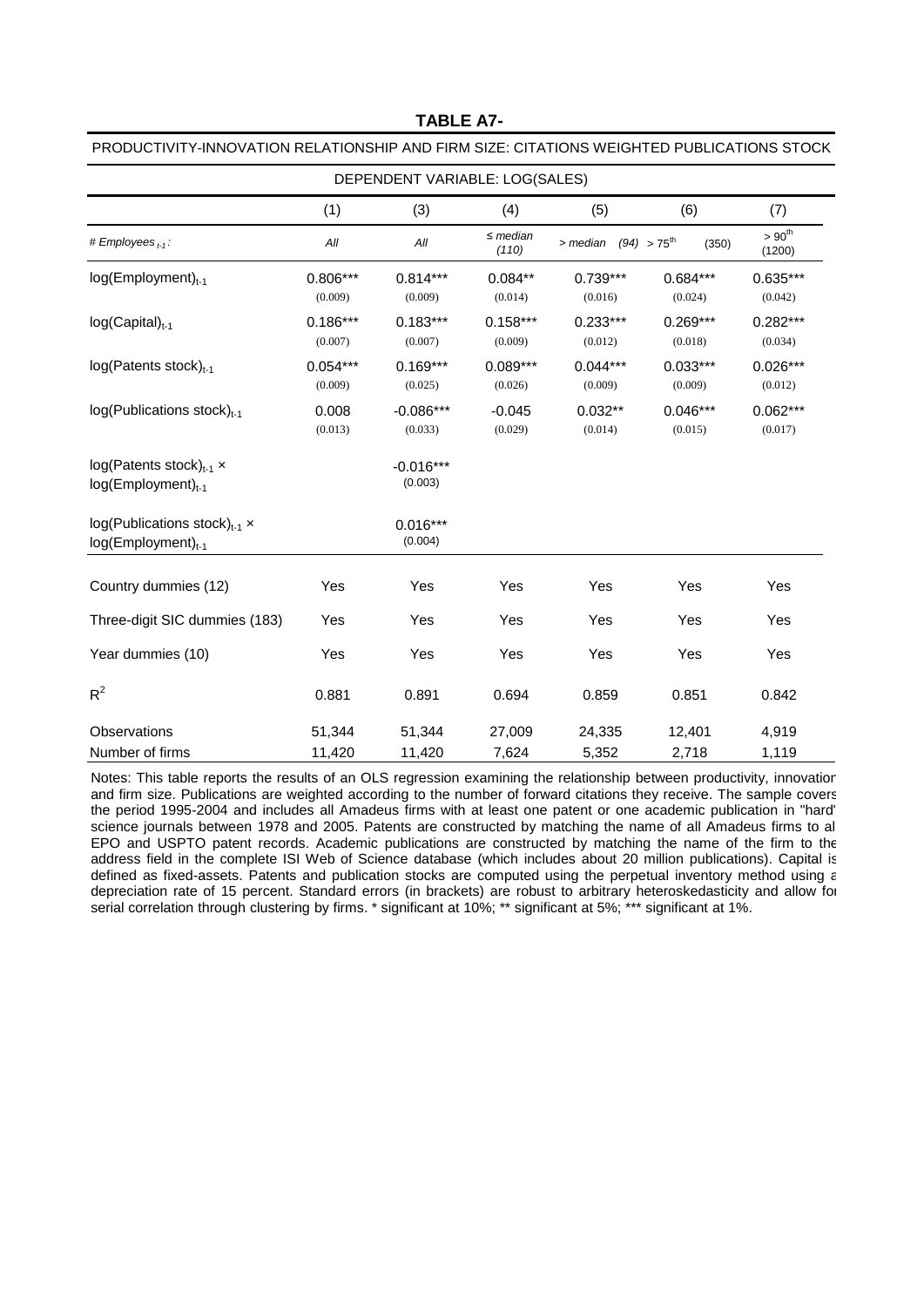# TABLE A7-

PRODUCTIVITY-INNOVATION RELATIONSHIP AND FIRM SIZE: CITATIONS WEIGHTED PUBLICATIONS STOCK

| DEPENDENT VARIABLE: LOG(SALES) | | | | | | |
|---|---|---|---|---|---|---|
| | (1) | (3) | (4) | (5) | (6) | (7) |
| *# Employees $_{t-1}$:* | *All* | *All* | *≤ median (110)* | *> median (94)* | $> 75^{th}$ (350) | $> 90^{th}$ (1200) |
| $\log(\text{Employment})_{t-1}$ | 0.806*** (0.009) | 0.814*** (0.009) | 0.084** (0.014) | 0.739*** (0.016) | 0.684*** (0.024) | 0.635*** (0.042) |
| $\log(\text{Capital})_{t-1}$ | 0.186*** (0.007) | 0.183*** (0.007) | 0.158*** (0.009) | 0.233*** (0.012) | 0.269*** (0.018) | 0.282*** (0.034) |
| $\log(\text{Patents stock})_{t-1}$ | 0.054*** (0.009) | 0.169*** (0.025) | 0.089*** (0.026) | 0.044*** (0.009) | 0.033*** (0.009) | 0.026*** (0.012) |
| $\log(\text{Publications stock})_{t-1}$ | 0.008 (0.013) | -0.086*** (0.033) | -0.045 (0.029) | 0.032** (0.014) | 0.046*** (0.015) | 0.062*** (0.017) |
| $\log(\text{Patents stock})_{t-1} \times \log(\text{Employment})_{t-1}$ | | -0.016*** (0.003) | | | | |
| $\log(\text{Publications stock})_{t-1} \times \log(\text{Employment})_{t-1}$ | | 0.016*** (0.004) | | | | |
| Country dummies (12) | Yes | Yes | Yes | Yes | Yes | Yes |
| Three-digit SIC dummies (183) | Yes | Yes | Yes | Yes | Yes | Yes |
| Year dummies (10) | Yes | Yes | Yes | Yes | Yes | Yes |
| $R^2$ | 0.881 | 0.891 | 0.694 | 0.859 | 0.851 | 0.842 |
| Observations | 51,344 | 51,344 | 27,009 | 24,335 | 12,401 | 4,919 |
| Number of firms | 11,420 | 11,420 | 7,624 | 5,352 | 2,718 | 1,119 |

Notes: This table reports the results of an OLS regression examining the relationship between productivity, innovation and firm size. Publications are weighted according to the number of forward citations they receive. The sample covers the period 1995-2004 and includes all Amadeus firms with at least one patent or one academic publication in "hard" science journals between 1978 and 2005. Patents are constructed by matching the name of all Amadeus firms to all EPO and USPTO patent records. Academic publications are constructed by matching the name of the firm to the address field in the complete ISI Web of Science database (which includes about 20 million publications). Capital is defined as fixed-assets. Patents and publication stocks are computed using the perpetual inventory method using a depreciation rate of 15 percent. Standard errors (in brackets) are robust to arbitrary heteroskedasticity and allow for serial correlation through clustering by firms. * significant at 10%; ** significant at 5%; *** significant at 1%.